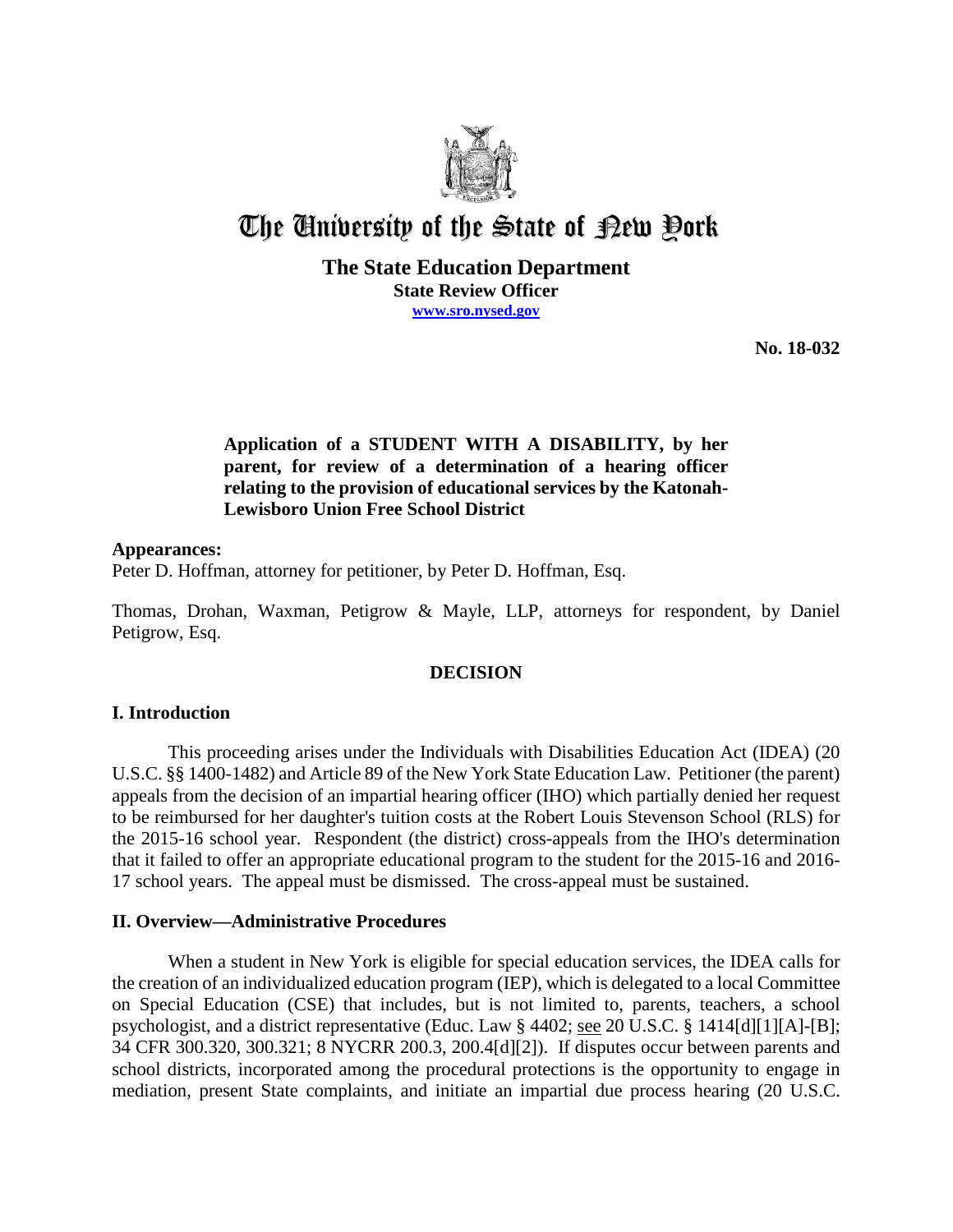# The University of the State of New York

**The State Education Department**
**State Review Officer**
**www.sro.nysed.gov**

**No. 18-032**

**Application of a STUDENT WITH A DISABILITY, by her parent, for review of a determination of a hearing officer relating to the provision of educational services by the Katonah-Lewisboro Union Free School District**

**Appearances:**
Peter D. Hoffman, attorney for petitioner, by Peter D. Hoffman, Esq.

Thomas, Drohan, Waxman, Petigrow & Mayle, LLP, attorneys for respondent, by Daniel Petigrow, Esq.

## DECISION

### I. Introduction

This proceeding arises under the Individuals with Disabilities Education Act (IDEA) (20 U.S.C. §§ 1400-1482) and Article 89 of the New York State Education Law. Petitioner (the parent) appeals from the decision of an impartial hearing officer (IHO) which partially denied her request to be reimbursed for her daughter's tuition costs at the Robert Louis Stevenson School (RLS) for the 2015-16 school year. Respondent (the district) cross-appeals from the IHO's determination that it failed to offer an appropriate educational program to the student for the 2015-16 and 2016-17 school years. The appeal must be dismissed. The cross-appeal must be sustained.

### II. Overview—Administrative Procedures

When a student in New York is eligible for special education services, the IDEA calls for the creation of an individualized education program (IEP), which is delegated to a local Committee on Special Education (CSE) that includes, but is not limited to, parents, teachers, a school psychologist, and a district representative (Educ. Law § 4402; see 20 U.S.C. § 1414[d][1][A]-[B]; 34 CFR 300.320, 300.321; 8 NYCRR 200.3, 200.4[d][2]). If disputes occur between parents and school districts, incorporated among the procedural protections is the opportunity to engage in mediation, present State complaints, and initiate an impartial due process hearing (20 U.S.C.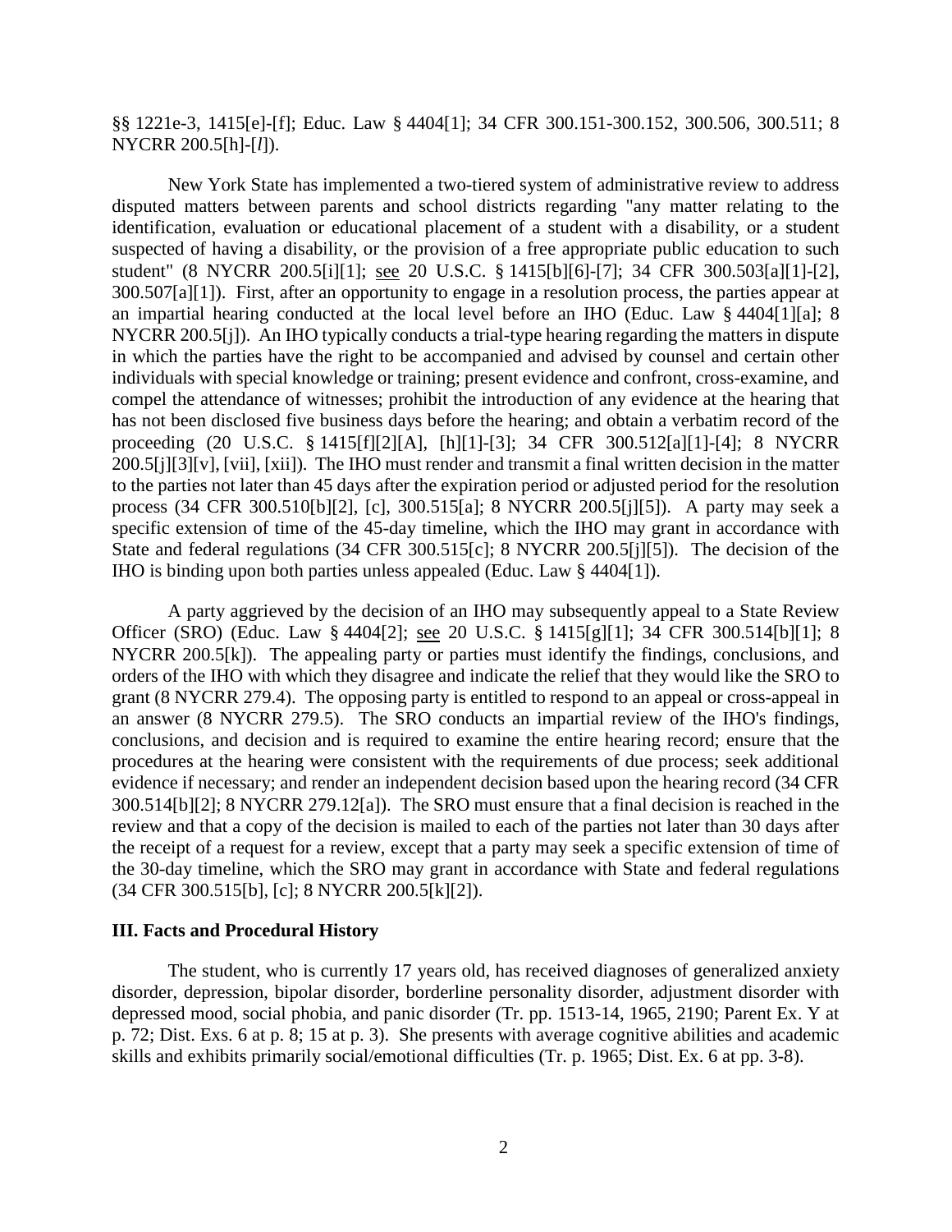§§ 1221e-3, 1415[e]-[f]; Educ. Law § 4404[1]; 34 CFR 300.151-300.152, 300.506, 300.511; 8 NYCRR 200.5[h]-[*l*]).

New York State has implemented a two-tiered system of administrative review to address disputed matters between parents and school districts regarding "any matter relating to the identification, evaluation or educational placement of a student with a disability, or a student suspected of having a disability, or the provision of a free appropriate public education to such student" (8 NYCRR 200.5[i][1]; see 20 U.S.C. § 1415[b][6]-[7]; 34 CFR 300.503[a][1]-[2], 300.507[a][1]). First, after an opportunity to engage in a resolution process, the parties appear at an impartial hearing conducted at the local level before an IHO (Educ. Law § 4404[1][a]; 8 NYCRR 200.5[j]). An IHO typically conducts a trial-type hearing regarding the matters in dispute in which the parties have the right to be accompanied and advised by counsel and certain other individuals with special knowledge or training; present evidence and confront, cross-examine, and compel the attendance of witnesses; prohibit the introduction of any evidence at the hearing that has not been disclosed five business days before the hearing; and obtain a verbatim record of the proceeding (20 U.S.C. § 1415[f][2][A], [h][1]-[3]; 34 CFR 300.512[a][1]-[4]; 8 NYCRR 200.5[j][3][v], [vii], [xii]). The IHO must render and transmit a final written decision in the matter to the parties not later than 45 days after the expiration period or adjusted period for the resolution process (34 CFR 300.510[b][2], [c], 300.515[a]; 8 NYCRR 200.5[j][5]). A party may seek a specific extension of time of the 45-day timeline, which the IHO may grant in accordance with State and federal regulations (34 CFR 300.515[c]; 8 NYCRR 200.5[j][5]). The decision of the IHO is binding upon both parties unless appealed (Educ. Law § 4404[1]).

A party aggrieved by the decision of an IHO may subsequently appeal to a State Review Officer (SRO) (Educ. Law § 4404[2]; see 20 U.S.C. § 1415[g][1]; 34 CFR 300.514[b][1]; 8 NYCRR 200.5[k]). The appealing party or parties must identify the findings, conclusions, and orders of the IHO with which they disagree and indicate the relief that they would like the SRO to grant (8 NYCRR 279.4). The opposing party is entitled to respond to an appeal or cross-appeal in an answer (8 NYCRR 279.5). The SRO conducts an impartial review of the IHO's findings, conclusions, and decision and is required to examine the entire hearing record; ensure that the procedures at the hearing were consistent with the requirements of due process; seek additional evidence if necessary; and render an independent decision based upon the hearing record (34 CFR 300.514[b][2]; 8 NYCRR 279.12[a]). The SRO must ensure that a final decision is reached in the review and that a copy of the decision is mailed to each of the parties not later than 30 days after the receipt of a request for a review, except that a party may seek a specific extension of time of the 30-day timeline, which the SRO may grant in accordance with State and federal regulations (34 CFR 300.515[b], [c]; 8 NYCRR 200.5[k][2]).

## III. Facts and Procedural History

The student, who is currently 17 years old, has received diagnoses of generalized anxiety disorder, depression, bipolar disorder, borderline personality disorder, adjustment disorder with depressed mood, social phobia, and panic disorder (Tr. pp. 1513-14, 1965, 2190; Parent Ex. Y at p. 72; Dist. Exs. 6 at p. 8; 15 at p. 3). She presents with average cognitive abilities and academic skills and exhibits primarily social/emotional difficulties (Tr. p. 1965; Dist. Ex. 6 at pp. 3-8).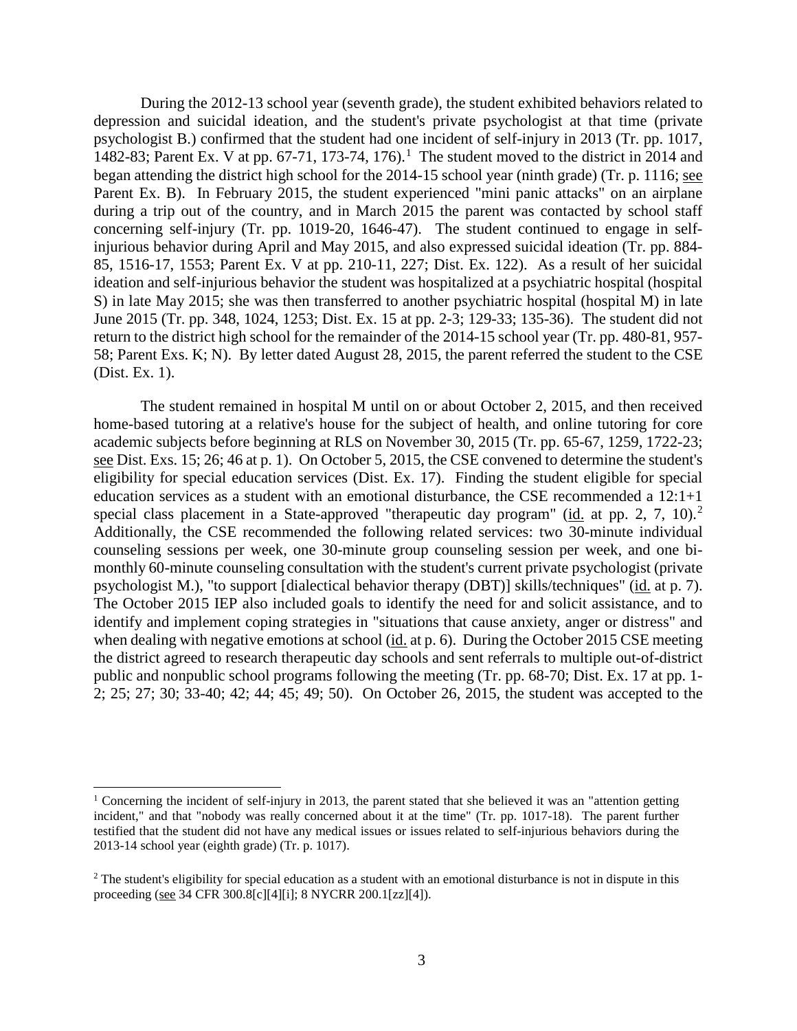During the 2012-13 school year (seventh grade), the student exhibited behaviors related to depression and suicidal ideation, and the student's private psychologist at that time (private psychologist B.) confirmed that the student had one incident of self-injury in 2013 (Tr. pp. 1017, 1482-83; Parent Ex. V at pp. 67-71, 173-74, 176).[1] The student moved to the district in 2014 and began attending the district high school for the 2014-15 school year (ninth grade) (Tr. p. 1116; see Parent Ex. B). In February 2015, the student experienced "mini panic attacks" on an airplane during a trip out of the country, and in March 2015 the parent was contacted by school staff concerning self-injury (Tr. pp. 1019-20, 1646-47). The student continued to engage in self-injurious behavior during April and May 2015, and also expressed suicidal ideation (Tr. pp. 884-85, 1516-17, 1553; Parent Ex. V at pp. 210-11, 227; Dist. Ex. 122). As a result of her suicidal ideation and self-injurious behavior the student was hospitalized at a psychiatric hospital (hospital S) in late May 2015; she was then transferred to another psychiatric hospital (hospital M) in late June 2015 (Tr. pp. 348, 1024, 1253; Dist. Ex. 15 at pp. 2-3; 129-33; 135-36). The student did not return to the district high school for the remainder of the 2014-15 school year (Tr. pp. 480-81, 957-58; Parent Exs. K; N). By letter dated August 28, 2015, the parent referred the student to the CSE (Dist. Ex. 1).

The student remained in hospital M until on or about October 2, 2015, and then received home-based tutoring at a relative's house for the subject of health, and online tutoring for core academic subjects before beginning at RLS on November 30, 2015 (Tr. pp. 65-67, 1259, 1722-23; see Dist. Exs. 15; 26; 46 at p. 1). On October 5, 2015, the CSE convened to determine the student's eligibility for special education services (Dist. Ex. 17). Finding the student eligible for special education services as a student with an emotional disturbance, the CSE recommended a 12:1+1 special class placement in a State-approved "therapeutic day program" (id. at pp. 2, 7, 10).[2] Additionally, the CSE recommended the following related services: two 30-minute individual counseling sessions per week, one 30-minute group counseling session per week, and one bi-monthly 60-minute counseling consultation with the student's current private psychologist (private psychologist M.), "to support [dialectical behavior therapy (DBT)] skills/techniques" (id. at p. 7). The October 2015 IEP also included goals to identify the need for and solicit assistance, and to identify and implement coping strategies in "situations that cause anxiety, anger or distress" and when dealing with negative emotions at school (id. at p. 6). During the October 2015 CSE meeting the district agreed to research therapeutic day schools and sent referrals to multiple out-of-district public and nonpublic school programs following the meeting (Tr. pp. 68-70; Dist. Ex. 17 at pp. 1-2; 25; 27; 30; 33-40; 42; 44; 45; 49; 50). On October 26, 2015, the student was accepted to the

---

[1] Concerning the incident of self-injury in 2013, the parent stated that she believed it was an "attention getting incident," and that "nobody was really concerned about it at the time" (Tr. pp. 1017-18). The parent further testified that the student did not have any medical issues or issues related to self-injurious behaviors during the 2013-14 school year (eighth grade) (Tr. p. 1017).

[2] The student's eligibility for special education as a student with an emotional disturbance is not in dispute in this proceeding (see 34 CFR 300.8[c][4][i]; 8 NYCRR 200.1[zz][4]).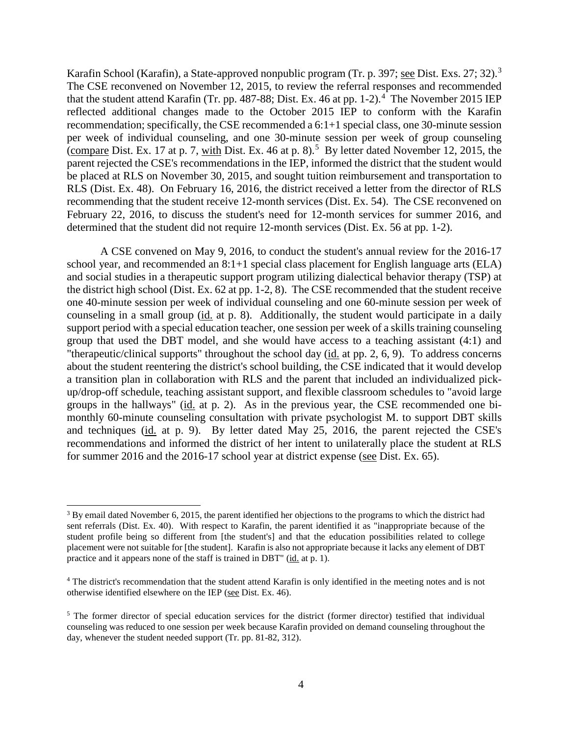Karafin School (Karafin), a State-approved nonpublic program (Tr. p. 397; see Dist. Exs. 27; 32).[3] The CSE reconvened on November 12, 2015, to review the referral responses and recommended that the student attend Karafin (Tr. pp. 487-88; Dist. Ex. 46 at pp. 1-2).[4] The November 2015 IEP reflected additional changes made to the October 2015 IEP to conform with the Karafin recommendation; specifically, the CSE recommended a 6:1+1 special class, one 30-minute session per week of individual counseling, and one 30-minute session per week of group counseling (compare Dist. Ex. 17 at p. 7, with Dist. Ex. 46 at p. 8).[5] By letter dated November 12, 2015, the parent rejected the CSE's recommendations in the IEP, informed the district that the student would be placed at RLS on November 30, 2015, and sought tuition reimbursement and transportation to RLS (Dist. Ex. 48). On February 16, 2016, the district received a letter from the director of RLS recommending that the student receive 12-month services (Dist. Ex. 54). The CSE reconvened on February 22, 2016, to discuss the student's need for 12-month services for summer 2016, and determined that the student did not require 12-month services (Dist. Ex. 56 at pp. 1-2).

A CSE convened on May 9, 2016, to conduct the student's annual review for the 2016-17 school year, and recommended an 8:1+1 special class placement for English language arts (ELA) and social studies in a therapeutic support program utilizing dialectical behavior therapy (TSP) at the district high school (Dist. Ex. 62 at pp. 1-2, 8). The CSE recommended that the student receive one 40-minute session per week of individual counseling and one 60-minute session per week of counseling in a small group (id. at p. 8). Additionally, the student would participate in a daily support period with a special education teacher, one session per week of a skills training counseling group that used the DBT model, and she would have access to a teaching assistant (4:1) and "therapeutic/clinical supports" throughout the school day (id. at pp. 2, 6, 9). To address concerns about the student reentering the district's school building, the CSE indicated that it would develop a transition plan in collaboration with RLS and the parent that included an individualized pick-up/drop-off schedule, teaching assistant support, and flexible classroom schedules to "avoid large groups in the hallways" (id. at p. 2). As in the previous year, the CSE recommended one bi-monthly 60-minute counseling consultation with private psychologist M. to support DBT skills and techniques (id. at p. 9). By letter dated May 25, 2016, the parent rejected the CSE's recommendations and informed the district of her intent to unilaterally place the student at RLS for summer 2016 and the 2016-17 school year at district expense (see Dist. Ex. 65).

---

[3] By email dated November 6, 2015, the parent identified her objections to the programs to which the district had sent referrals (Dist. Ex. 40). With respect to Karafin, the parent identified it as "inappropriate because of the student profile being so different from [the student's] and that the education possibilities related to college placement were not suitable for [the student]. Karafin is also not appropriate because it lacks any element of DBT practice and it appears none of the staff is trained in DBT" (id. at p. 1).

[4] The district's recommendation that the student attend Karafin is only identified in the meeting notes and is not otherwise identified elsewhere on the IEP (see Dist. Ex. 46).

[5] The former director of special education services for the district (former director) testified that individual counseling was reduced to one session per week because Karafin provided on demand counseling throughout the day, whenever the student needed support (Tr. pp. 81-82, 312).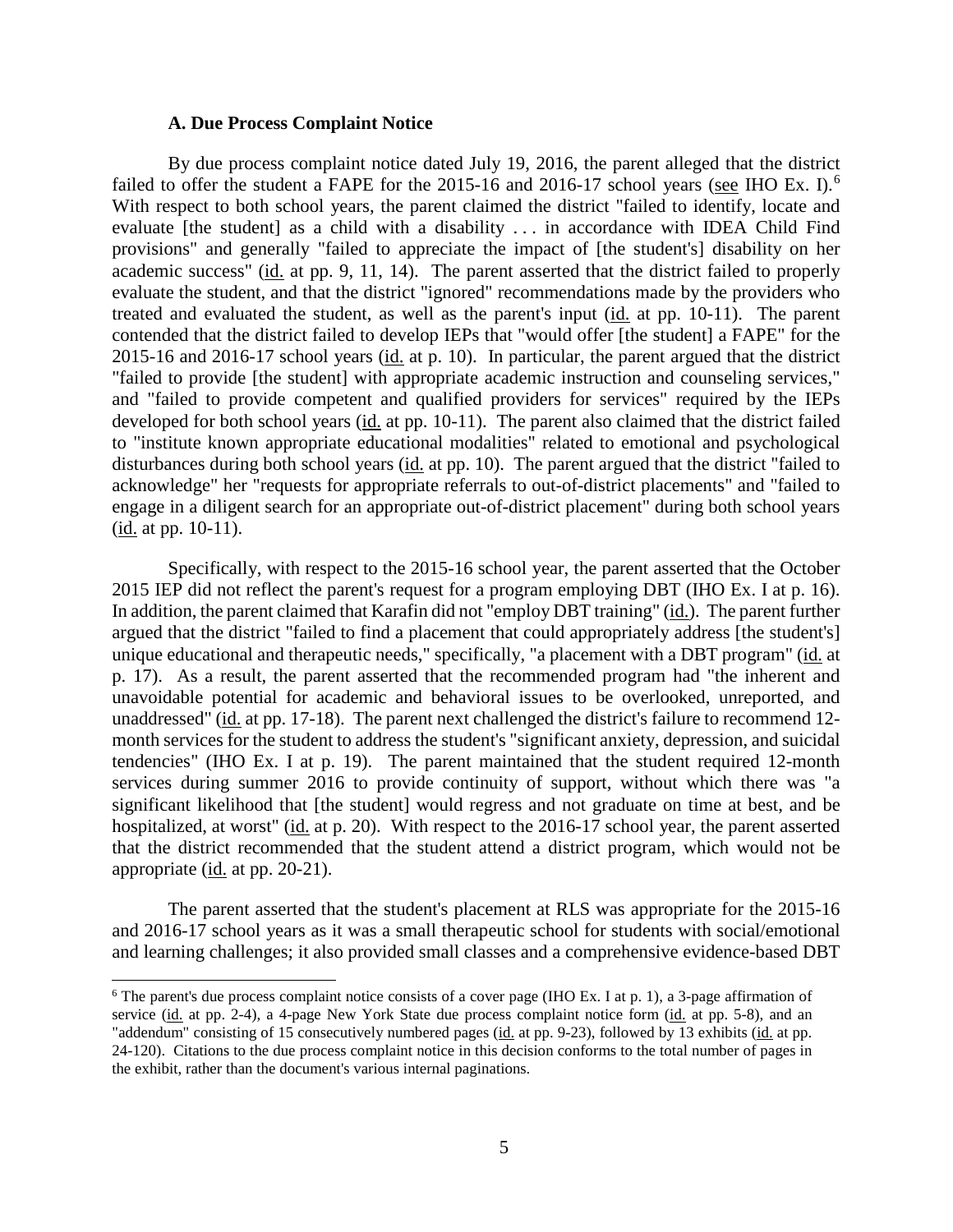### A. Due Process Complaint Notice

By due process complaint notice dated July 19, 2016, the parent alleged that the district failed to offer the student a FAPE for the 2015-16 and 2016-17 school years (see IHO Ex. I).[6] With respect to both school years, the parent claimed the district "failed to identify, locate and evaluate [the student] as a child with a disability . . . in accordance with IDEA Child Find provisions" and generally "failed to appreciate the impact of [the student's] disability on her academic success" (id. at pp. 9, 11, 14). The parent asserted that the district failed to properly evaluate the student, and that the district "ignored" recommendations made by the providers who treated and evaluated the student, as well as the parent's input (id. at pp. 10-11). The parent contended that the district failed to develop IEPs that "would offer [the student] a FAPE" for the 2015-16 and 2016-17 school years (id. at p. 10). In particular, the parent argued that the district "failed to provide [the student] with appropriate academic instruction and counseling services," and "failed to provide competent and qualified providers for services" required by the IEPs developed for both school years (id. at pp. 10-11). The parent also claimed that the district failed to "institute known appropriate educational modalities" related to emotional and psychological disturbances during both school years (id. at pp. 10). The parent argued that the district "failed to acknowledge" her "requests for appropriate referrals to out-of-district placements" and "failed to engage in a diligent search for an appropriate out-of-district placement" during both school years (id. at pp. 10-11).

Specifically, with respect to the 2015-16 school year, the parent asserted that the October 2015 IEP did not reflect the parent's request for a program employing DBT (IHO Ex. I at p. 16). In addition, the parent claimed that Karafin did not "employ DBT training" (id.). The parent further argued that the district "failed to find a placement that could appropriately address [the student's] unique educational and therapeutic needs," specifically, "a placement with a DBT program" (id. at p. 17). As a result, the parent asserted that the recommended program had "the inherent and unavoidable potential for academic and behavioral issues to be overlooked, unreported, and unaddressed" (id. at pp. 17-18). The parent next challenged the district's failure to recommend 12-month services for the student to address the student's "significant anxiety, depression, and suicidal tendencies" (IHO Ex. I at p. 19). The parent maintained that the student required 12-month services during summer 2016 to provide continuity of support, without which there was "a significant likelihood that [the student] would regress and not graduate on time at best, and be hospitalized, at worst" (id. at p. 20). With respect to the 2016-17 school year, the parent asserted that the district recommended that the student attend a district program, which would not be appropriate (id. at pp. 20-21).

The parent asserted that the student's placement at RLS was appropriate for the 2015-16 and 2016-17 school years as it was a small therapeutic school for students with social/emotional and learning challenges; it also provided small classes and a comprehensive evidence-based DBT

[6] The parent's due process complaint notice consists of a cover page (IHO Ex. I at p. 1), a 3-page affirmation of service (id. at pp. 2-4), a 4-page New York State due process complaint notice form (id. at pp. 5-8), and an "addendum" consisting of 15 consecutively numbered pages (id. at pp. 9-23), followed by 13 exhibits (id. at pp. 24-120). Citations to the due process complaint notice in this decision conforms to the total number of pages in the exhibit, rather than the document's various internal paginations.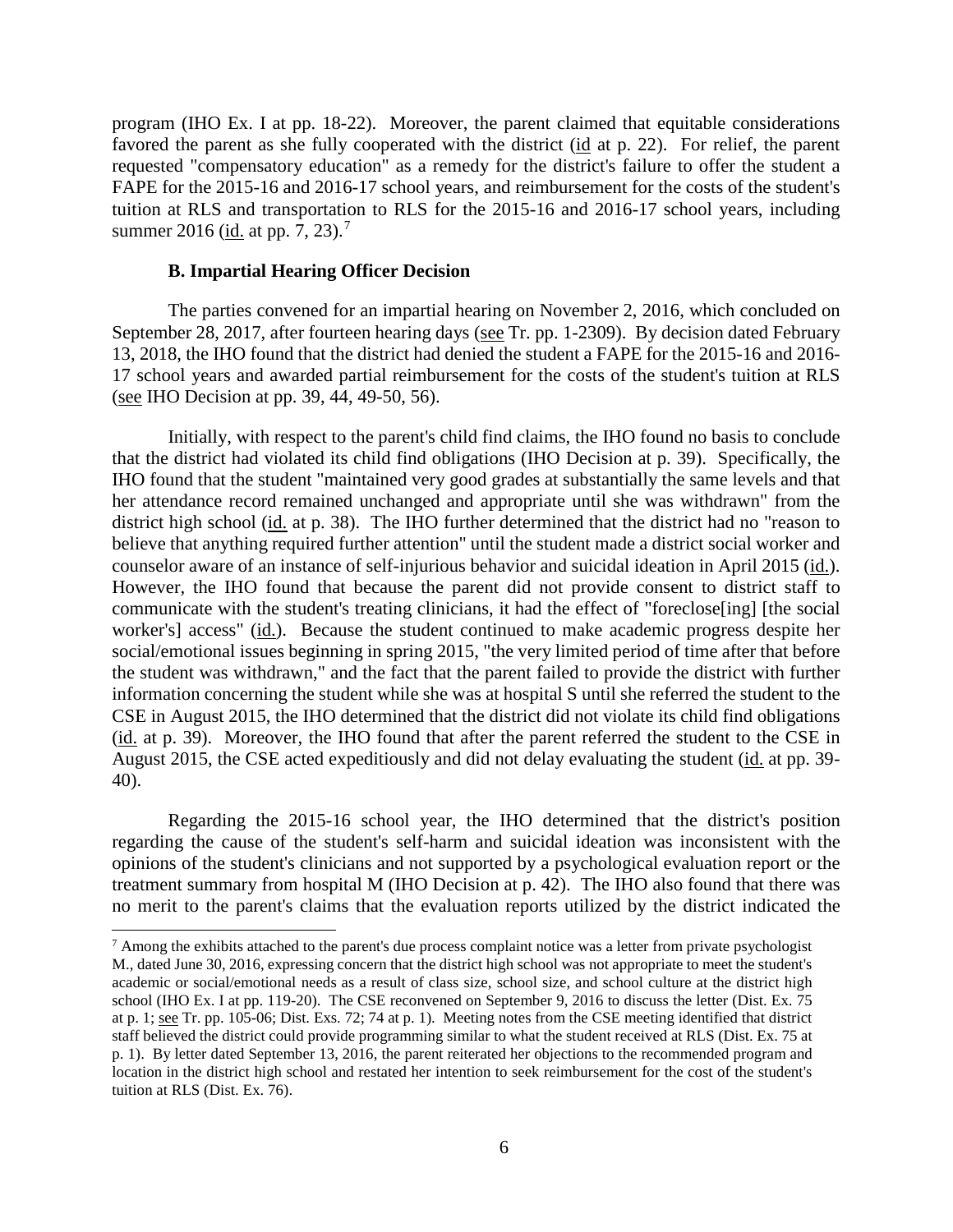program (IHO Ex. I at pp. 18-22). Moreover, the parent claimed that equitable considerations favored the parent as she fully cooperated with the district (id at p. 22). For relief, the parent requested "compensatory education" as a remedy for the district's failure to offer the student a FAPE for the 2015-16 and 2016-17 school years, and reimbursement for the costs of the student's tuition at RLS and transportation to RLS for the 2015-16 and 2016-17 school years, including summer 2016 (id. at pp. 7, 23).[7]

### B. Impartial Hearing Officer Decision

The parties convened for an impartial hearing on November 2, 2016, which concluded on September 28, 2017, after fourteen hearing days (see Tr. pp. 1-2309). By decision dated February 13, 2018, the IHO found that the district had denied the student a FAPE for the 2015-16 and 2016-17 school years and awarded partial reimbursement for the costs of the student's tuition at RLS (see IHO Decision at pp. 39, 44, 49-50, 56).

Initially, with respect to the parent's child find claims, the IHO found no basis to conclude that the district had violated its child find obligations (IHO Decision at p. 39). Specifically, the IHO found that the student "maintained very good grades at substantially the same levels and that her attendance record remained unchanged and appropriate until she was withdrawn" from the district high school (id. at p. 38). The IHO further determined that the district had no "reason to believe that anything required further attention" until the student made a district social worker and counselor aware of an instance of self-injurious behavior and suicidal ideation in April 2015 (id.). However, the IHO found that because the parent did not provide consent to district staff to communicate with the student's treating clinicians, it had the effect of "foreclose[ing] [the social worker's] access" (id.). Because the student continued to make academic progress despite her social/emotional issues beginning in spring 2015, "the very limited period of time after that before the student was withdrawn," and the fact that the parent failed to provide the district with further information concerning the student while she was at hospital S until she referred the student to the CSE in August 2015, the IHO determined that the district did not violate its child find obligations (id. at p. 39). Moreover, the IHO found that after the parent referred the student to the CSE in August 2015, the CSE acted expeditiously and did not delay evaluating the student (id. at pp. 39-40).

Regarding the 2015-16 school year, the IHO determined that the district's position regarding the cause of the student's self-harm and suicidal ideation was inconsistent with the opinions of the student's clinicians and not supported by a psychological evaluation report or the treatment summary from hospital M (IHO Decision at p. 42). The IHO also found that there was no merit to the parent's claims that the evaluation reports utilized by the district indicated the

[7] Among the exhibits attached to the parent's due process complaint notice was a letter from private psychologist M., dated June 30, 2016, expressing concern that the district high school was not appropriate to meet the student's academic or social/emotional needs as a result of class size, school size, and school culture at the district high school (IHO Ex. I at pp. 119-20). The CSE reconvened on September 9, 2016 to discuss the letter (Dist. Ex. 75 at p. 1; see Tr. pp. 105-06; Dist. Exs. 72; 74 at p. 1). Meeting notes from the CSE meeting identified that district staff believed the district could provide programming similar to what the student received at RLS (Dist. Ex. 75 at p. 1). By letter dated September 13, 2016, the parent reiterated her objections to the recommended program and location in the district high school and restated her intention to seek reimbursement for the cost of the student's tuition at RLS (Dist. Ex. 76).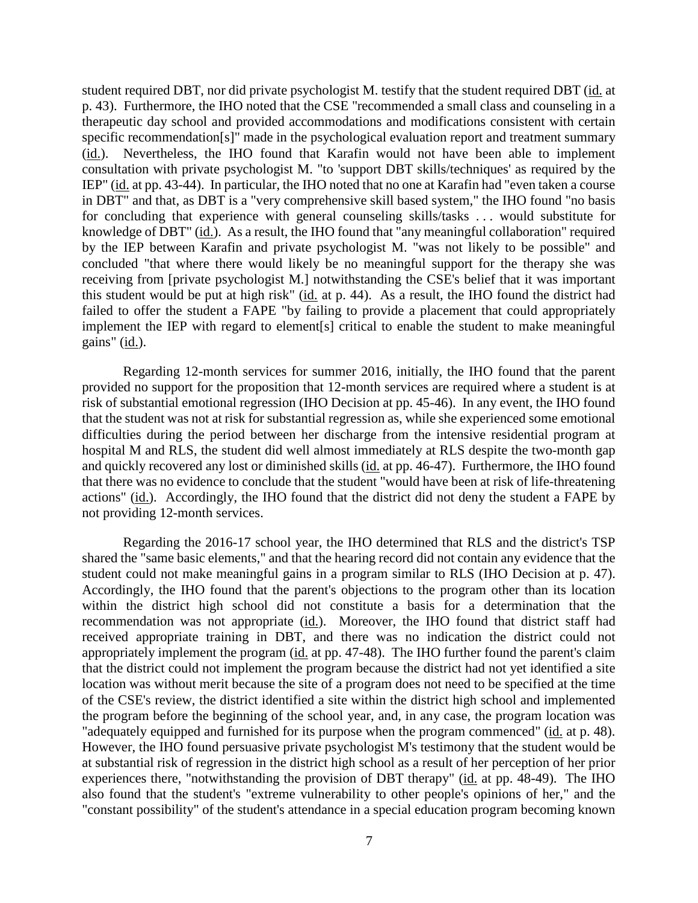student required DBT, nor did private psychologist M. testify that the student required DBT (id. at p. 43). Furthermore, the IHO noted that the CSE "recommended a small class and counseling in a therapeutic day school and provided accommodations and modifications consistent with certain specific recommendation[s]" made in the psychological evaluation report and treatment summary (id.). Nevertheless, the IHO found that Karafin would not have been able to implement consultation with private psychologist M. "to 'support DBT skills/techniques' as required by the IEP" (id. at pp. 43-44). In particular, the IHO noted that no one at Karafin had "even taken a course in DBT" and that, as DBT is a "very comprehensive skill based system," the IHO found "no basis for concluding that experience with general counseling skills/tasks . . . would substitute for knowledge of DBT" (id.). As a result, the IHO found that "any meaningful collaboration" required by the IEP between Karafin and private psychologist M. "was not likely to be possible" and concluded "that where there would likely be no meaningful support for the therapy she was receiving from [private psychologist M.] notwithstanding the CSE's belief that it was important this student would be put at high risk" (id. at p. 44). As a result, the IHO found the district had failed to offer the student a FAPE "by failing to provide a placement that could appropriately implement the IEP with regard to element[s] critical to enable the student to make meaningful gains" (id.).

Regarding 12-month services for summer 2016, initially, the IHO found that the parent provided no support for the proposition that 12-month services are required where a student is at risk of substantial emotional regression (IHO Decision at pp. 45-46). In any event, the IHO found that the student was not at risk for substantial regression as, while she experienced some emotional difficulties during the period between her discharge from the intensive residential program at hospital M and RLS, the student did well almost immediately at RLS despite the two-month gap and quickly recovered any lost or diminished skills (id. at pp. 46-47). Furthermore, the IHO found that there was no evidence to conclude that the student "would have been at risk of life-threatening actions" (id.). Accordingly, the IHO found that the district did not deny the student a FAPE by not providing 12-month services.

Regarding the 2016-17 school year, the IHO determined that RLS and the district's TSP shared the "same basic elements," and that the hearing record did not contain any evidence that the student could not make meaningful gains in a program similar to RLS (IHO Decision at p. 47). Accordingly, the IHO found that the parent's objections to the program other than its location within the district high school did not constitute a basis for a determination that the recommendation was not appropriate (id.). Moreover, the IHO found that district staff had received appropriate training in DBT, and there was no indication the district could not appropriately implement the program (id. at pp. 47-48). The IHO further found the parent's claim that the district could not implement the program because the district had not yet identified a site location was without merit because the site of a program does not need to be specified at the time of the CSE's review, the district identified a site within the district high school and implemented the program before the beginning of the school year, and, in any case, the program location was "adequately equipped and furnished for its purpose when the program commenced" (id. at p. 48). However, the IHO found persuasive private psychologist M's testimony that the student would be at substantial risk of regression in the district high school as a result of her perception of her prior experiences there, "notwithstanding the provision of DBT therapy" (id. at pp. 48-49). The IHO also found that the student's "extreme vulnerability to other people's opinions of her," and the "constant possibility" of the student's attendance in a special education program becoming known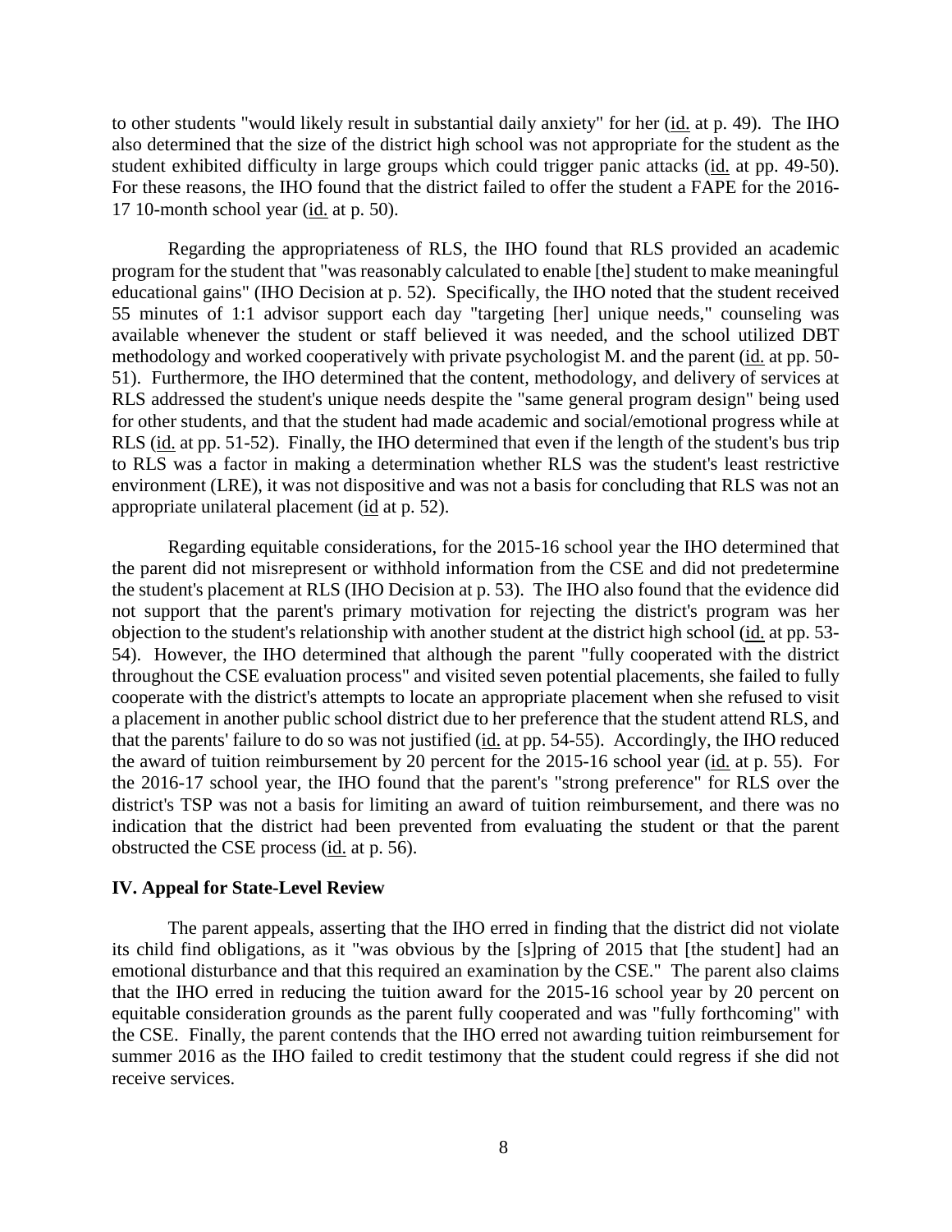to other students "would likely result in substantial daily anxiety" for her (id. at p. 49). The IHO also determined that the size of the district high school was not appropriate for the student as the student exhibited difficulty in large groups which could trigger panic attacks (id. at pp. 49-50). For these reasons, the IHO found that the district failed to offer the student a FAPE for the 2016-17 10-month school year (id. at p. 50).

Regarding the appropriateness of RLS, the IHO found that RLS provided an academic program for the student that "was reasonably calculated to enable [the] student to make meaningful educational gains" (IHO Decision at p. 52). Specifically, the IHO noted that the student received 55 minutes of 1:1 advisor support each day "targeting [her] unique needs," counseling was available whenever the student or staff believed it was needed, and the school utilized DBT methodology and worked cooperatively with private psychologist M. and the parent (id. at pp. 50-51). Furthermore, the IHO determined that the content, methodology, and delivery of services at RLS addressed the student's unique needs despite the "same general program design" being used for other students, and that the student had made academic and social/emotional progress while at RLS (id. at pp. 51-52). Finally, the IHO determined that even if the length of the student's bus trip to RLS was a factor in making a determination whether RLS was the student's least restrictive environment (LRE), it was not dispositive and was not a basis for concluding that RLS was not an appropriate unilateral placement (id at p. 52).

Regarding equitable considerations, for the 2015-16 school year the IHO determined that the parent did not misrepresent or withhold information from the CSE and did not predetermine the student's placement at RLS (IHO Decision at p. 53). The IHO also found that the evidence did not support that the parent's primary motivation for rejecting the district's program was her objection to the student's relationship with another student at the district high school (id. at pp. 53-54). However, the IHO determined that although the parent "fully cooperated with the district throughout the CSE evaluation process" and visited seven potential placements, she failed to fully cooperate with the district's attempts to locate an appropriate placement when she refused to visit a placement in another public school district due to her preference that the student attend RLS, and that the parents' failure to do so was not justified (id. at pp. 54-55). Accordingly, the IHO reduced the award of tuition reimbursement by 20 percent for the 2015-16 school year (id. at p. 55). For the 2016-17 school year, the IHO found that the parent's "strong preference" for RLS over the district's TSP was not a basis for limiting an award of tuition reimbursement, and there was no indication that the district had been prevented from evaluating the student or that the parent obstructed the CSE process (id. at p. 56).

## IV. Appeal for State-Level Review

The parent appeals, asserting that the IHO erred in finding that the district did not violate its child find obligations, as it "was obvious by the [s]pring of 2015 that [the student] had an emotional disturbance and that this required an examination by the CSE." The parent also claims that the IHO erred in reducing the tuition award for the 2015-16 school year by 20 percent on equitable consideration grounds as the parent fully cooperated and was "fully forthcoming" with the CSE. Finally, the parent contends that the IHO erred not awarding tuition reimbursement for summer 2016 as the IHO failed to credit testimony that the student could regress if she did not receive services.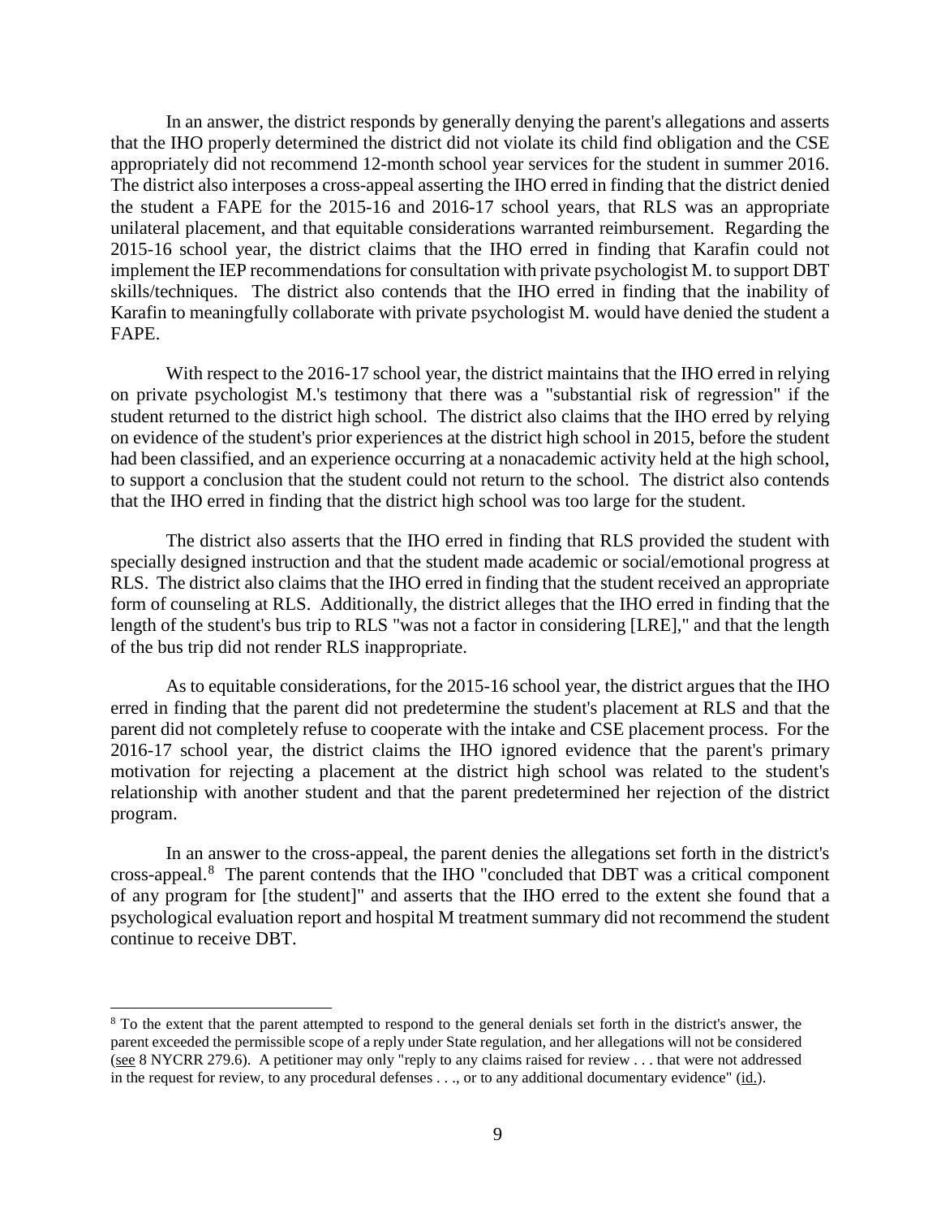In an answer, the district responds by generally denying the parent's allegations and asserts that the IHO properly determined the district did not violate its child find obligation and the CSE appropriately did not recommend 12-month school year services for the student in summer 2016. The district also interposes a cross-appeal asserting the IHO erred in finding that the district denied the student a FAPE for the 2015-16 and 2016-17 school years, that RLS was an appropriate unilateral placement, and that equitable considerations warranted reimbursement. Regarding the 2015-16 school year, the district claims that the IHO erred in finding that Karafin could not implement the IEP recommendations for consultation with private psychologist M. to support DBT skills/techniques. The district also contends that the IHO erred in finding that the inability of Karafin to meaningfully collaborate with private psychologist M. would have denied the student a FAPE.

With respect to the 2016-17 school year, the district maintains that the IHO erred in relying on private psychologist M.'s testimony that there was a "substantial risk of regression" if the student returned to the district high school. The district also claims that the IHO erred by relying on evidence of the student's prior experiences at the district high school in 2015, before the student had been classified, and an experience occurring at a nonacademic activity held at the high school, to support a conclusion that the student could not return to the school. The district also contends that the IHO erred in finding that the district high school was too large for the student.

The district also asserts that the IHO erred in finding that RLS provided the student with specially designed instruction and that the student made academic or social/emotional progress at RLS. The district also claims that the IHO erred in finding that the student received an appropriate form of counseling at RLS. Additionally, the district alleges that the IHO erred in finding that the length of the student's bus trip to RLS "was not a factor in considering [LRE]," and that the length of the bus trip did not render RLS inappropriate.

As to equitable considerations, for the 2015-16 school year, the district argues that the IHO erred in finding that the parent did not predetermine the student's placement at RLS and that the parent did not completely refuse to cooperate with the intake and CSE placement process. For the 2016-17 school year, the district claims the IHO ignored evidence that the parent's primary motivation for rejecting a placement at the district high school was related to the student's relationship with another student and that the parent predetermined her rejection of the district program.

In an answer to the cross-appeal, the parent denies the allegations set forth in the district's cross-appeal.[8] The parent contends that the IHO "concluded that DBT was a critical component of any program for [the student]" and asserts that the IHO erred to the extent she found that a psychological evaluation report and hospital M treatment summary did not recommend the student continue to receive DBT.

---

[8] To the extent that the parent attempted to respond to the general denials set forth in the district's answer, the parent exceeded the permissible scope of a reply under State regulation, and her allegations will not be considered (see 8 NYCRR 279.6). A petitioner may only "reply to any claims raised for review . . . that were not addressed in the request for review, to any procedural defenses . . ., or to any additional documentary evidence" (id.).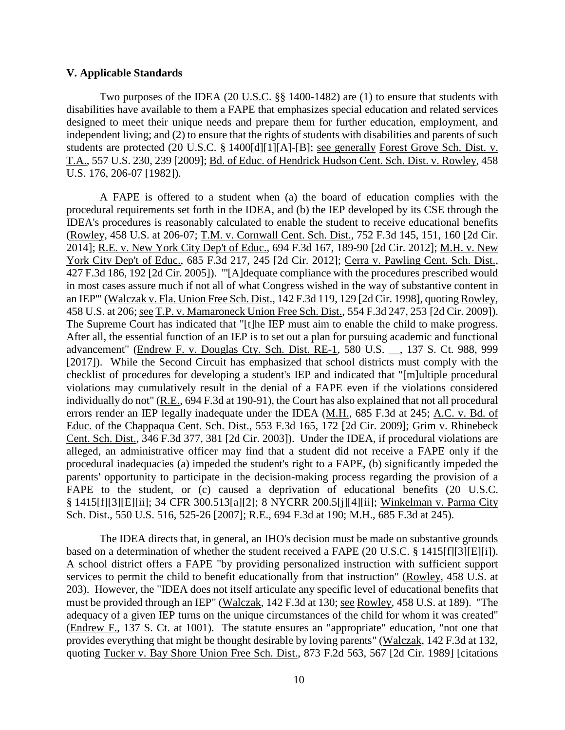### V. Applicable Standards

Two purposes of the IDEA (20 U.S.C. §§ 1400-1482) are (1) to ensure that students with disabilities have available to them a FAPE that emphasizes special education and related services designed to meet their unique needs and prepare them for further education, employment, and independent living; and (2) to ensure that the rights of students with disabilities and parents of such students are protected (20 U.S.C. § 1400[d][1][A]-[B]; see generally Forest Grove Sch. Dist. v. T.A., 557 U.S. 230, 239 [2009]; Bd. of Educ. of Hendrick Hudson Cent. Sch. Dist. v. Rowley, 458 U.S. 176, 206-07 [1982]).

A FAPE is offered to a student when (a) the board of education complies with the procedural requirements set forth in the IDEA, and (b) the IEP developed by its CSE through the IDEA's procedures is reasonably calculated to enable the student to receive educational benefits (Rowley, 458 U.S. at 206-07; T.M. v. Cornwall Cent. Sch. Dist., 752 F.3d 145, 151, 160 [2d Cir. 2014]; R.E. v. New York City Dep't of Educ., 694 F.3d 167, 189-90 [2d Cir. 2012]; M.H. v. New York City Dep't of Educ., 685 F.3d 217, 245 [2d Cir. 2012]; Cerra v. Pawling Cent. Sch. Dist., 427 F.3d 186, 192 [2d Cir. 2005]). "'[A]dequate compliance with the procedures prescribed would in most cases assure much if not all of what Congress wished in the way of substantive content in an IEP'" (Walczak v. Fla. Union Free Sch. Dist., 142 F.3d 119, 129 [2d Cir. 1998], quoting Rowley, 458 U.S. at 206; see T.P. v. Mamaroneck Union Free Sch. Dist., 554 F.3d 247, 253 [2d Cir. 2009]). The Supreme Court has indicated that "[t]he IEP must aim to enable the child to make progress. After all, the essential function of an IEP is to set out a plan for pursuing academic and functional advancement" (Endrew F. v. Douglas Cty. Sch. Dist. RE-1, 580 U.S. __, 137 S. Ct. 988, 999 [2017]). While the Second Circuit has emphasized that school districts must comply with the checklist of procedures for developing a student's IEP and indicated that "[m]ultiple procedural violations may cumulatively result in the denial of a FAPE even if the violations considered individually do not" (R.E., 694 F.3d at 190-91), the Court has also explained that not all procedural errors render an IEP legally inadequate under the IDEA (M.H., 685 F.3d at 245; A.C. v. Bd. of Educ. of the Chappaqua Cent. Sch. Dist., 553 F.3d 165, 172 [2d Cir. 2009]; Grim v. Rhinebeck Cent. Sch. Dist., 346 F.3d 377, 381 [2d Cir. 2003]). Under the IDEA, if procedural violations are alleged, an administrative officer may find that a student did not receive a FAPE only if the procedural inadequacies (a) impeded the student's right to a FAPE, (b) significantly impeded the parents' opportunity to participate in the decision-making process regarding the provision of a FAPE to the student, or (c) caused a deprivation of educational benefits (20 U.S.C. § 1415[f][3][E][ii]; 34 CFR 300.513[a][2]; 8 NYCRR 200.5[j][4][ii]; Winkelman v. Parma City Sch. Dist., 550 U.S. 516, 525-26 [2007]; R.E., 694 F.3d at 190; M.H., 685 F.3d at 245).

The IDEA directs that, in general, an IHO's decision must be made on substantive grounds based on a determination of whether the student received a FAPE (20 U.S.C. § 1415[f][3][E][i]). A school district offers a FAPE "by providing personalized instruction with sufficient support services to permit the child to benefit educationally from that instruction" (Rowley, 458 U.S. at 203). However, the "IDEA does not itself articulate any specific level of educational benefits that must be provided through an IEP" (Walczak, 142 F.3d at 130; see Rowley, 458 U.S. at 189). "The adequacy of a given IEP turns on the unique circumstances of the child for whom it was created" (Endrew F., 137 S. Ct. at 1001). The statute ensures an "appropriate" education, "not one that provides everything that might be thought desirable by loving parents" (Walczak, 142 F.3d at 132, quoting Tucker v. Bay Shore Union Free Sch. Dist., 873 F.2d 563, 567 [2d Cir. 1989] [citations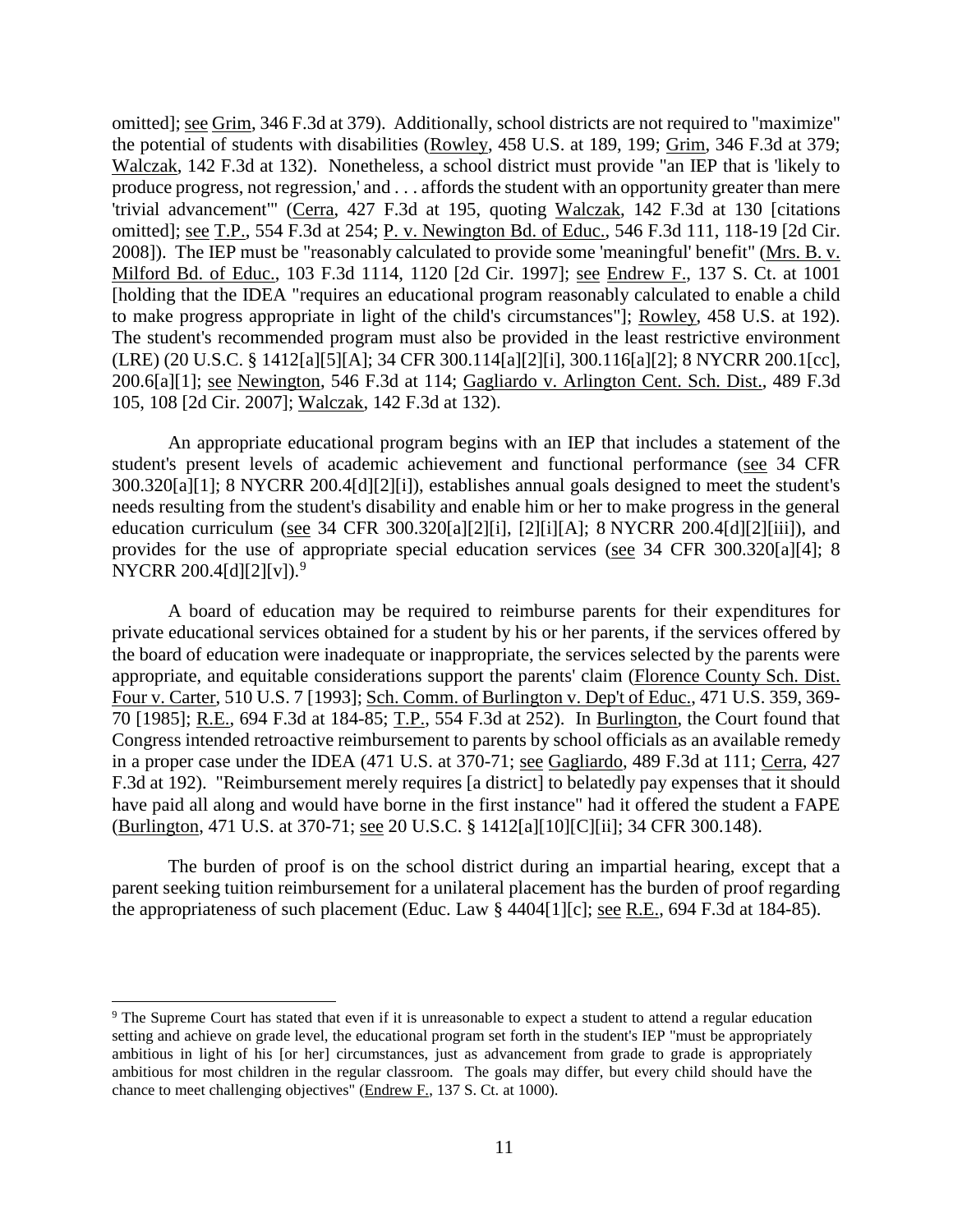omitted]; see Grim, 346 F.3d at 379). Additionally, school districts are not required to "maximize" the potential of students with disabilities (Rowley, 458 U.S. at 189, 199; Grim, 346 F.3d at 379; Walczak, 142 F.3d at 132). Nonetheless, a school district must provide "an IEP that is 'likely to produce progress, not regression,' and . . . affords the student with an opportunity greater than mere 'trivial advancement'" (Cerra, 427 F.3d at 195, quoting Walczak, 142 F.3d at 130 [citations omitted]; see T.P., 554 F.3d at 254; P. v. Newington Bd. of Educ., 546 F.3d 111, 118-19 [2d Cir. 2008]). The IEP must be "reasonably calculated to provide some 'meaningful' benefit" (Mrs. B. v. Milford Bd. of Educ., 103 F.3d 1114, 1120 [2d Cir. 1997]; see Endrew F., 137 S. Ct. at 1001 [holding that the IDEA "requires an educational program reasonably calculated to enable a child to make progress appropriate in light of the child's circumstances"]; Rowley, 458 U.S. at 192). The student's recommended program must also be provided in the least restrictive environment (LRE) (20 U.S.C. § 1412[a][5][A]; 34 CFR 300.114[a][2][i], 300.116[a][2]; 8 NYCRR 200.1[cc], 200.6[a][1]; see Newington, 546 F.3d at 114; Gagliardo v. Arlington Cent. Sch. Dist., 489 F.3d 105, 108 [2d Cir. 2007]; Walczak, 142 F.3d at 132).

An appropriate educational program begins with an IEP that includes a statement of the student's present levels of academic achievement and functional performance (see 34 CFR 300.320[a][1]; 8 NYCRR 200.4[d][2][i]), establishes annual goals designed to meet the student's needs resulting from the student's disability and enable him or her to make progress in the general education curriculum (see 34 CFR 300.320[a][2][i], [2][i][A]; 8 NYCRR 200.4[d][2][iii]), and provides for the use of appropriate special education services (see 34 CFR 300.320[a][4]; 8 NYCRR 200.4[d][2][v]).[9]

A board of education may be required to reimburse parents for their expenditures for private educational services obtained for a student by his or her parents, if the services offered by the board of education were inadequate or inappropriate, the services selected by the parents were appropriate, and equitable considerations support the parents' claim (Florence County Sch. Dist. Four v. Carter, 510 U.S. 7 [1993]; Sch. Comm. of Burlington v. Dep't of Educ., 471 U.S. 359, 369-70 [1985]; R.E., 694 F.3d at 184-85; T.P., 554 F.3d at 252). In Burlington, the Court found that Congress intended retroactive reimbursement to parents by school officials as an available remedy in a proper case under the IDEA (471 U.S. at 370-71; see Gagliardo, 489 F.3d at 111; Cerra, 427 F.3d at 192). "Reimbursement merely requires [a district] to belatedly pay expenses that it should have paid all along and would have borne in the first instance" had it offered the student a FAPE (Burlington, 471 U.S. at 370-71; see 20 U.S.C. § 1412[a][10][C][ii]; 34 CFR 300.148).

The burden of proof is on the school district during an impartial hearing, except that a parent seeking tuition reimbursement for a unilateral placement has the burden of proof regarding the appropriateness of such placement (Educ. Law § 4404[1][c]; see R.E., 694 F.3d at 184-85).

---

[9] The Supreme Court has stated that even if it is unreasonable to expect a student to attend a regular education setting and achieve on grade level, the educational program set forth in the student's IEP "must be appropriately ambitious in light of his [or her] circumstances, just as advancement from grade to grade is appropriately ambitious for most children in the regular classroom. The goals may differ, but every child should have the chance to meet challenging objectives" (Endrew F., 137 S. Ct. at 1000).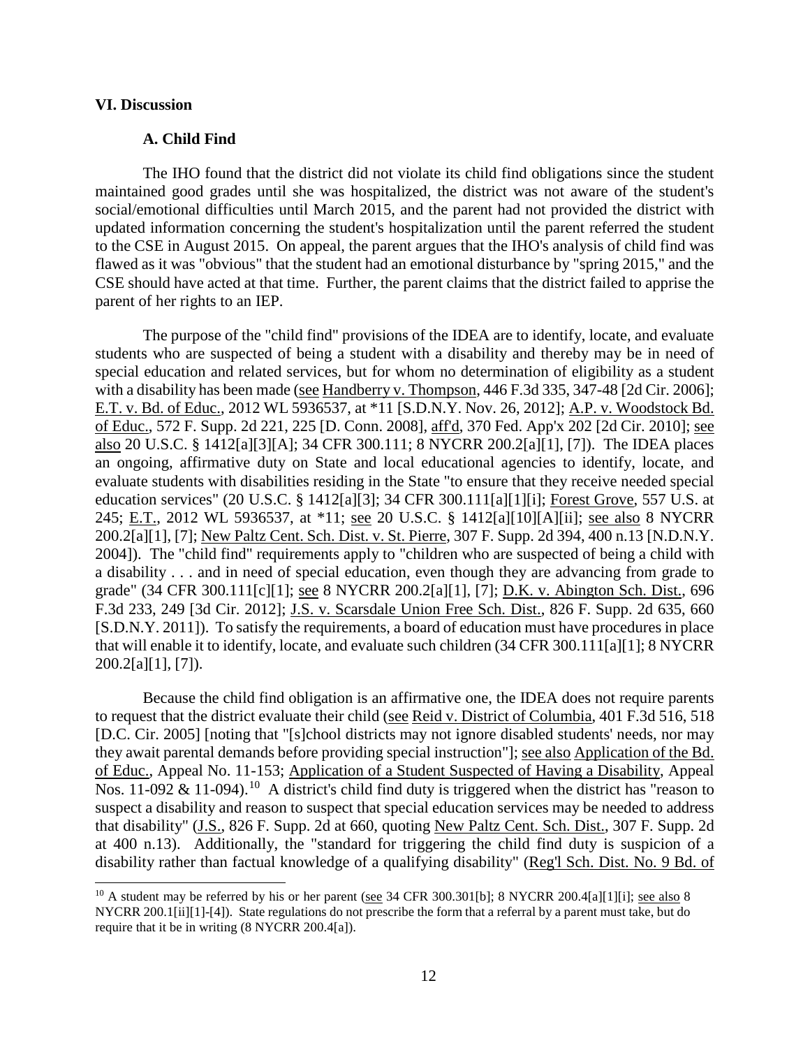## VI. Discussion

### A. Child Find

The IHO found that the district did not violate its child find obligations since the student maintained good grades until she was hospitalized, the district was not aware of the student's social/emotional difficulties until March 2015, and the parent had not provided the district with updated information concerning the student's hospitalization until the parent referred the student to the CSE in August 2015. On appeal, the parent argues that the IHO's analysis of child find was flawed as it was "obvious" that the student had an emotional disturbance by "spring 2015," and the CSE should have acted at that time. Further, the parent claims that the district failed to apprise the parent of her rights to an IEP.

The purpose of the "child find" provisions of the IDEA are to identify, locate, and evaluate students who are suspected of being a student with a disability and thereby may be in need of special education and related services, but for whom no determination of eligibility as a student with a disability has been made (see Handberry v. Thompson, 446 F.3d 335, 347-48 [2d Cir. 2006]; E.T. v. Bd. of Educ., 2012 WL 5936537, at *11 [S.D.N.Y. Nov. 26, 2012]; A.P. v. Woodstock Bd. of Educ., 572 F. Supp. 2d 221, 225 [D. Conn. 2008], aff'd, 370 Fed. App'x 202 [2d Cir. 2010]; see also 20 U.S.C. § 1412[a][3][A]; 34 CFR 300.111; 8 NYCRR 200.2[a][1], [7]). The IDEA places an ongoing, affirmative duty on State and local educational agencies to identify, locate, and evaluate students with disabilities residing in the State "to ensure that they receive needed special education services" (20 U.S.C. § 1412[a][3]; 34 CFR 300.111[a][1][i]; Forest Grove, 557 U.S. at 245; E.T., 2012 WL 5936537, at *11; see 20 U.S.C. § 1412[a][10][A][ii]; see also 8 NYCRR 200.2[a][1], [7]; New Paltz Cent. Sch. Dist. v. St. Pierre, 307 F. Supp. 2d 394, 400 n.13 [N.D.N.Y. 2004]). The "child find" requirements apply to "children who are suspected of being a child with a disability . . . and in need of special education, even though they are advancing from grade to grade" (34 CFR 300.111[c][1]; see 8 NYCRR 200.2[a][1], [7]; D.K. v. Abington Sch. Dist., 696 F.3d 233, 249 [3d Cir. 2012]; J.S. v. Scarsdale Union Free Sch. Dist., 826 F. Supp. 2d 635, 660 [S.D.N.Y. 2011]). To satisfy the requirements, a board of education must have procedures in place that will enable it to identify, locate, and evaluate such children (34 CFR 300.111[a][1]; 8 NYCRR 200.2[a][1], [7]).

Because the child find obligation is an affirmative one, the IDEA does not require parents to request that the district evaluate their child (see Reid v. District of Columbia, 401 F.3d 516, 518 [D.C. Cir. 2005] [noting that "[s]chool districts may not ignore disabled students' needs, nor may they await parental demands before providing special instruction"]; see also Application of the Bd. of Educ., Appeal No. 11-153; Application of a Student Suspected of Having a Disability, Appeal Nos. 11-092 & 11-094).[10] A district's child find duty is triggered when the district has "reason to suspect a disability and reason to suspect that special education services may be needed to address that disability" (J.S., 826 F. Supp. 2d at 660, quoting New Paltz Cent. Sch. Dist., 307 F. Supp. 2d at 400 n.13). Additionally, the "standard for triggering the child find duty is suspicion of a disability rather than factual knowledge of a qualifying disability" (Reg'l Sch. Dist. No. 9 Bd. of

[10] A student may be referred by his or her parent (see 34 CFR 300.301[b]; 8 NYCRR 200.4[a][1][i]; see also 8 NYCRR 200.1[ii][1]-[4]). State regulations do not prescribe the form that a referral by a parent must take, but do require that it be in writing (8 NYCRR 200.4[a]).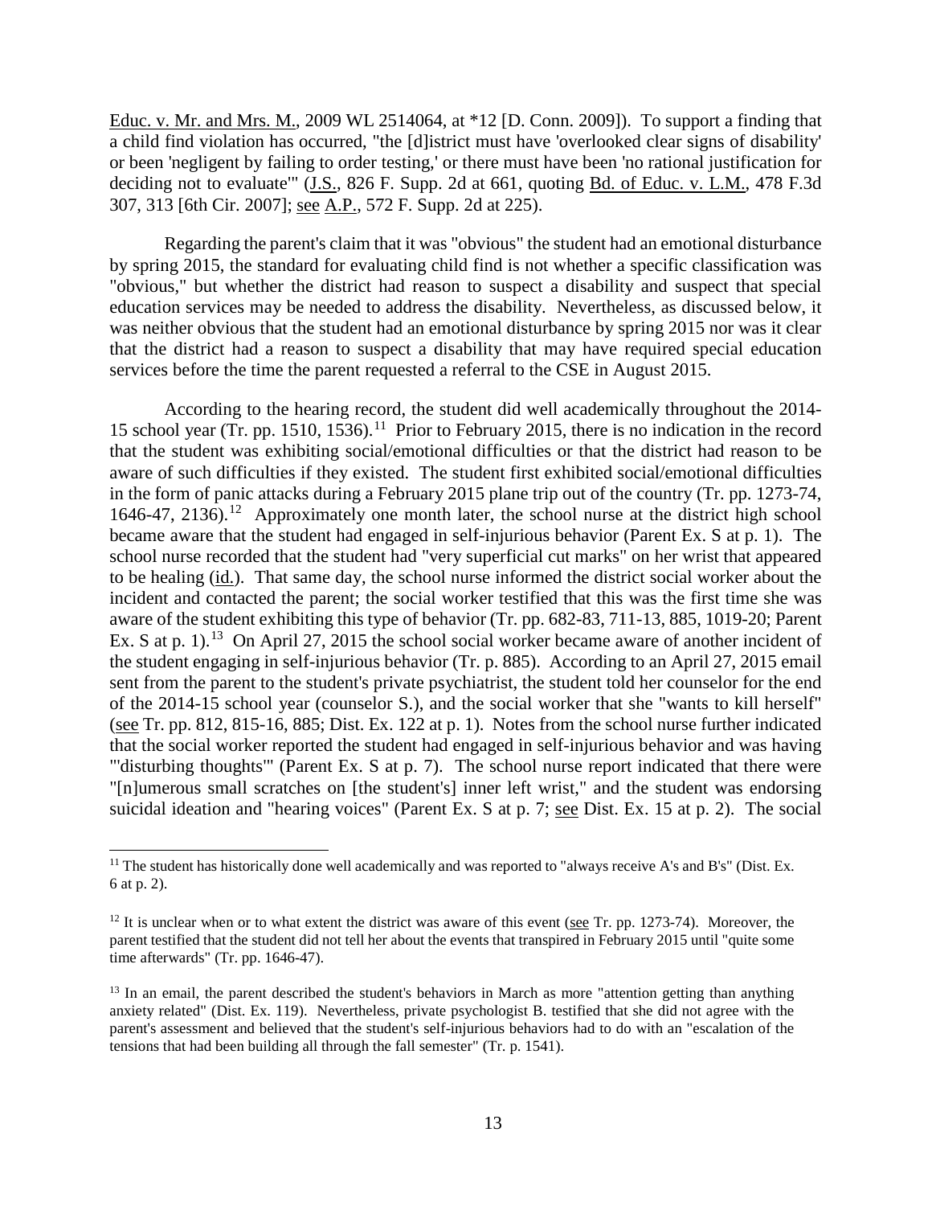Educ. v. Mr. and Mrs. M., 2009 WL 2514064, at *12 [D. Conn. 2009]). To support a finding that a child find violation has occurred, "the [d]istrict must have 'overlooked clear signs of disability' or been 'negligent by failing to order testing,' or there must have been 'no rational justification for deciding not to evaluate'" (J.S., 826 F. Supp. 2d at 661, quoting Bd. of Educ. v. L.M., 478 F.3d 307, 313 [6th Cir. 2007]; see A.P., 572 F. Supp. 2d at 225).

Regarding the parent's claim that it was "obvious" the student had an emotional disturbance by spring 2015, the standard for evaluating child find is not whether a specific classification was "obvious," but whether the district had reason to suspect a disability and suspect that special education services may be needed to address the disability. Nevertheless, as discussed below, it was neither obvious that the student had an emotional disturbance by spring 2015 nor was it clear that the district had a reason to suspect a disability that may have required special education services before the time the parent requested a referral to the CSE in August 2015.

According to the hearing record, the student did well academically throughout the 2014-15 school year (Tr. pp. 1510, 1536).[11] Prior to February 2015, there is no indication in the record that the student was exhibiting social/emotional difficulties or that the district had reason to be aware of such difficulties if they existed. The student first exhibited social/emotional difficulties in the form of panic attacks during a February 2015 plane trip out of the country (Tr. pp. 1273-74, 1646-47, 2136).[12] Approximately one month later, the school nurse at the district high school became aware that the student had engaged in self-injurious behavior (Parent Ex. S at p. 1). The school nurse recorded that the student had "very superficial cut marks" on her wrist that appeared to be healing (id.). That same day, the school nurse informed the district social worker about the incident and contacted the parent; the social worker testified that this was the first time she was aware of the student exhibiting this type of behavior (Tr. pp. 682-83, 711-13, 885, 1019-20; Parent Ex. S at p. 1).[13] On April 27, 2015 the school social worker became aware of another incident of the student engaging in self-injurious behavior (Tr. p. 885). According to an April 27, 2015 email sent from the parent to the student's private psychiatrist, the student told her counselor for the end of the 2014-15 school year (counselor S.), and the social worker that she "wants to kill herself" (see Tr. pp. 812, 815-16, 885; Dist. Ex. 122 at p. 1). Notes from the school nurse further indicated that the social worker reported the student had engaged in self-injurious behavior and was having "'disturbing thoughts'" (Parent Ex. S at p. 7). The school nurse report indicated that there were "[n]umerous small scratches on [the student's] inner left wrist," and the student was endorsing suicidal ideation and "hearing voices" (Parent Ex. S at p. 7; see Dist. Ex. 15 at p. 2). The social

---

[11] The student has historically done well academically and was reported to "always receive A's and B's" (Dist. Ex. 6 at p. 2).

[12] It is unclear when or to what extent the district was aware of this event (see Tr. pp. 1273-74). Moreover, the parent testified that the student did not tell her about the events that transpired in February 2015 until "quite some time afterwards" (Tr. pp. 1646-47).

[13] In an email, the parent described the student's behaviors in March as more "attention getting than anything anxiety related" (Dist. Ex. 119). Nevertheless, private psychologist B. testified that she did not agree with the parent's assessment and believed that the student's self-injurious behaviors had to do with an "escalation of the tensions that had been building all through the fall semester" (Tr. p. 1541).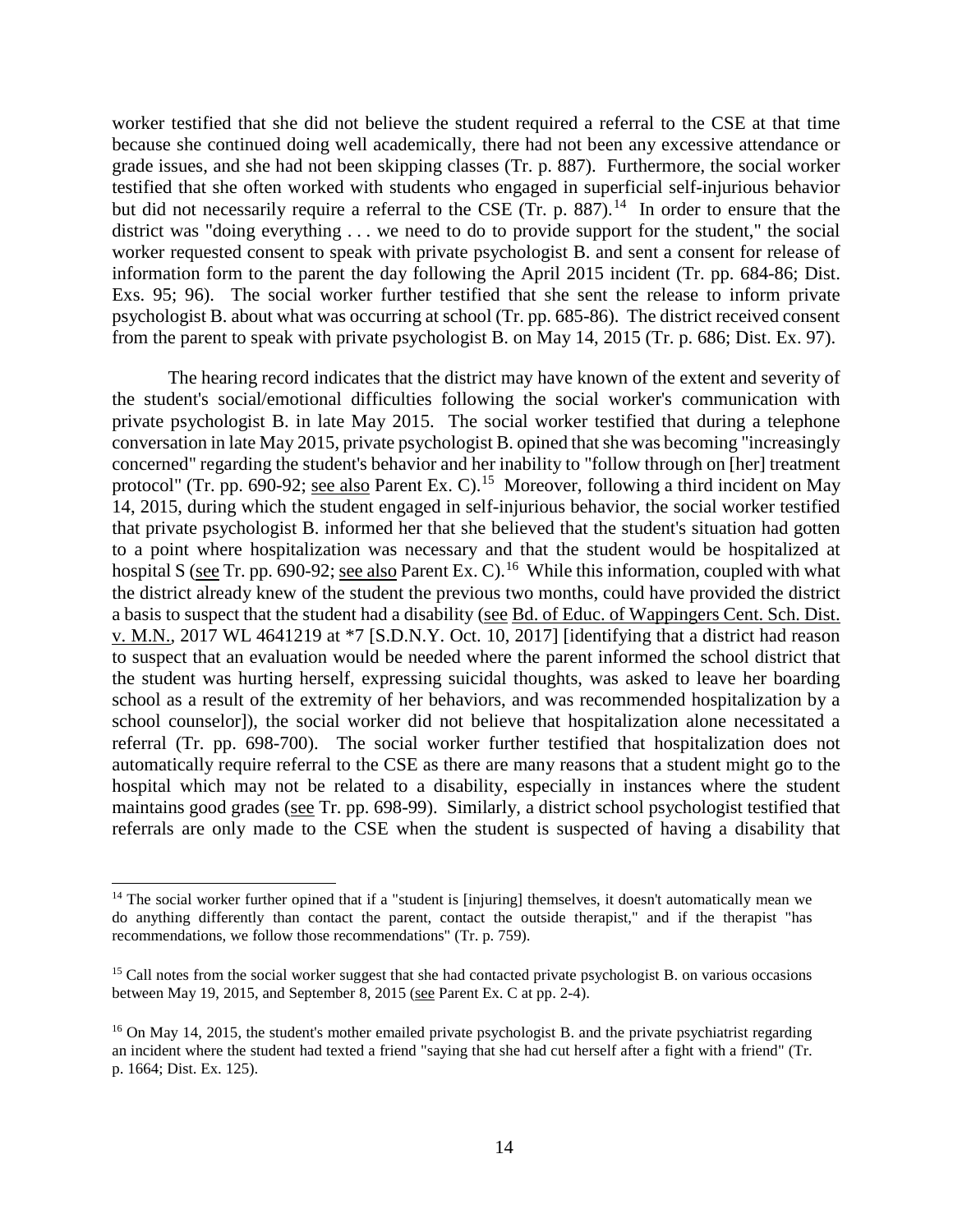worker testified that she did not believe the student required a referral to the CSE at that time because she continued doing well academically, there had not been any excessive attendance or grade issues, and she had not been skipping classes (Tr. p. 887). Furthermore, the social worker testified that she often worked with students who engaged in superficial self-injurious behavior but did not necessarily require a referral to the CSE (Tr. p. 887).[14] In order to ensure that the district was "doing everything . . . we need to do to provide support for the student," the social worker requested consent to speak with private psychologist B. and sent a consent for release of information form to the parent the day following the April 2015 incident (Tr. pp. 684-86; Dist. Exs. 95; 96). The social worker further testified that she sent the release to inform private psychologist B. about what was occurring at school (Tr. pp. 685-86). The district received consent from the parent to speak with private psychologist B. on May 14, 2015 (Tr. p. 686; Dist. Ex. 97).

The hearing record indicates that the district may have known of the extent and severity of the student's social/emotional difficulties following the social worker's communication with private psychologist B. in late May 2015. The social worker testified that during a telephone conversation in late May 2015, private psychologist B. opined that she was becoming "increasingly concerned" regarding the student's behavior and her inability to "follow through on [her] treatment protocol" (Tr. pp. 690-92; see also Parent Ex. C).[15] Moreover, following a third incident on May 14, 2015, during which the student engaged in self-injurious behavior, the social worker testified that private psychologist B. informed her that she believed that the student's situation had gotten to a point where hospitalization was necessary and that the student would be hospitalized at hospital S (see Tr. pp. 690-92; see also Parent Ex. C).[16] While this information, coupled with what the district already knew of the student the previous two months, could have provided the district a basis to suspect that the student had a disability (see Bd. of Educ. of Wappingers Cent. Sch. Dist. v. M.N., 2017 WL 4641219 at *7 [S.D.N.Y. Oct. 10, 2017] [identifying that a district had reason to suspect that an evaluation would be needed where the parent informed the school district that the student was hurting herself, expressing suicidal thoughts, was asked to leave her boarding school as a result of the extremity of her behaviors, and was recommended hospitalization by a school counselor]), the social worker did not believe that hospitalization alone necessitated a referral (Tr. pp. 698-700). The social worker further testified that hospitalization does not automatically require referral to the CSE as there are many reasons that a student might go to the hospital which may not be related to a disability, especially in instances where the student maintains good grades (see Tr. pp. 698-99). Similarly, a district school psychologist testified that referrals are only made to the CSE when the student is suspected of having a disability that

[14] The social worker further opined that if a "student is [injuring] themselves, it doesn't automatically mean we do anything differently than contact the parent, contact the outside therapist," and if the therapist "has recommendations, we follow those recommendations" (Tr. p. 759).

[15] Call notes from the social worker suggest that she had contacted private psychologist B. on various occasions between May 19, 2015, and September 8, 2015 (see Parent Ex. C at pp. 2-4).

[16] On May 14, 2015, the student's mother emailed private psychologist B. and the private psychiatrist regarding an incident where the student had texted a friend "saying that she had cut herself after a fight with a friend" (Tr. p. 1664; Dist. Ex. 125).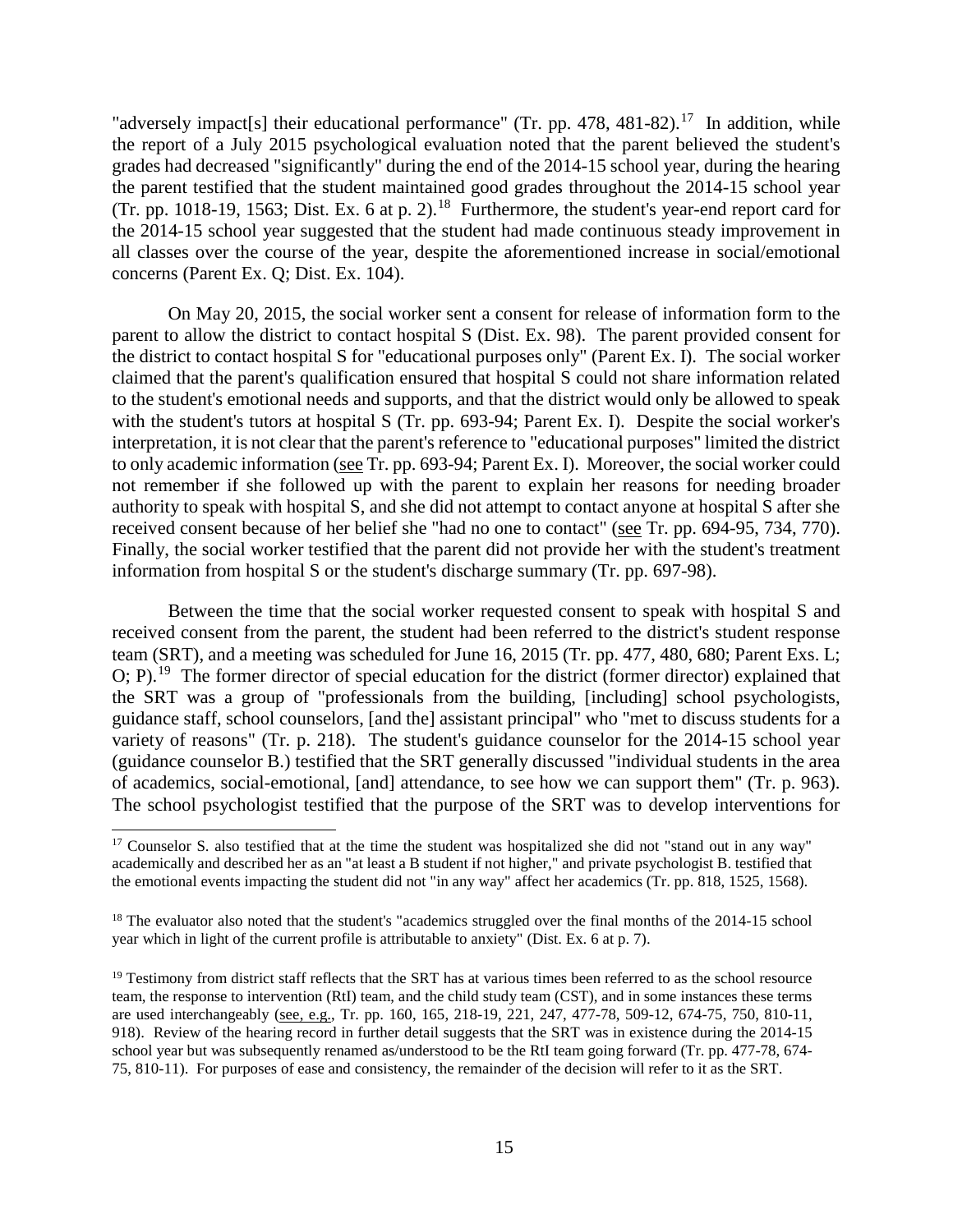"adversely impact[s] their educational performance" (Tr. pp. 478, 481-82).[17] In addition, while the report of a July 2015 psychological evaluation noted that the parent believed the student's grades had decreased "significantly" during the end of the 2014-15 school year, during the hearing the parent testified that the student maintained good grades throughout the 2014-15 school year (Tr. pp. 1018-19, 1563; Dist. Ex. 6 at p. 2).[18] Furthermore, the student's year-end report card for the 2014-15 school year suggested that the student had made continuous steady improvement in all classes over the course of the year, despite the aforementioned increase in social/emotional concerns (Parent Ex. Q; Dist. Ex. 104).

On May 20, 2015, the social worker sent a consent for release of information form to the parent to allow the district to contact hospital S (Dist. Ex. 98). The parent provided consent for the district to contact hospital S for "educational purposes only" (Parent Ex. I). The social worker claimed that the parent's qualification ensured that hospital S could not share information related to the student's emotional needs and supports, and that the district would only be allowed to speak with the student's tutors at hospital S (Tr. pp. 693-94; Parent Ex. I). Despite the social worker's interpretation, it is not clear that the parent's reference to "educational purposes" limited the district to only academic information (see Tr. pp. 693-94; Parent Ex. I). Moreover, the social worker could not remember if she followed up with the parent to explain her reasons for needing broader authority to speak with hospital S, and she did not attempt to contact anyone at hospital S after she received consent because of her belief she "had no one to contact" (see Tr. pp. 694-95, 734, 770). Finally, the social worker testified that the parent did not provide her with the student's treatment information from hospital S or the student's discharge summary (Tr. pp. 697-98).

Between the time that the social worker requested consent to speak with hospital S and received consent from the parent, the student had been referred to the district's student response team (SRT), and a meeting was scheduled for June 16, 2015 (Tr. pp. 477, 480, 680; Parent Exs. L; O; P).[19] The former director of special education for the district (former director) explained that the SRT was a group of "professionals from the building, [including] school psychologists, guidance staff, school counselors, [and the] assistant principal" who "met to discuss students for a variety of reasons" (Tr. p. 218). The student's guidance counselor for the 2014-15 school year (guidance counselor B.) testified that the SRT generally discussed "individual students in the area of academics, social-emotional, [and] attendance, to see how we can support them" (Tr. p. 963). The school psychologist testified that the purpose of the SRT was to develop interventions for

---

[17] Counselor S. also testified that at the time the student was hospitalized she did not "stand out in any way" academically and described her as an "at least a B student if not higher," and private psychologist B. testified that the emotional events impacting the student did not "in any way" affect her academics (Tr. pp. 818, 1525, 1568).

[18] The evaluator also noted that the student's "academics struggled over the final months of the 2014-15 school year which in light of the current profile is attributable to anxiety" (Dist. Ex. 6 at p. 7).

[19] Testimony from district staff reflects that the SRT has at various times been referred to as the school resource team, the response to intervention (RtI) team, and the child study team (CST), and in some instances these terms are used interchangeably (see, e.g., Tr. pp. 160, 165, 218-19, 221, 247, 477-78, 509-12, 674-75, 750, 810-11, 918). Review of the hearing record in further detail suggests that the SRT was in existence during the 2014-15 school year but was subsequently renamed as/understood to be the RtI team going forward (Tr. pp. 477-78, 674-75, 810-11). For purposes of ease and consistency, the remainder of the decision will refer to it as the SRT.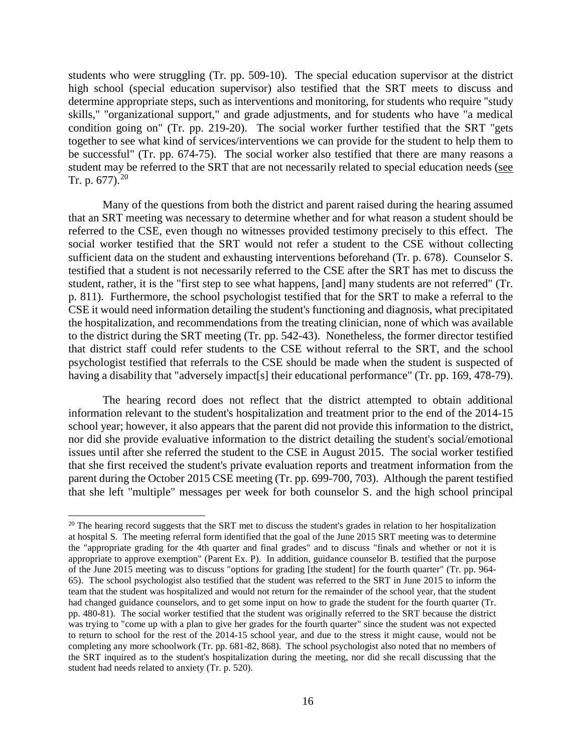students who were struggling (Tr. pp. 509-10). The special education supervisor at the district high school (special education supervisor) also testified that the SRT meets to discuss and determine appropriate steps, such as interventions and monitoring, for students who require "study skills," "organizational support," and grade adjustments, and for students who have "a medical condition going on" (Tr. pp. 219-20). The social worker further testified that the SRT "gets together to see what kind of services/interventions we can provide for the student to help them to be successful" (Tr. pp. 674-75). The social worker also testified that there are many reasons a student may be referred to the SRT that are not necessarily related to special education needs (see Tr. p. 677).[20]

Many of the questions from both the district and parent raised during the hearing assumed that an SRT meeting was necessary to determine whether and for what reason a student should be referred to the CSE, even though no witnesses provided testimony precisely to this effect. The social worker testified that the SRT would not refer a student to the CSE without collecting sufficient data on the student and exhausting interventions beforehand (Tr. p. 678). Counselor S. testified that a student is not necessarily referred to the CSE after the SRT has met to discuss the student, rather, it is the "first step to see what happens, [and] many students are not referred" (Tr. p. 811). Furthermore, the school psychologist testified that for the SRT to make a referral to the CSE it would need information detailing the student's functioning and diagnosis, what precipitated the hospitalization, and recommendations from the treating clinician, none of which was available to the district during the SRT meeting (Tr. pp. 542-43). Nonetheless, the former director testified that district staff could refer students to the CSE without referral to the SRT, and the school psychologist testified that referrals to the CSE should be made when the student is suspected of having a disability that "adversely impact[s] their educational performance" (Tr. pp. 169, 478-79).

The hearing record does not reflect that the district attempted to obtain additional information relevant to the student's hospitalization and treatment prior to the end of the 2014-15 school year; however, it also appears that the parent did not provide this information to the district, nor did she provide evaluative information to the district detailing the student's social/emotional issues until after she referred the student to the CSE in August 2015. The social worker testified that she first received the student's private evaluation reports and treatment information from the parent during the October 2015 CSE meeting (Tr. pp. 699-700, 703). Although the parent testified that she left "multiple" messages per week for both counselor S. and the high school principal

[20] The hearing record suggests that the SRT met to discuss the student's grades in relation to her hospitalization at hospital S. The meeting referral form identified that the goal of the June 2015 SRT meeting was to determine the "appropriate grading for the 4th quarter and final grades" and to discuss "finals and whether or not it is appropriate to approve exemption" (Parent Ex. P). In addition, guidance counselor B. testified that the purpose of the June 2015 meeting was to discuss "options for grading [the student] for the fourth quarter" (Tr. pp. 964-65). The school psychologist also testified that the student was referred to the SRT in June 2015 to inform the team that the student was hospitalized and would not return for the remainder of the school year, that the student had changed guidance counselors, and to get some input on how to grade the student for the fourth quarter (Tr. pp. 480-81). The social worker testified that the student was originally referred to the SRT because the district was trying to "come up with a plan to give her grades for the fourth quarter" since the student was not expected to return to school for the rest of the 2014-15 school year, and due to the stress it might cause, would not be completing any more schoolwork (Tr. pp. 681-82, 868). The school psychologist also noted that no members of the SRT inquired as to the student's hospitalization during the meeting, nor did she recall discussing that the student had needs related to anxiety (Tr. p. 520).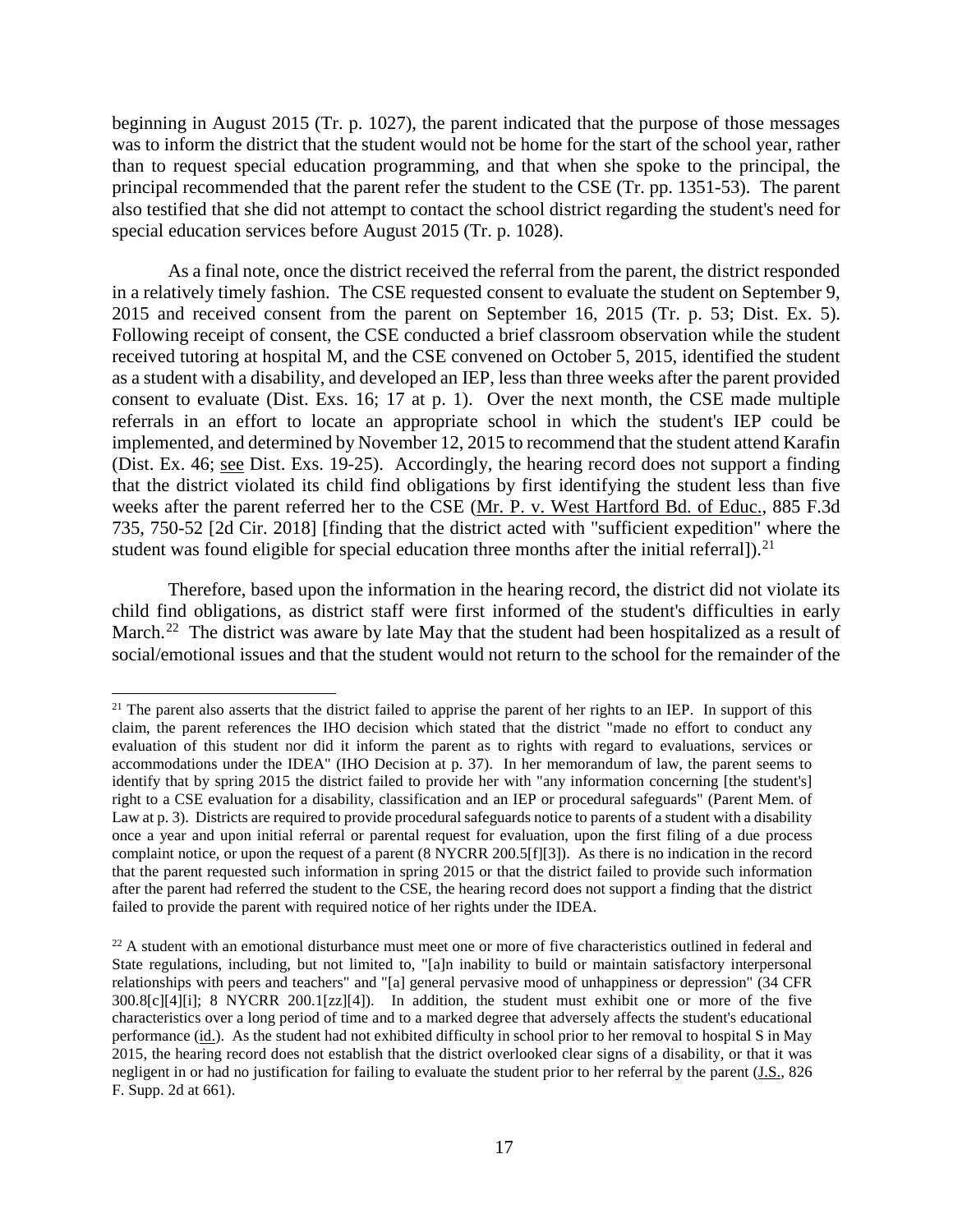beginning in August 2015 (Tr. p. 1027), the parent indicated that the purpose of those messages was to inform the district that the student would not be home for the start of the school year, rather than to request special education programming, and that when she spoke to the principal, the principal recommended that the parent refer the student to the CSE (Tr. pp. 1351-53). The parent also testified that she did not attempt to contact the school district regarding the student's need for special education services before August 2015 (Tr. p. 1028).

As a final note, once the district received the referral from the parent, the district responded in a relatively timely fashion. The CSE requested consent to evaluate the student on September 9, 2015 and received consent from the parent on September 16, 2015 (Tr. p. 53; Dist. Ex. 5). Following receipt of consent, the CSE conducted a brief classroom observation while the student received tutoring at hospital M, and the CSE convened on October 5, 2015, identified the student as a student with a disability, and developed an IEP, less than three weeks after the parent provided consent to evaluate (Dist. Exs. 16; 17 at p. 1). Over the next month, the CSE made multiple referrals in an effort to locate an appropriate school in which the student's IEP could be implemented, and determined by November 12, 2015 to recommend that the student attend Karafin (Dist. Ex. 46; see Dist. Exs. 19-25). Accordingly, the hearing record does not support a finding that the district violated its child find obligations by first identifying the student less than five weeks after the parent referred her to the CSE (Mr. P. v. West Hartford Bd. of Educ., 885 F.3d 735, 750-52 [2d Cir. 2018] [finding that the district acted with "sufficient expedition" where the student was found eligible for special education three months after the initial referral]).[21]

Therefore, based upon the information in the hearing record, the district did not violate its child find obligations, as district staff were first informed of the student's difficulties in early March.[22] The district was aware by late May that the student had been hospitalized as a result of social/emotional issues and that the student would not return to the school for the remainder of the

[21] The parent also asserts that the district failed to apprise the parent of her rights to an IEP. In support of this claim, the parent references the IHO decision which stated that the district "made no effort to conduct any evaluation of this student nor did it inform the parent as to rights with regard to evaluations, services or accommodations under the IDEA" (IHO Decision at p. 37). In her memorandum of law, the parent seems to identify that by spring 2015 the district failed to provide her with "any information concerning [the student's] right to a CSE evaluation for a disability, classification and an IEP or procedural safeguards" (Parent Mem. of Law at p. 3). Districts are required to provide procedural safeguards notice to parents of a student with a disability once a year and upon initial referral or parental request for evaluation, upon the first filing of a due process complaint notice, or upon the request of a parent (8 NYCRR 200.5[f][3]). As there is no indication in the record that the parent requested such information in spring 2015 or that the district failed to provide such information after the parent had referred the student to the CSE, the hearing record does not support a finding that the district failed to provide the parent with required notice of her rights under the IDEA.

[22] A student with an emotional disturbance must meet one or more of five characteristics outlined in federal and State regulations, including, but not limited to, "[a]n inability to build or maintain satisfactory interpersonal relationships with peers and teachers" and "[a] general pervasive mood of unhappiness or depression" (34 CFR 300.8[c][4][i]; 8 NYCRR 200.1[zz][4]). In addition, the student must exhibit one or more of the five characteristics over a long period of time and to a marked degree that adversely affects the student's educational performance (id.). As the student had not exhibited difficulty in school prior to her removal to hospital S in May 2015, the hearing record does not establish that the district overlooked clear signs of a disability, or that it was negligent in or had no justification for failing to evaluate the student prior to her referral by the parent (J.S., 826 F. Supp. 2d at 661).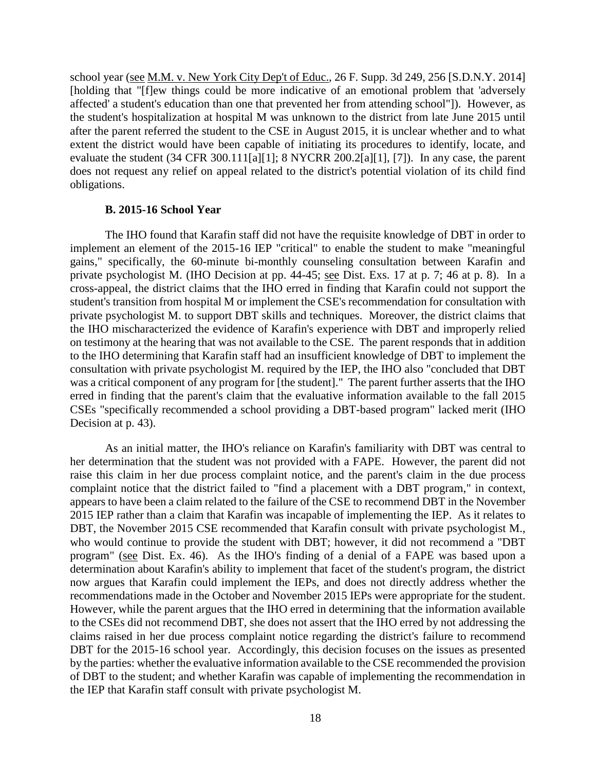school year (see M.M. v. New York City Dep't of Educ., 26 F. Supp. 3d 249, 256 [S.D.N.Y. 2014] [holding that "[f]ew things could be more indicative of an emotional problem that 'adversely affected' a student's education than one that prevented her from attending school"]). However, as the student's hospitalization at hospital M was unknown to the district from late June 2015 until after the parent referred the student to the CSE in August 2015, it is unclear whether and to what extent the district would have been capable of initiating its procedures to identify, locate, and evaluate the student (34 CFR 300.111[a][1]; 8 NYCRR 200.2[a][1], [7]). In any case, the parent does not request any relief on appeal related to the district's potential violation of its child find obligations.

### B. 2015-16 School Year

The IHO found that Karafin staff did not have the requisite knowledge of DBT in order to implement an element of the 2015-16 IEP "critical" to enable the student to make "meaningful gains," specifically, the 60-minute bi-monthly counseling consultation between Karafin and private psychologist M. (IHO Decision at pp. 44-45; see Dist. Exs. 17 at p. 7; 46 at p. 8). In a cross-appeal, the district claims that the IHO erred in finding that Karafin could not support the student's transition from hospital M or implement the CSE's recommendation for consultation with private psychologist M. to support DBT skills and techniques. Moreover, the district claims that the IHO mischaracterized the evidence of Karafin's experience with DBT and improperly relied on testimony at the hearing that was not available to the CSE. The parent responds that in addition to the IHO determining that Karafin staff had an insufficient knowledge of DBT to implement the consultation with private psychologist M. required by the IEP, the IHO also "concluded that DBT was a critical component of any program for [the student]." The parent further asserts that the IHO erred in finding that the parent's claim that the evaluative information available to the fall 2015 CSEs "specifically recommended a school providing a DBT-based program" lacked merit (IHO Decision at p. 43).

As an initial matter, the IHO's reliance on Karafin's familiarity with DBT was central to her determination that the student was not provided with a FAPE. However, the parent did not raise this claim in her due process complaint notice, and the parent's claim in the due process complaint notice that the district failed to "find a placement with a DBT program," in context, appears to have been a claim related to the failure of the CSE to recommend DBT in the November 2015 IEP rather than a claim that Karafin was incapable of implementing the IEP. As it relates to DBT, the November 2015 CSE recommended that Karafin consult with private psychologist M., who would continue to provide the student with DBT; however, it did not recommend a "DBT program" (see Dist. Ex. 46). As the IHO's finding of a denial of a FAPE was based upon a determination about Karafin's ability to implement that facet of the student's program, the district now argues that Karafin could implement the IEPs, and does not directly address whether the recommendations made in the October and November 2015 IEPs were appropriate for the student. However, while the parent argues that the IHO erred in determining that the information available to the CSEs did not recommend DBT, she does not assert that the IHO erred by not addressing the claims raised in her due process complaint notice regarding the district's failure to recommend DBT for the 2015-16 school year. Accordingly, this decision focuses on the issues as presented by the parties: whether the evaluative information available to the CSE recommended the provision of DBT to the student; and whether Karafin was capable of implementing the recommendation in the IEP that Karafin staff consult with private psychologist M.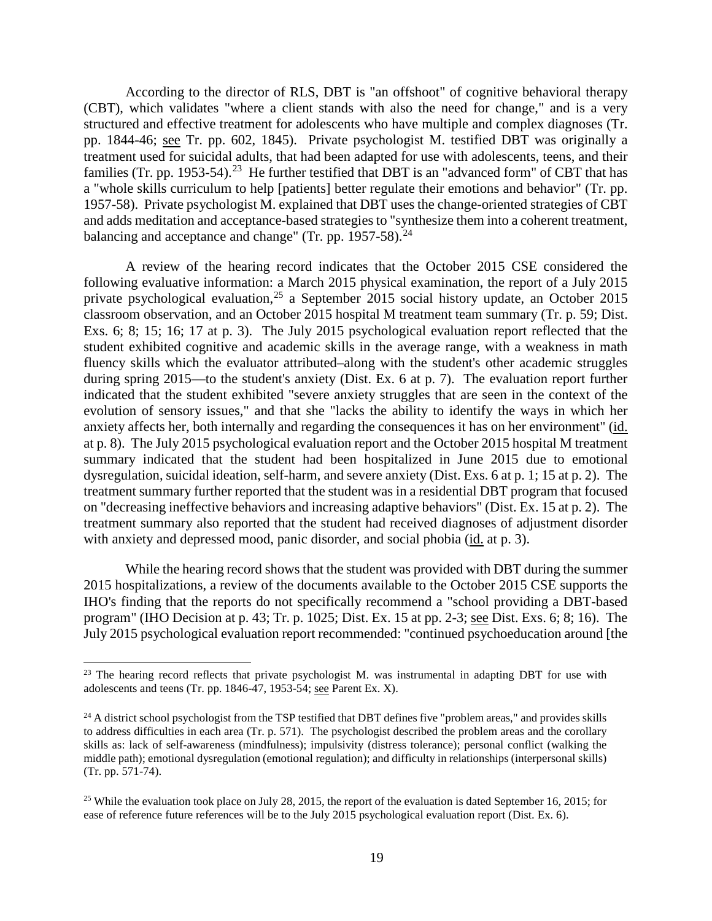According to the director of RLS, DBT is "an offshoot" of cognitive behavioral therapy (CBT), which validates "where a client stands with also the need for change," and is a very structured and effective treatment for adolescents who have multiple and complex diagnoses (Tr. pp. 1844-46; see Tr. pp. 602, 1845). Private psychologist M. testified DBT was originally a treatment used for suicidal adults, that had been adapted for use with adolescents, teens, and their families (Tr. pp. 1953-54).[23] He further testified that DBT is an "advanced form" of CBT that has a "whole skills curriculum to help [patients] better regulate their emotions and behavior" (Tr. pp. 1957-58). Private psychologist M. explained that DBT uses the change-oriented strategies of CBT and adds meditation and acceptance-based strategies to "synthesize them into a coherent treatment, balancing and acceptance and change" (Tr. pp. 1957-58).[24]

A review of the hearing record indicates that the October 2015 CSE considered the following evaluative information: a March 2015 physical examination, the report of a July 2015 private psychological evaluation,[25] a September 2015 social history update, an October 2015 classroom observation, and an October 2015 hospital M treatment team summary (Tr. p. 59; Dist. Exs. 6; 8; 15; 16; 17 at p. 3). The July 2015 psychological evaluation report reflected that the student exhibited cognitive and academic skills in the average range, with a weakness in math fluency skills which the evaluator attributed–along with the student's other academic struggles during spring 2015—to the student's anxiety (Dist. Ex. 6 at p. 7). The evaluation report further indicated that the student exhibited "severe anxiety struggles that are seen in the context of the evolution of sensory issues," and that she "lacks the ability to identify the ways in which her anxiety affects her, both internally and regarding the consequences it has on her environment" (id. at p. 8). The July 2015 psychological evaluation report and the October 2015 hospital M treatment summary indicated that the student had been hospitalized in June 2015 due to emotional dysregulation, suicidal ideation, self-harm, and severe anxiety (Dist. Exs. 6 at p. 1; 15 at p. 2). The treatment summary further reported that the student was in a residential DBT program that focused on "decreasing ineffective behaviors and increasing adaptive behaviors" (Dist. Ex. 15 at p. 2). The treatment summary also reported that the student had received diagnoses of adjustment disorder with anxiety and depressed mood, panic disorder, and social phobia (id. at p. 3).

While the hearing record shows that the student was provided with DBT during the summer 2015 hospitalizations, a review of the documents available to the October 2015 CSE supports the IHO's finding that the reports do not specifically recommend a "school providing a DBT-based program" (IHO Decision at p. 43; Tr. p. 1025; Dist. Ex. 15 at pp. 2-3; see Dist. Exs. 6; 8; 16). The July 2015 psychological evaluation report recommended: "continued psychoeducation around [the

---

[23] The hearing record reflects that private psychologist M. was instrumental in adapting DBT for use with adolescents and teens (Tr. pp. 1846-47, 1953-54; see Parent Ex. X).

[24] A district school psychologist from the TSP testified that DBT defines five "problem areas," and provides skills to address difficulties in each area (Tr. p. 571). The psychologist described the problem areas and the corollary skills as: lack of self-awareness (mindfulness); impulsivity (distress tolerance); personal conflict (walking the middle path); emotional dysregulation (emotional regulation); and difficulty in relationships (interpersonal skills) (Tr. pp. 571-74).

[25] While the evaluation took place on July 28, 2015, the report of the evaluation is dated September 16, 2015; for ease of reference future references will be to the July 2015 psychological evaluation report (Dist. Ex. 6).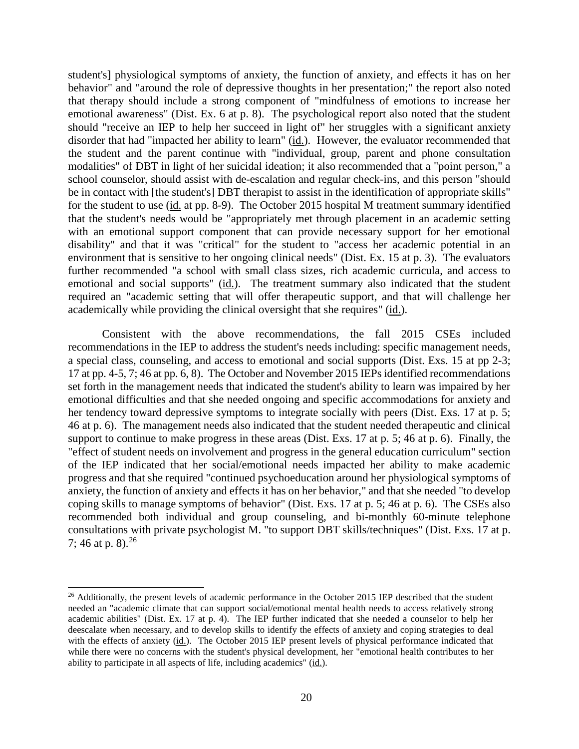student's] physiological symptoms of anxiety, the function of anxiety, and effects it has on her behavior" and "around the role of depressive thoughts in her presentation;" the report also noted that therapy should include a strong component of "mindfulness of emotions to increase her emotional awareness" (Dist. Ex. 6 at p. 8). The psychological report also noted that the student should "receive an IEP to help her succeed in light of" her struggles with a significant anxiety disorder that had "impacted her ability to learn" (id.). However, the evaluator recommended that the student and the parent continue with "individual, group, parent and phone consultation modalities" of DBT in light of her suicidal ideation; it also recommended that a "point person," a school counselor, should assist with de-escalation and regular check-ins, and this person "should be in contact with [the student's] DBT therapist to assist in the identification of appropriate skills" for the student to use (id. at pp. 8-9). The October 2015 hospital M treatment summary identified that the student's needs would be "appropriately met through placement in an academic setting with an emotional support component that can provide necessary support for her emotional disability" and that it was "critical" for the student to "access her academic potential in an environment that is sensitive to her ongoing clinical needs" (Dist. Ex. 15 at p. 3). The evaluators further recommended "a school with small class sizes, rich academic curricula, and access to emotional and social supports" (id.). The treatment summary also indicated that the student required an "academic setting that will offer therapeutic support, and that will challenge her academically while providing the clinical oversight that she requires" (id.).

Consistent with the above recommendations, the fall 2015 CSEs included recommendations in the IEP to address the student's needs including: specific management needs, a special class, counseling, and access to emotional and social supports (Dist. Exs. 15 at pp 2-3; 17 at pp. 4-5, 7; 46 at pp. 6, 8). The October and November 2015 IEPs identified recommendations set forth in the management needs that indicated the student's ability to learn was impaired by her emotional difficulties and that she needed ongoing and specific accommodations for anxiety and her tendency toward depressive symptoms to integrate socially with peers (Dist. Exs. 17 at p. 5; 46 at p. 6). The management needs also indicated that the student needed therapeutic and clinical support to continue to make progress in these areas (Dist. Exs. 17 at p. 5; 46 at p. 6). Finally, the "effect of student needs on involvement and progress in the general education curriculum" section of the IEP indicated that her social/emotional needs impacted her ability to make academic progress and that she required "continued psychoeducation around her physiological symptoms of anxiety, the function of anxiety and effects it has on her behavior," and that she needed "to develop coping skills to manage symptoms of behavior" (Dist. Exs. 17 at p. 5; 46 at p. 6). The CSEs also recommended both individual and group counseling, and bi-monthly 60-minute telephone consultations with private psychologist M. "to support DBT skills/techniques" (Dist. Exs. 17 at p. 7; 46 at p. 8).[26]

[26] Additionally, the present levels of academic performance in the October 2015 IEP described that the student needed an "academic climate that can support social/emotional mental health needs to access relatively strong academic abilities" (Dist. Ex. 17 at p. 4). The IEP further indicated that she needed a counselor to help her deescalate when necessary, and to develop skills to identify the effects of anxiety and coping strategies to deal with the effects of anxiety (id.). The October 2015 IEP present levels of physical performance indicated that while there were no concerns with the student's physical development, her "emotional health contributes to her ability to participate in all aspects of life, including academics" (id.).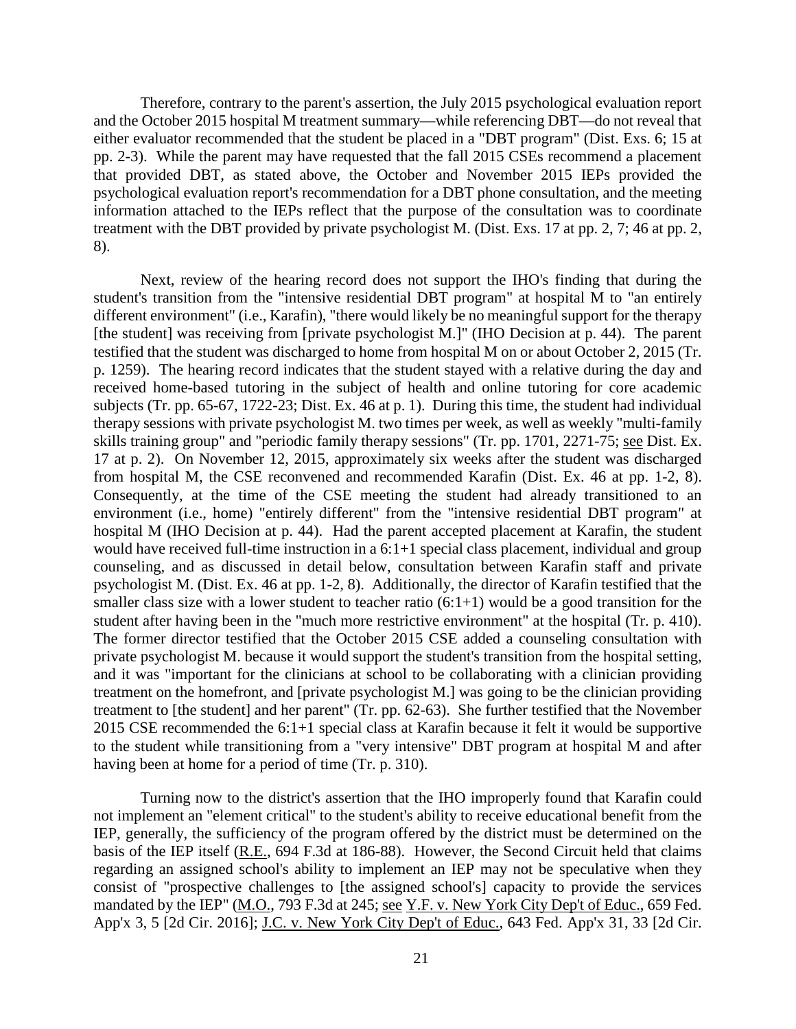Therefore, contrary to the parent's assertion, the July 2015 psychological evaluation report and the October 2015 hospital M treatment summary—while referencing DBT—do not reveal that either evaluator recommended that the student be placed in a "DBT program" (Dist. Exs. 6; 15 at pp. 2-3). While the parent may have requested that the fall 2015 CSEs recommend a placement that provided DBT, as stated above, the October and November 2015 IEPs provided the psychological evaluation report's recommendation for a DBT phone consultation, and the meeting information attached to the IEPs reflect that the purpose of the consultation was to coordinate treatment with the DBT provided by private psychologist M. (Dist. Exs. 17 at pp. 2, 7; 46 at pp. 2, 8).

Next, review of the hearing record does not support the IHO's finding that during the student's transition from the "intensive residential DBT program" at hospital M to "an entirely different environment" (i.e., Karafin), "there would likely be no meaningful support for the therapy [the student] was receiving from [private psychologist M.]" (IHO Decision at p. 44). The parent testified that the student was discharged to home from hospital M on or about October 2, 2015 (Tr. p. 1259). The hearing record indicates that the student stayed with a relative during the day and received home-based tutoring in the subject of health and online tutoring for core academic subjects (Tr. pp. 65-67, 1722-23; Dist. Ex. 46 at p. 1). During this time, the student had individual therapy sessions with private psychologist M. two times per week, as well as weekly "multi-family skills training group" and "periodic family therapy sessions" (Tr. pp. 1701, 2271-75; see Dist. Ex. 17 at p. 2). On November 12, 2015, approximately six weeks after the student was discharged from hospital M, the CSE reconvened and recommended Karafin (Dist. Ex. 46 at pp. 1-2, 8). Consequently, at the time of the CSE meeting the student had already transitioned to an environment (i.e., home) "entirely different" from the "intensive residential DBT program" at hospital M (IHO Decision at p. 44). Had the parent accepted placement at Karafin, the student would have received full-time instruction in a 6:1+1 special class placement, individual and group counseling, and as discussed in detail below, consultation between Karafin staff and private psychologist M. (Dist. Ex. 46 at pp. 1-2, 8). Additionally, the director of Karafin testified that the smaller class size with a lower student to teacher ratio (6:1+1) would be a good transition for the student after having been in the "much more restrictive environment" at the hospital (Tr. p. 410). The former director testified that the October 2015 CSE added a counseling consultation with private psychologist M. because it would support the student's transition from the hospital setting, and it was "important for the clinicians at school to be collaborating with a clinician providing treatment on the homefront, and [private psychologist M.] was going to be the clinician providing treatment to [the student] and her parent" (Tr. pp. 62-63). She further testified that the November 2015 CSE recommended the 6:1+1 special class at Karafin because it felt it would be supportive to the student while transitioning from a "very intensive" DBT program at hospital M and after having been at home for a period of time (Tr. p. 310).

Turning now to the district's assertion that the IHO improperly found that Karafin could not implement an "element critical" to the student's ability to receive educational benefit from the IEP, generally, the sufficiency of the program offered by the district must be determined on the basis of the IEP itself (R.E., 694 F.3d at 186-88). However, the Second Circuit held that claims regarding an assigned school's ability to implement an IEP may not be speculative when they consist of "prospective challenges to [the assigned school's] capacity to provide the services mandated by the IEP" (M.O., 793 F.3d at 245; see Y.F. v. New York City Dep't of Educ., 659 Fed. App'x 3, 5 [2d Cir. 2016]; J.C. v. New York City Dep't of Educ., 643 Fed. App'x 31, 33 [2d Cir.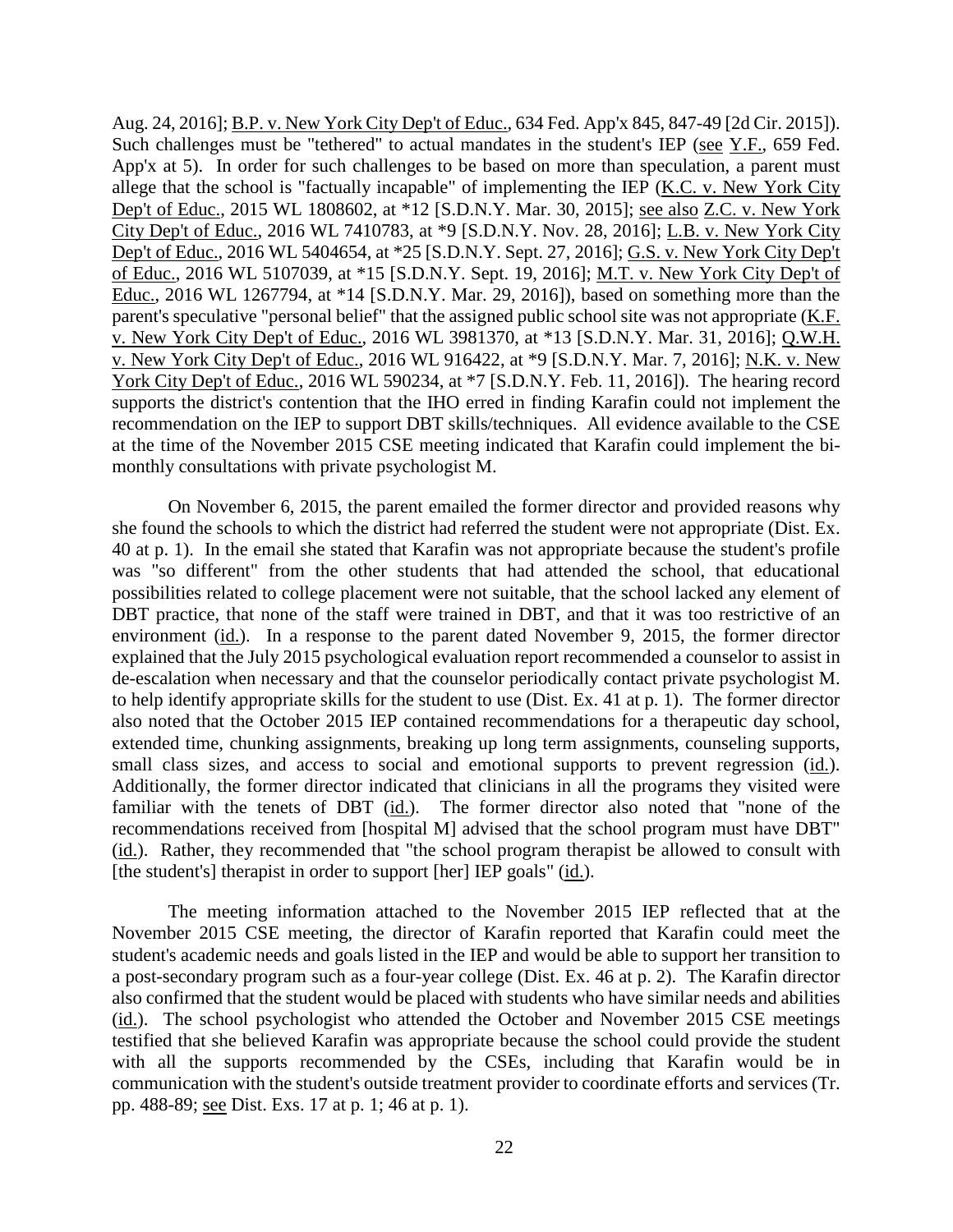Aug. 24, 2016]; B.P. v. New York City Dep't of Educ., 634 Fed. App'x 845, 847-49 [2d Cir. 2015]). Such challenges must be "tethered" to actual mandates in the student's IEP (see Y.F., 659 Fed. App'x at 5). In order for such challenges to be based on more than speculation, a parent must allege that the school is "factually incapable" of implementing the IEP (K.C. v. New York City Dep't of Educ., 2015 WL 1808602, at *12 [S.D.N.Y. Mar. 30, 2015]; see also Z.C. v. New York City Dep't of Educ., 2016 WL 7410783, at *9 [S.D.N.Y. Nov. 28, 2016]; L.B. v. New York City Dep't of Educ., 2016 WL 5404654, at *25 [S.D.N.Y. Sept. 27, 2016]; G.S. v. New York City Dep't of Educ., 2016 WL 5107039, at *15 [S.D.N.Y. Sept. 19, 2016]; M.T. v. New York City Dep't of Educ., 2016 WL 1267794, at *14 [S.D.N.Y. Mar. 29, 2016]), based on something more than the parent's speculative "personal belief" that the assigned public school site was not appropriate (K.F. v. New York City Dep't of Educ., 2016 WL 3981370, at *13 [S.D.N.Y. Mar. 31, 2016]; Q.W.H. v. New York City Dep't of Educ., 2016 WL 916422, at *9 [S.D.N.Y. Mar. 7, 2016]; N.K. v. New York City Dep't of Educ., 2016 WL 590234, at *7 [S.D.N.Y. Feb. 11, 2016]). The hearing record supports the district's contention that the IHO erred in finding Karafin could not implement the recommendation on the IEP to support DBT skills/techniques. All evidence available to the CSE at the time of the November 2015 CSE meeting indicated that Karafin could implement the bi-monthly consultations with private psychologist M.

On November 6, 2015, the parent emailed the former director and provided reasons why she found the schools to which the district had referred the student were not appropriate (Dist. Ex. 40 at p. 1). In the email she stated that Karafin was not appropriate because the student's profile was "so different" from the other students that had attended the school, that educational possibilities related to college placement were not suitable, that the school lacked any element of DBT practice, that none of the staff were trained in DBT, and that it was too restrictive of an environment (id.). In a response to the parent dated November 9, 2015, the former director explained that the July 2015 psychological evaluation report recommended a counselor to assist in de-escalation when necessary and that the counselor periodically contact private psychologist M. to help identify appropriate skills for the student to use (Dist. Ex. 41 at p. 1). The former director also noted that the October 2015 IEP contained recommendations for a therapeutic day school, extended time, chunking assignments, breaking up long term assignments, counseling supports, small class sizes, and access to social and emotional supports to prevent regression (id.). Additionally, the former director indicated that clinicians in all the programs they visited were familiar with the tenets of DBT (id.). The former director also noted that "none of the recommendations received from [hospital M] advised that the school program must have DBT" (id.). Rather, they recommended that "the school program therapist be allowed to consult with [the student's] therapist in order to support [her] IEP goals" (id.).

The meeting information attached to the November 2015 IEP reflected that at the November 2015 CSE meeting, the director of Karafin reported that Karafin could meet the student's academic needs and goals listed in the IEP and would be able to support her transition to a post-secondary program such as a four-year college (Dist. Ex. 46 at p. 2). The Karafin director also confirmed that the student would be placed with students who have similar needs and abilities (id.). The school psychologist who attended the October and November 2015 CSE meetings testified that she believed Karafin was appropriate because the school could provide the student with all the supports recommended by the CSEs, including that Karafin would be in communication with the student's outside treatment provider to coordinate efforts and services (Tr. pp. 488-89; see Dist. Exs. 17 at p. 1; 46 at p. 1).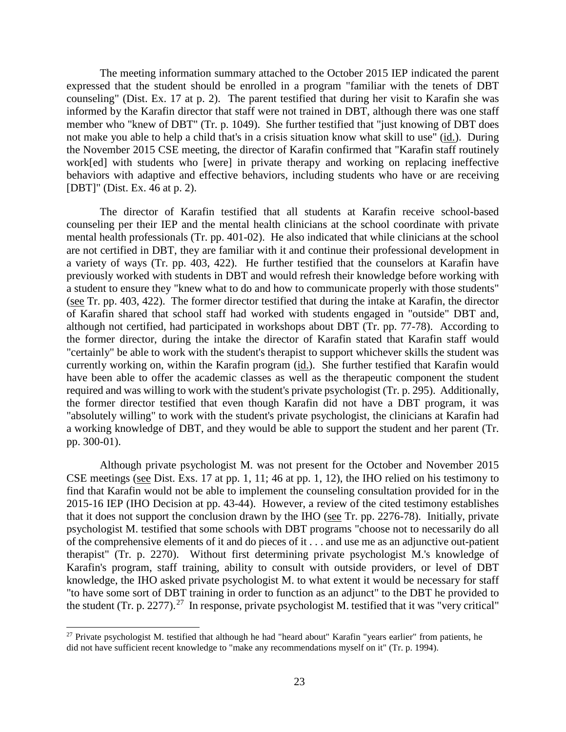The meeting information summary attached to the October 2015 IEP indicated the parent expressed that the student should be enrolled in a program "familiar with the tenets of DBT counseling" (Dist. Ex. 17 at p. 2). The parent testified that during her visit to Karafin she was informed by the Karafin director that staff were not trained in DBT, although there was one staff member who "knew of DBT" (Tr. p. 1049). She further testified that "just knowing of DBT does not make you able to help a child that's in a crisis situation know what skill to use" (id.). During the November 2015 CSE meeting, the director of Karafin confirmed that "Karafin staff routinely work[ed] with students who [were] in private therapy and working on replacing ineffective behaviors with adaptive and effective behaviors, including students who have or are receiving [DBT]" (Dist. Ex. 46 at p. 2).

The director of Karafin testified that all students at Karafin receive school-based counseling per their IEP and the mental health clinicians at the school coordinate with private mental health professionals (Tr. pp. 401-02). He also indicated that while clinicians at the school are not certified in DBT, they are familiar with it and continue their professional development in a variety of ways (Tr. pp. 403, 422). He further testified that the counselors at Karafin have previously worked with students in DBT and would refresh their knowledge before working with a student to ensure they "knew what to do and how to communicate properly with those students" (see Tr. pp. 403, 422). The former director testified that during the intake at Karafin, the director of Karafin shared that school staff had worked with students engaged in "outside" DBT and, although not certified, had participated in workshops about DBT (Tr. pp. 77-78). According to the former director, during the intake the director of Karafin stated that Karafin staff would "certainly" be able to work with the student's therapist to support whichever skills the student was currently working on, within the Karafin program (id.). She further testified that Karafin would have been able to offer the academic classes as well as the therapeutic component the student required and was willing to work with the student's private psychologist (Tr. p. 295). Additionally, the former director testified that even though Karafin did not have a DBT program, it was "absolutely willing" to work with the student's private psychologist, the clinicians at Karafin had a working knowledge of DBT, and they would be able to support the student and her parent (Tr. pp. 300-01).

Although private psychologist M. was not present for the October and November 2015 CSE meetings (see Dist. Exs. 17 at pp. 1, 11; 46 at pp. 1, 12), the IHO relied on his testimony to find that Karafin would not be able to implement the counseling consultation provided for in the 2015-16 IEP (IHO Decision at pp. 43-44). However, a review of the cited testimony establishes that it does not support the conclusion drawn by the IHO (see Tr. pp. 2276-78). Initially, private psychologist M. testified that some schools with DBT programs "choose not to necessarily do all of the comprehensive elements of it and do pieces of it . . . and use me as an adjunctive out-patient therapist" (Tr. p. 2270). Without first determining private psychologist M.'s knowledge of Karafin's program, staff training, ability to consult with outside providers, or level of DBT knowledge, the IHO asked private psychologist M. to what extent it would be necessary for staff "to have some sort of DBT training in order to function as an adjunct" to the DBT he provided to the student (Tr. p. 2277).[27] In response, private psychologist M. testified that it was "very critical"

[27] Private psychologist M. testified that although he had "heard about" Karafin "years earlier" from patients, he did not have sufficient recent knowledge to "make any recommendations myself on it" (Tr. p. 1994).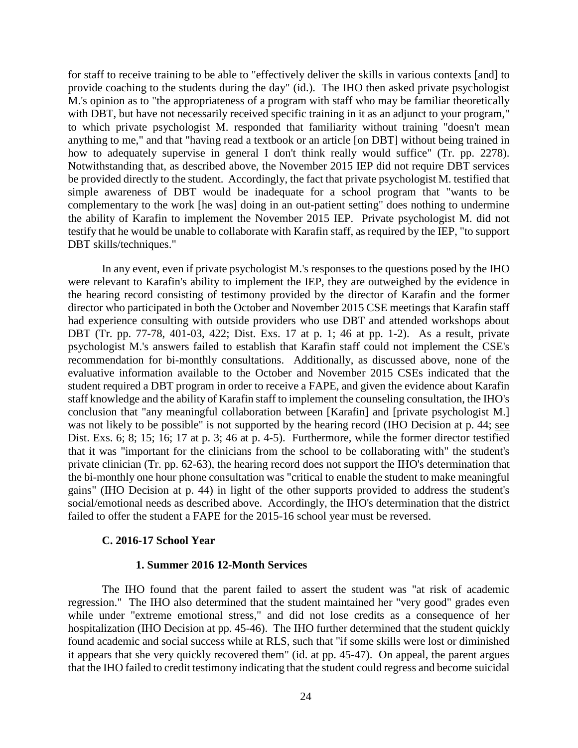for staff to receive training to be able to "effectively deliver the skills in various contexts [and] to provide coaching to the students during the day" (id.). The IHO then asked private psychologist M.'s opinion as to "the appropriateness of a program with staff who may be familiar theoretically with DBT, but have not necessarily received specific training in it as an adjunct to your program," to which private psychologist M. responded that familiarity without training "doesn't mean anything to me," and that "having read a textbook or an article [on DBT] without being trained in how to adequately supervise in general I don't think really would suffice" (Tr. pp. 2278). Notwithstanding that, as described above, the November 2015 IEP did not require DBT services be provided directly to the student. Accordingly, the fact that private psychologist M. testified that simple awareness of DBT would be inadequate for a school program that "wants to be complementary to the work [he was] doing in an out-patient setting" does nothing to undermine the ability of Karafin to implement the November 2015 IEP. Private psychologist M. did not testify that he would be unable to collaborate with Karafin staff, as required by the IEP, "to support DBT skills/techniques."

In any event, even if private psychologist M.'s responses to the questions posed by the IHO were relevant to Karafin's ability to implement the IEP, they are outweighed by the evidence in the hearing record consisting of testimony provided by the director of Karafin and the former director who participated in both the October and November 2015 CSE meetings that Karafin staff had experience consulting with outside providers who use DBT and attended workshops about DBT (Tr. pp. 77-78, 401-03, 422; Dist. Exs. 17 at p. 1; 46 at pp. 1-2). As a result, private psychologist M.'s answers failed to establish that Karafin staff could not implement the CSE's recommendation for bi-monthly consultations. Additionally, as discussed above, none of the evaluative information available to the October and November 2015 CSEs indicated that the student required a DBT program in order to receive a FAPE, and given the evidence about Karafin staff knowledge and the ability of Karafin staff to implement the counseling consultation, the IHO's conclusion that "any meaningful collaboration between [Karafin] and [private psychologist M.] was not likely to be possible" is not supported by the hearing record (IHO Decision at p. 44; see Dist. Exs. 6; 8; 15; 16; 17 at p. 3; 46 at p. 4-5). Furthermore, while the former director testified that it was "important for the clinicians from the school to be collaborating with" the student's private clinician (Tr. pp. 62-63), the hearing record does not support the IHO's determination that the bi-monthly one hour phone consultation was "critical to enable the student to make meaningful gains" (IHO Decision at p. 44) in light of the other supports provided to address the student's social/emotional needs as described above. Accordingly, the IHO's determination that the district failed to offer the student a FAPE for the 2015-16 school year must be reversed.

### C. 2016-17 School Year

#### 1. Summer 2016 12-Month Services

The IHO found that the parent failed to assert the student was "at risk of academic regression." The IHO also determined that the student maintained her "very good" grades even while under "extreme emotional stress," and did not lose credits as a consequence of her hospitalization (IHO Decision at pp. 45-46). The IHO further determined that the student quickly found academic and social success while at RLS, such that "if some skills were lost or diminished it appears that she very quickly recovered them" (id. at pp. 45-47). On appeal, the parent argues that the IHO failed to credit testimony indicating that the student could regress and become suicidal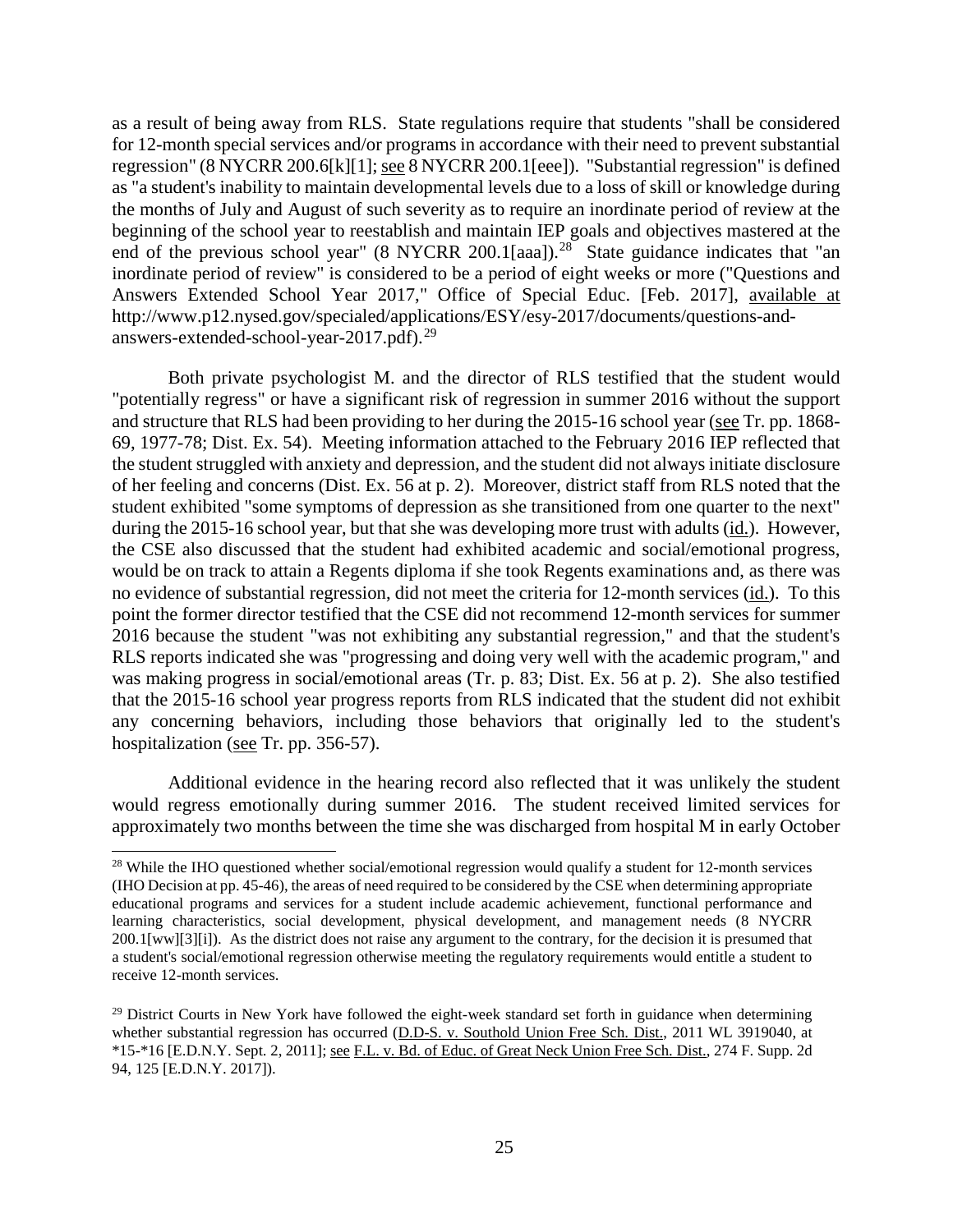as a result of being away from RLS. State regulations require that students "shall be considered for 12-month special services and/or programs in accordance with their need to prevent substantial regression" (8 NYCRR 200.6[k][1]; see 8 NYCRR 200.1[eee]). "Substantial regression" is defined as "a student's inability to maintain developmental levels due to a loss of skill or knowledge during the months of July and August of such severity as to require an inordinate period of review at the beginning of the school year to reestablish and maintain IEP goals and objectives mastered at the end of the previous school year" (8 NYCRR 200.1[aaa]).[28] State guidance indicates that "an inordinate period of review" is considered to be a period of eight weeks or more ("Questions and Answers Extended School Year 2017," Office of Special Educ. [Feb. 2017], available at http://www.p12.nysed.gov/specialed/applications/ESY/esy-2017/documents/questions-and-answers-extended-school-year-2017.pdf).[29]

Both private psychologist M. and the director of RLS testified that the student would "potentially regress" or have a significant risk of regression in summer 2016 without the support and structure that RLS had been providing to her during the 2015-16 school year (see Tr. pp. 1868-69, 1977-78; Dist. Ex. 54). Meeting information attached to the February 2016 IEP reflected that the student struggled with anxiety and depression, and the student did not always initiate disclosure of her feeling and concerns (Dist. Ex. 56 at p. 2). Moreover, district staff from RLS noted that the student exhibited "some symptoms of depression as she transitioned from one quarter to the next" during the 2015-16 school year, but that she was developing more trust with adults (id.). However, the CSE also discussed that the student had exhibited academic and social/emotional progress, would be on track to attain a Regents diploma if she took Regents examinations and, as there was no evidence of substantial regression, did not meet the criteria for 12-month services (id.). To this point the former director testified that the CSE did not recommend 12-month services for summer 2016 because the student "was not exhibiting any substantial regression," and that the student's RLS reports indicated she was "progressing and doing very well with the academic program," and was making progress in social/emotional areas (Tr. p. 83; Dist. Ex. 56 at p. 2). She also testified that the 2015-16 school year progress reports from RLS indicated that the student did not exhibit any concerning behaviors, including those behaviors that originally led to the student's hospitalization (see Tr. pp. 356-57).

Additional evidence in the hearing record also reflected that it was unlikely the student would regress emotionally during summer 2016. The student received limited services for approximately two months between the time she was discharged from hospital M in early October

---

[28] While the IHO questioned whether social/emotional regression would qualify a student for 12-month services (IHO Decision at pp. 45-46), the areas of need required to be considered by the CSE when determining appropriate educational programs and services for a student include academic achievement, functional performance and learning characteristics, social development, physical development, and management needs (8 NYCRR 200.1[ww][3][i]). As the district does not raise any argument to the contrary, for the decision it is presumed that a student's social/emotional regression otherwise meeting the regulatory requirements would entitle a student to receive 12-month services.

[29] District Courts in New York have followed the eight-week standard set forth in guidance when determining whether substantial regression has occurred (D.D-S. v. Southold Union Free Sch. Dist., 2011 WL 3919040, at *15-*16 [E.D.N.Y. Sept. 2, 2011]; see F.L. v. Bd. of Educ. of Great Neck Union Free Sch. Dist., 274 F. Supp. 2d 94, 125 [E.D.N.Y. 2017]).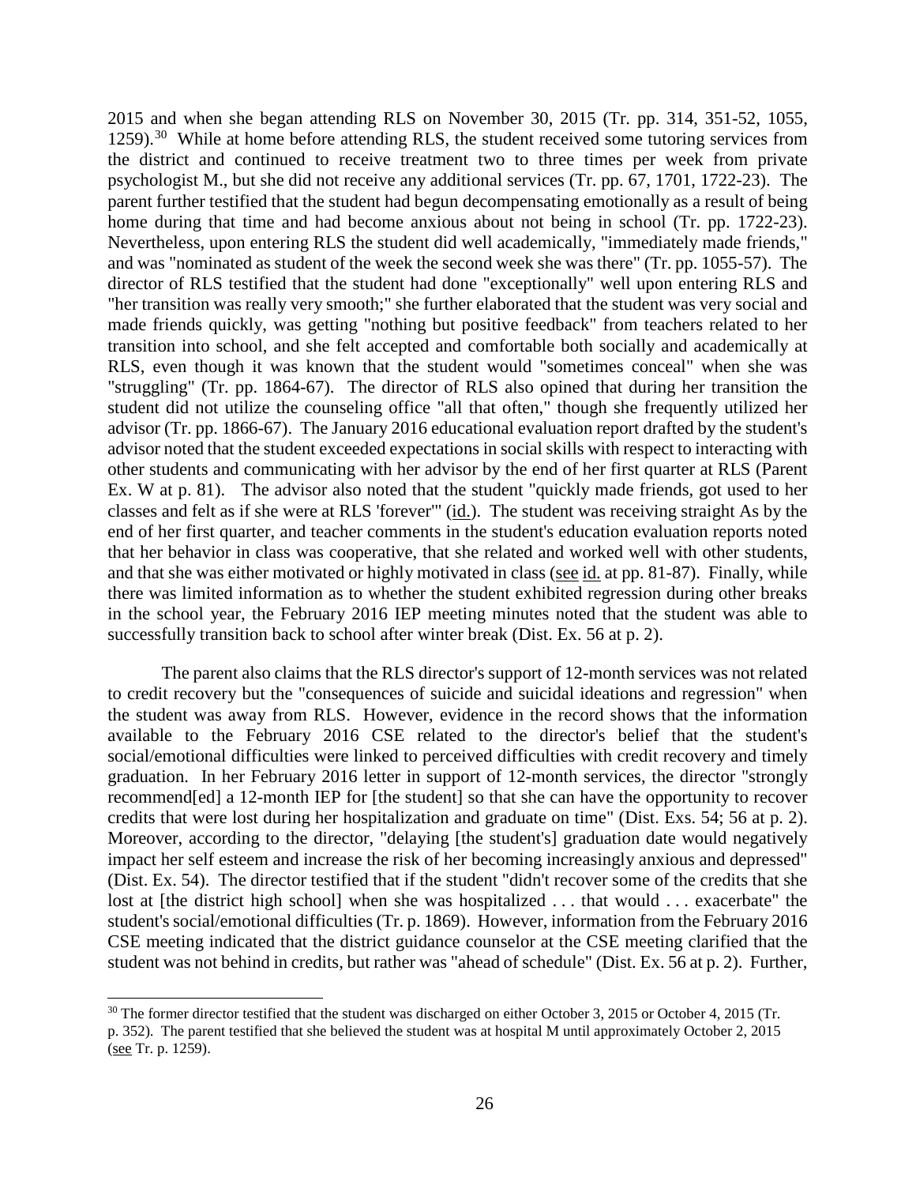2015 and when she began attending RLS on November 30, 2015 (Tr. pp. 314, 351-52, 1055, 1259).[30] While at home before attending RLS, the student received some tutoring services from the district and continued to receive treatment two to three times per week from private psychologist M., but she did not receive any additional services (Tr. pp. 67, 1701, 1722-23). The parent further testified that the student had begun decompensating emotionally as a result of being home during that time and had become anxious about not being in school (Tr. pp. 1722-23). Nevertheless, upon entering RLS the student did well academically, "immediately made friends," and was "nominated as student of the week the second week she was there" (Tr. pp. 1055-57). The director of RLS testified that the student had done "exceptionally" well upon entering RLS and "her transition was really very smooth;" she further elaborated that the student was very social and made friends quickly, was getting "nothing but positive feedback" from teachers related to her transition into school, and she felt accepted and comfortable both socially and academically at RLS, even though it was known that the student would "sometimes conceal" when she was "struggling" (Tr. pp. 1864-67). The director of RLS also opined that during her transition the student did not utilize the counseling office "all that often," though she frequently utilized her advisor (Tr. pp. 1866-67). The January 2016 educational evaluation report drafted by the student's advisor noted that the student exceeded expectations in social skills with respect to interacting with other students and communicating with her advisor by the end of her first quarter at RLS (Parent Ex. W at p. 81). The advisor also noted that the student "quickly made friends, got used to her classes and felt as if she were at RLS 'forever'" (id.). The student was receiving straight As by the end of her first quarter, and teacher comments in the student's education evaluation reports noted that her behavior in class was cooperative, that she related and worked well with other students, and that she was either motivated or highly motivated in class (see id. at pp. 81-87). Finally, while there was limited information as to whether the student exhibited regression during other breaks in the school year, the February 2016 IEP meeting minutes noted that the student was able to successfully transition back to school after winter break (Dist. Ex. 56 at p. 2).

The parent also claims that the RLS director's support of 12-month services was not related to credit recovery but the "consequences of suicide and suicidal ideations and regression" when the student was away from RLS. However, evidence in the record shows that the information available to the February 2016 CSE related to the director's belief that the student's social/emotional difficulties were linked to perceived difficulties with credit recovery and timely graduation. In her February 2016 letter in support of 12-month services, the director "strongly recommend[ed] a 12-month IEP for [the student] so that she can have the opportunity to recover credits that were lost during her hospitalization and graduate on time" (Dist. Exs. 54; 56 at p. 2). Moreover, according to the director, "delaying [the student's] graduation date would negatively impact her self esteem and increase the risk of her becoming increasingly anxious and depressed" (Dist. Ex. 54). The director testified that if the student "didn't recover some of the credits that she lost at [the district high school] when she was hospitalized . . . that would . . . exacerbate" the student's social/emotional difficulties (Tr. p. 1869). However, information from the February 2016 CSE meeting indicated that the district guidance counselor at the CSE meeting clarified that the student was not behind in credits, but rather was "ahead of schedule" (Dist. Ex. 56 at p. 2). Further,

[30] The former director testified that the student was discharged on either October 3, 2015 or October 4, 2015 (Tr. p. 352). The parent testified that she believed the student was at hospital M until approximately October 2, 2015 (see Tr. p. 1259).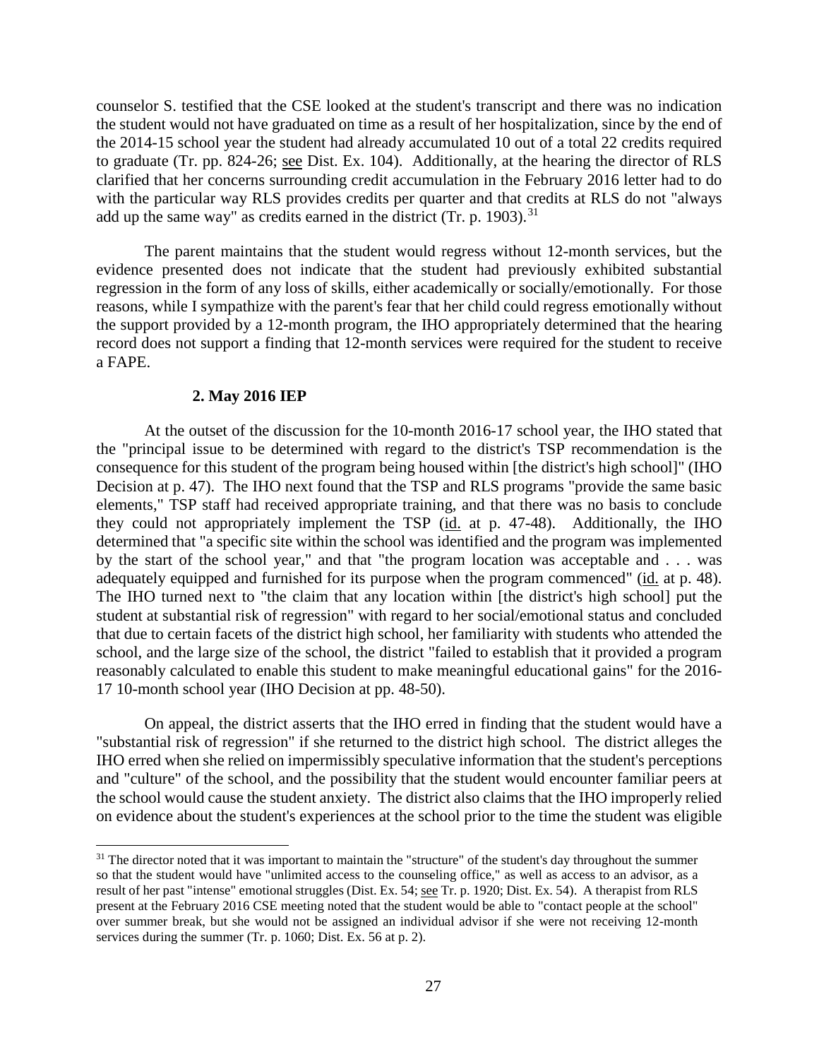counselor S. testified that the CSE looked at the student's transcript and there was no indication the student would not have graduated on time as a result of her hospitalization, since by the end of the 2014-15 school year the student had already accumulated 10 out of a total 22 credits required to graduate (Tr. pp. 824-26; see Dist. Ex. 104). Additionally, at the hearing the director of RLS clarified that her concerns surrounding credit accumulation in the February 2016 letter had to do with the particular way RLS provides credits per quarter and that credits at RLS do not "always add up the same way" as credits earned in the district (Tr. p. 1903).[31]

The parent maintains that the student would regress without 12-month services, but the evidence presented does not indicate that the student had previously exhibited substantial regression in the form of any loss of skills, either academically or socially/emotionally. For those reasons, while I sympathize with the parent's fear that her child could regress emotionally without the support provided by a 12-month program, the IHO appropriately determined that the hearing record does not support a finding that 12-month services were required for the student to receive a FAPE.

**2. May 2016 IEP**

At the outset of the discussion for the 10-month 2016-17 school year, the IHO stated that the "principal issue to be determined with regard to the district's TSP recommendation is the consequence for this student of the program being housed within [the district's high school]" (IHO Decision at p. 47). The IHO next found that the TSP and RLS programs "provide the same basic elements," TSP staff had received appropriate training, and that there was no basis to conclude they could not appropriately implement the TSP (id. at p. 47-48). Additionally, the IHO determined that "a specific site within the school was identified and the program was implemented by the start of the school year," and that "the program location was acceptable and . . . was adequately equipped and furnished for its purpose when the program commenced" (id. at p. 48). The IHO turned next to "the claim that any location within [the district's high school] put the student at substantial risk of regression" with regard to her social/emotional status and concluded that due to certain facets of the district high school, her familiarity with students who attended the school, and the large size of the school, the district "failed to establish that it provided a program reasonably calculated to enable this student to make meaningful educational gains" for the 2016-17 10-month school year (IHO Decision at pp. 48-50).

On appeal, the district asserts that the IHO erred in finding that the student would have a "substantial risk of regression" if she returned to the district high school. The district alleges the IHO erred when she relied on impermissibly speculative information that the student's perceptions and "culture" of the school, and the possibility that the student would encounter familiar peers at the school would cause the student anxiety. The district also claims that the IHO improperly relied on evidence about the student's experiences at the school prior to the time the student was eligible

[31] The director noted that it was important to maintain the "structure" of the student's day throughout the summer so that the student would have "unlimited access to the counseling office," as well as access to an advisor, as a result of her past "intense" emotional struggles (Dist. Ex. 54; see Tr. p. 1920; Dist. Ex. 54). A therapist from RLS present at the February 2016 CSE meeting noted that the student would be able to "contact people at the school" over summer break, but she would not be assigned an individual advisor if she were not receiving 12-month services during the summer (Tr. p. 1060; Dist. Ex. 56 at p. 2).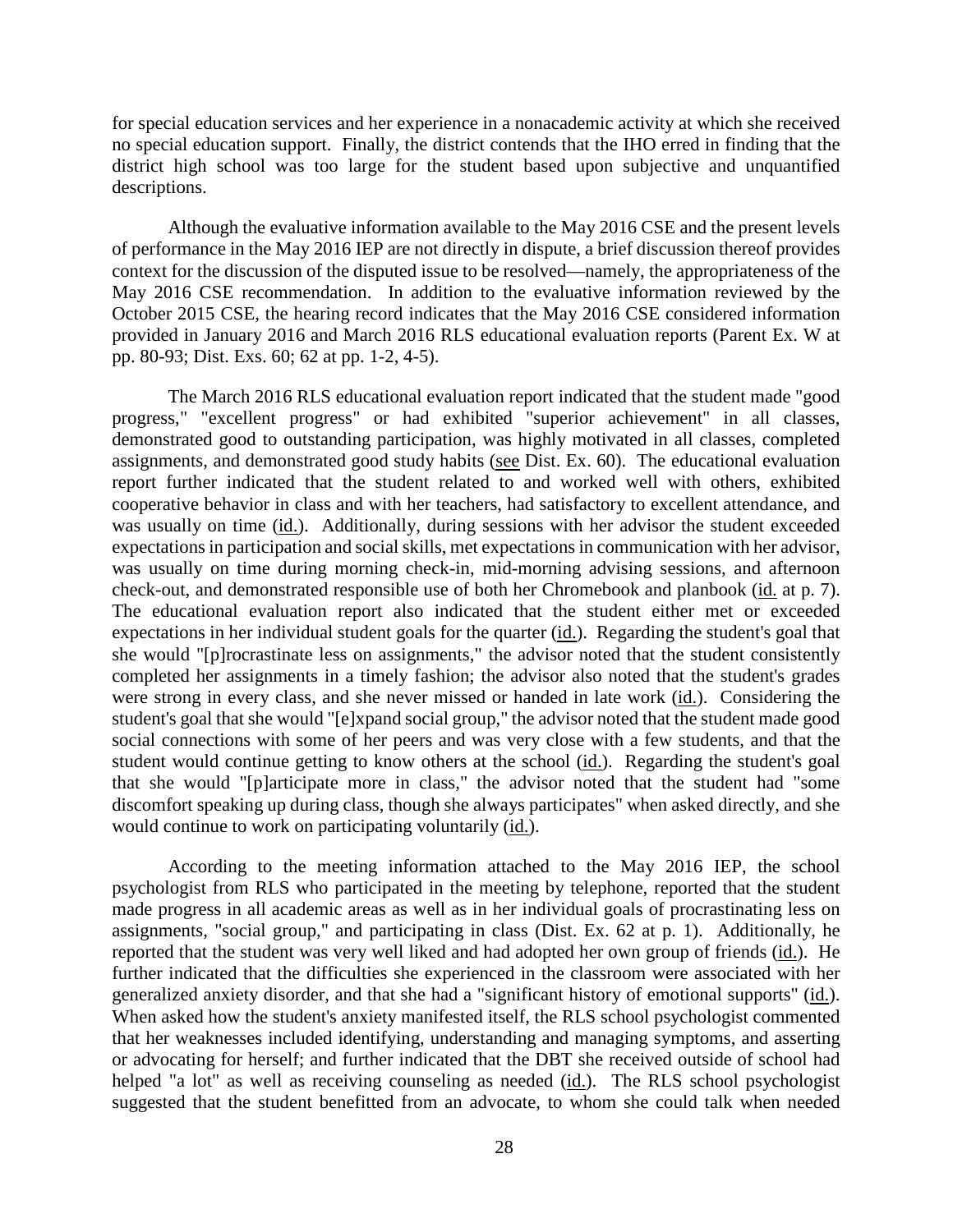for special education services and her experience in a nonacademic activity at which she received no special education support. Finally, the district contends that the IHO erred in finding that the district high school was too large for the student based upon subjective and unquantified descriptions.

Although the evaluative information available to the May 2016 CSE and the present levels of performance in the May 2016 IEP are not directly in dispute, a brief discussion thereof provides context for the discussion of the disputed issue to be resolved—namely, the appropriateness of the May 2016 CSE recommendation. In addition to the evaluative information reviewed by the October 2015 CSE, the hearing record indicates that the May 2016 CSE considered information provided in January 2016 and March 2016 RLS educational evaluation reports (Parent Ex. W at pp. 80-93; Dist. Exs. 60; 62 at pp. 1-2, 4-5).

The March 2016 RLS educational evaluation report indicated that the student made "good progress," "excellent progress" or had exhibited "superior achievement" in all classes, demonstrated good to outstanding participation, was highly motivated in all classes, completed assignments, and demonstrated good study habits (see Dist. Ex. 60). The educational evaluation report further indicated that the student related to and worked well with others, exhibited cooperative behavior in class and with her teachers, had satisfactory to excellent attendance, and was usually on time (id.). Additionally, during sessions with her advisor the student exceeded expectations in participation and social skills, met expectations in communication with her advisor, was usually on time during morning check-in, mid-morning advising sessions, and afternoon check-out, and demonstrated responsible use of both her Chromebook and planbook (id. at p. 7). The educational evaluation report also indicated that the student either met or exceeded expectations in her individual student goals for the quarter (id.). Regarding the student's goal that she would "[p]rocrastinate less on assignments," the advisor noted that the student consistently completed her assignments in a timely fashion; the advisor also noted that the student's grades were strong in every class, and she never missed or handed in late work (id.). Considering the student's goal that she would "[e]xpand social group," the advisor noted that the student made good social connections with some of her peers and was very close with a few students, and that the student would continue getting to know others at the school (id.). Regarding the student's goal that she would "[p]articipate more in class," the advisor noted that the student had "some discomfort speaking up during class, though she always participates" when asked directly, and she would continue to work on participating voluntarily (id.).

According to the meeting information attached to the May 2016 IEP, the school psychologist from RLS who participated in the meeting by telephone, reported that the student made progress in all academic areas as well as in her individual goals of procrastinating less on assignments, "social group," and participating in class (Dist. Ex. 62 at p. 1). Additionally, he reported that the student was very well liked and had adopted her own group of friends (id.). He further indicated that the difficulties she experienced in the classroom were associated with her generalized anxiety disorder, and that she had a "significant history of emotional supports" (id.). When asked how the student's anxiety manifested itself, the RLS school psychologist commented that her weaknesses included identifying, understanding and managing symptoms, and asserting or advocating for herself; and further indicated that the DBT she received outside of school had helped "a lot" as well as receiving counseling as needed (id.). The RLS school psychologist suggested that the student benefitted from an advocate, to whom she could talk when needed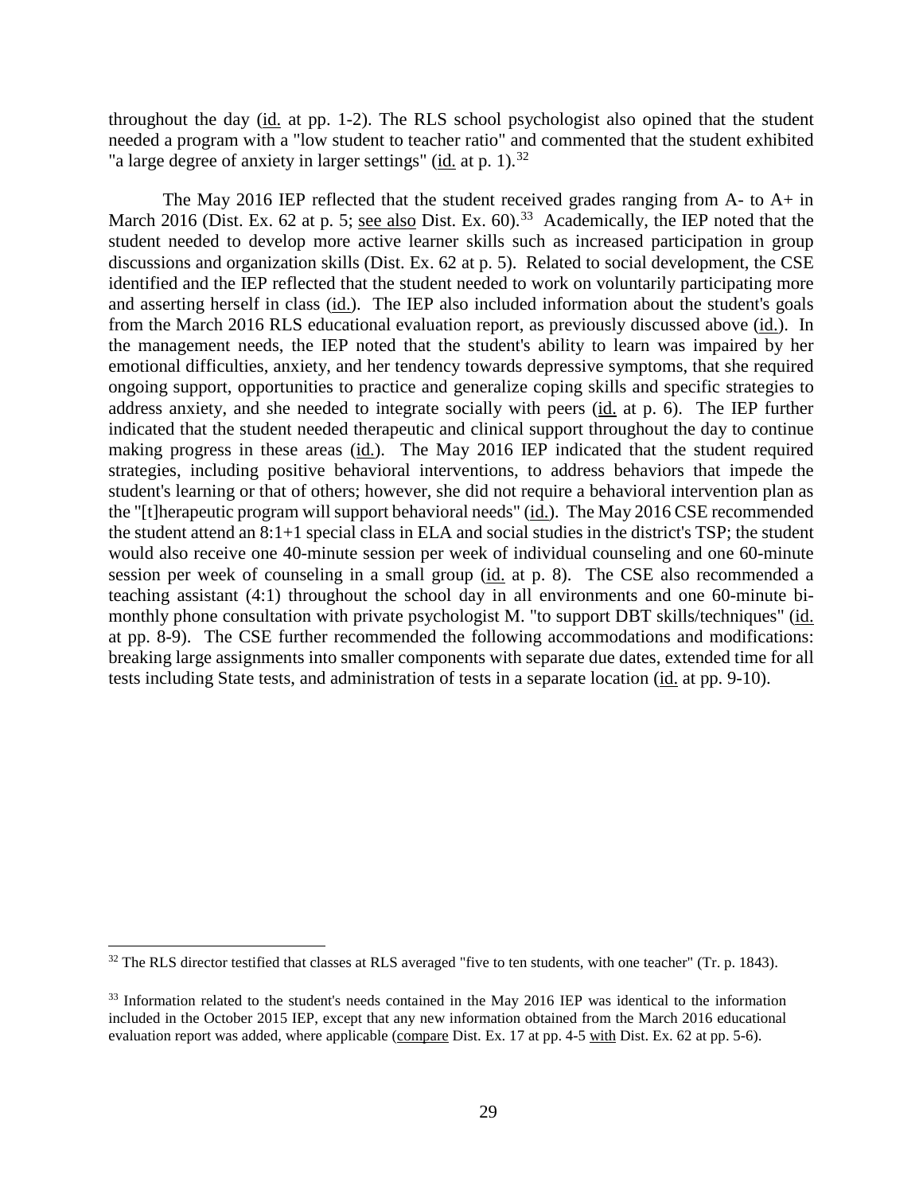throughout the day (id. at pp. 1-2). The RLS school psychologist also opined that the student needed a program with a "low student to teacher ratio" and commented that the student exhibited "a large degree of anxiety in larger settings" (id. at p. 1).[32]

The May 2016 IEP reflected that the student received grades ranging from A- to A+ in March 2016 (Dist. Ex. 62 at p. 5; see also Dist. Ex. 60).[33] Academically, the IEP noted that the student needed to develop more active learner skills such as increased participation in group discussions and organization skills (Dist. Ex. 62 at p. 5). Related to social development, the CSE identified and the IEP reflected that the student needed to work on voluntarily participating more and asserting herself in class (id.). The IEP also included information about the student's goals from the March 2016 RLS educational evaluation report, as previously discussed above (id.). In the management needs, the IEP noted that the student's ability to learn was impaired by her emotional difficulties, anxiety, and her tendency towards depressive symptoms, that she required ongoing support, opportunities to practice and generalize coping skills and specific strategies to address anxiety, and she needed to integrate socially with peers (id. at p. 6). The IEP further indicated that the student needed therapeutic and clinical support throughout the day to continue making progress in these areas (id.). The May 2016 IEP indicated that the student required strategies, including positive behavioral interventions, to address behaviors that impede the student's learning or that of others; however, she did not require a behavioral intervention plan as the "[t]herapeutic program will support behavioral needs" (id.). The May 2016 CSE recommended the student attend an 8:1+1 special class in ELA and social studies in the district's TSP; the student would also receive one 40-minute session per week of individual counseling and one 60-minute session per week of counseling in a small group (id. at p. 8). The CSE also recommended a teaching assistant (4:1) throughout the school day in all environments and one 60-minute bi-monthly phone consultation with private psychologist M. "to support DBT skills/techniques" (id. at pp. 8-9). The CSE further recommended the following accommodations and modifications: breaking large assignments into smaller components with separate due dates, extended time for all tests including State tests, and administration of tests in a separate location (id. at pp. 9-10).

---

[32] The RLS director testified that classes at RLS averaged "five to ten students, with one teacher" (Tr. p. 1843).

[33] Information related to the student's needs contained in the May 2016 IEP was identical to the information included in the October 2015 IEP, except that any new information obtained from the March 2016 educational evaluation report was added, where applicable (compare Dist. Ex. 17 at pp. 4-5 with Dist. Ex. 62 at pp. 5-6).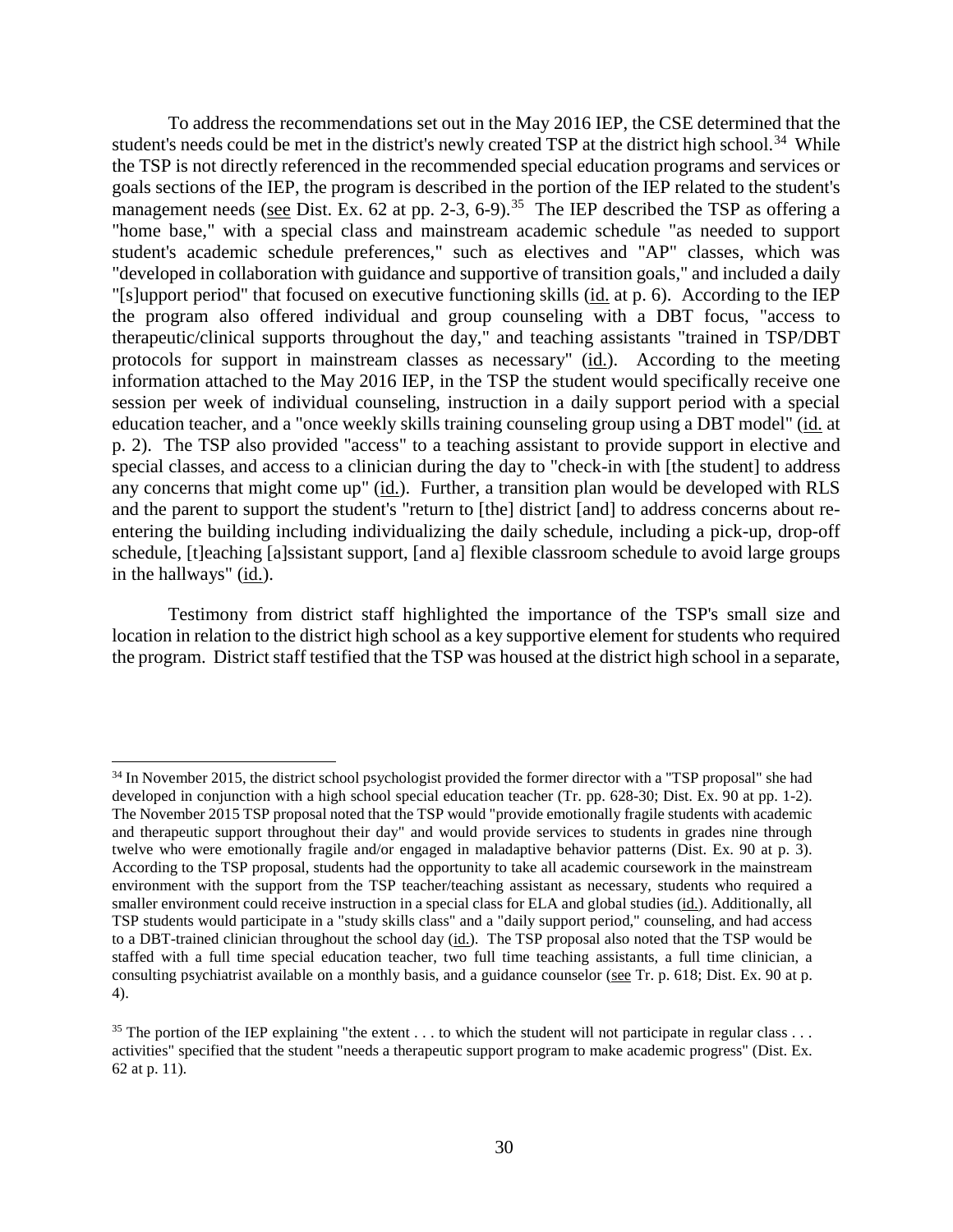To address the recommendations set out in the May 2016 IEP, the CSE determined that the student's needs could be met in the district's newly created TSP at the district high school.[34] While the TSP is not directly referenced in the recommended special education programs and services or goals sections of the IEP, the program is described in the portion of the IEP related to the student's management needs (see Dist. Ex. 62 at pp. 2-3, 6-9).[35] The IEP described the TSP as offering a "home base," with a special class and mainstream academic schedule "as needed to support student's academic schedule preferences," such as electives and "AP" classes, which was "developed in collaboration with guidance and supportive of transition goals," and included a daily "[s]upport period" that focused on executive functioning skills (id. at p. 6). According to the IEP the program also offered individual and group counseling with a DBT focus, "access to therapeutic/clinical supports throughout the day," and teaching assistants "trained in TSP/DBT protocols for support in mainstream classes as necessary" (id.). According to the meeting information attached to the May 2016 IEP, in the TSP the student would specifically receive one session per week of individual counseling, instruction in a daily support period with a special education teacher, and a "once weekly skills training counseling group using a DBT model" (id. at p. 2). The TSP also provided "access" to a teaching assistant to provide support in elective and special classes, and access to a clinician during the day to "check-in with [the student] to address any concerns that might come up" (id.). Further, a transition plan would be developed with RLS and the parent to support the student's "return to [the] district [and] to address concerns about re-entering the building including individualizing the daily schedule, including a pick-up, drop-off schedule, [t]eaching [a]ssistant support, [and a] flexible classroom schedule to avoid large groups in the hallways" (id.).

Testimony from district staff highlighted the importance of the TSP's small size and location in relation to the district high school as a key supportive element for students who required the program. District staff testified that the TSP was housed at the district high school in a separate,

---

[34] In November 2015, the district school psychologist provided the former director with a "TSP proposal" she had developed in conjunction with a high school special education teacher (Tr. pp. 628-30; Dist. Ex. 90 at pp. 1-2). The November 2015 TSP proposal noted that the TSP would "provide emotionally fragile students with academic and therapeutic support throughout their day" and would provide services to students in grades nine through twelve who were emotionally fragile and/or engaged in maladaptive behavior patterns (Dist. Ex. 90 at p. 3). According to the TSP proposal, students had the opportunity to take all academic coursework in the mainstream environment with the support from the TSP teacher/teaching assistant as necessary, students who required a smaller environment could receive instruction in a special class for ELA and global studies (id.). Additionally, all TSP students would participate in a "study skills class" and a "daily support period," counseling, and had access to a DBT-trained clinician throughout the school day (id.). The TSP proposal also noted that the TSP would be staffed with a full time special education teacher, two full time teaching assistants, a full time clinician, a consulting psychiatrist available on a monthly basis, and a guidance counselor (see Tr. p. 618; Dist. Ex. 90 at p. 4).

[35] The portion of the IEP explaining "the extent . . . to which the student will not participate in regular class . . . activities" specified that the student "needs a therapeutic support program to make academic progress" (Dist. Ex. 62 at p. 11).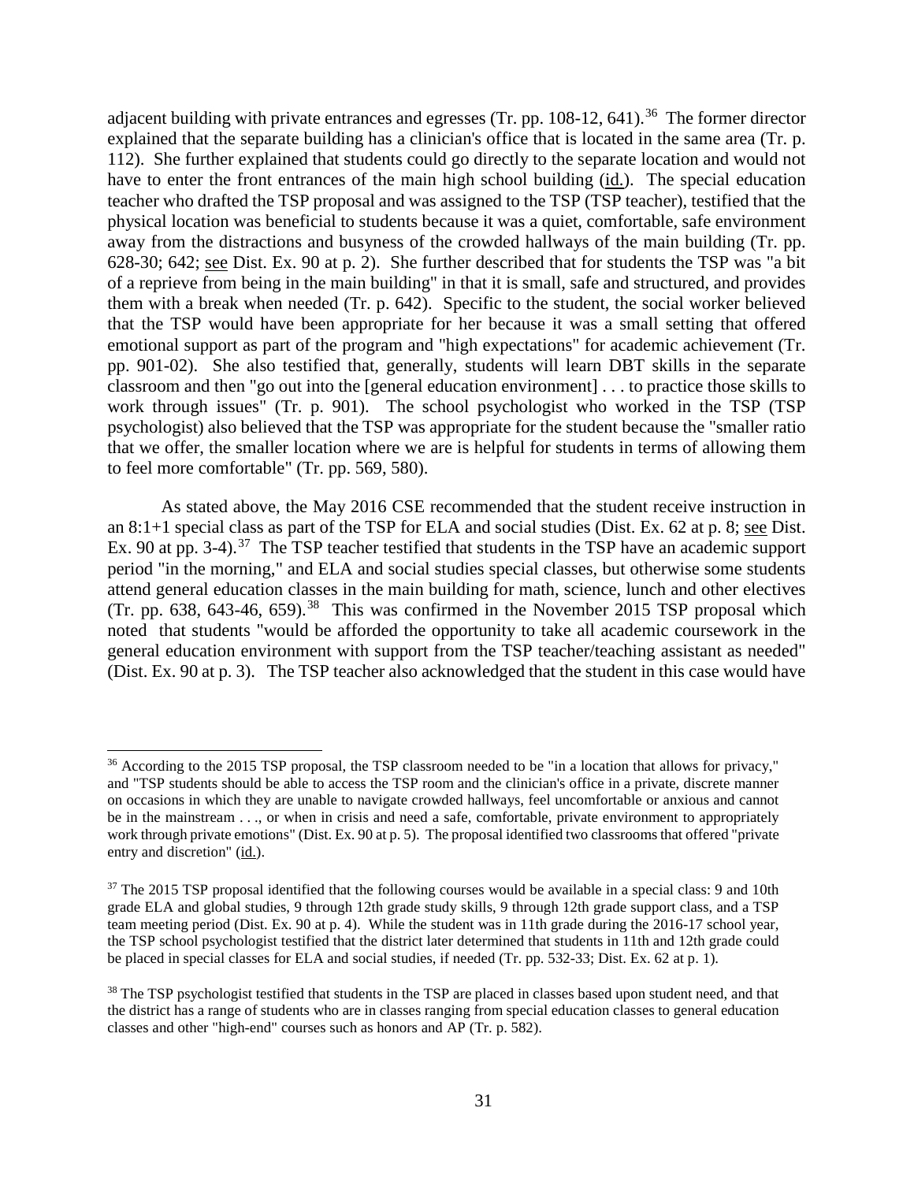adjacent building with private entrances and egresses (Tr. pp. 108-12, 641).[36] The former director explained that the separate building has a clinician's office that is located in the same area (Tr. p. 112). She further explained that students could go directly to the separate location and would not have to enter the front entrances of the main high school building (id.). The special education teacher who drafted the TSP proposal and was assigned to the TSP (TSP teacher), testified that the physical location was beneficial to students because it was a quiet, comfortable, safe environment away from the distractions and busyness of the crowded hallways of the main building (Tr. pp. 628-30; 642; see Dist. Ex. 90 at p. 2). She further described that for students the TSP was "a bit of a reprieve from being in the main building" in that it is small, safe and structured, and provides them with a break when needed (Tr. p. 642). Specific to the student, the social worker believed that the TSP would have been appropriate for her because it was a small setting that offered emotional support as part of the program and "high expectations" for academic achievement (Tr. pp. 901-02). She also testified that, generally, students will learn DBT skills in the separate classroom and then "go out into the [general education environment] . . . to practice those skills to work through issues" (Tr. p. 901). The school psychologist who worked in the TSP (TSP psychologist) also believed that the TSP was appropriate for the student because the "smaller ratio that we offer, the smaller location where we are is helpful for students in terms of allowing them to feel more comfortable" (Tr. pp. 569, 580).

As stated above, the May 2016 CSE recommended that the student receive instruction in an 8:1+1 special class as part of the TSP for ELA and social studies (Dist. Ex. 62 at p. 8; see Dist. Ex. 90 at pp. 3-4).[37] The TSP teacher testified that students in the TSP have an academic support period "in the morning," and ELA and social studies special classes, but otherwise some students attend general education classes in the main building for math, science, lunch and other electives (Tr. pp. 638, 643-46, 659).[38] This was confirmed in the November 2015 TSP proposal which noted that students "would be afforded the opportunity to take all academic coursework in the general education environment with support from the TSP teacher/teaching assistant as needed" (Dist. Ex. 90 at p. 3). The TSP teacher also acknowledged that the student in this case would have

---

[36] According to the 2015 TSP proposal, the TSP classroom needed to be "in a location that allows for privacy," and "TSP students should be able to access the TSP room and the clinician's office in a private, discrete manner on occasions in which they are unable to navigate crowded hallways, feel uncomfortable or anxious and cannot be in the mainstream . . ., or when in crisis and need a safe, comfortable, private environment to appropriately work through private emotions" (Dist. Ex. 90 at p. 5). The proposal identified two classrooms that offered "private entry and discretion" (id.).

[37] The 2015 TSP proposal identified that the following courses would be available in a special class: 9 and 10th grade ELA and global studies, 9 through 12th grade study skills, 9 through 12th grade support class, and a TSP team meeting period (Dist. Ex. 90 at p. 4). While the student was in 11th grade during the 2016-17 school year, the TSP school psychologist testified that the district later determined that students in 11th and 12th grade could be placed in special classes for ELA and social studies, if needed (Tr. pp. 532-33; Dist. Ex. 62 at p. 1).

[38] The TSP psychologist testified that students in the TSP are placed in classes based upon student need, and that the district has a range of students who are in classes ranging from special education classes to general education classes and other "high-end" courses such as honors and AP (Tr. p. 582).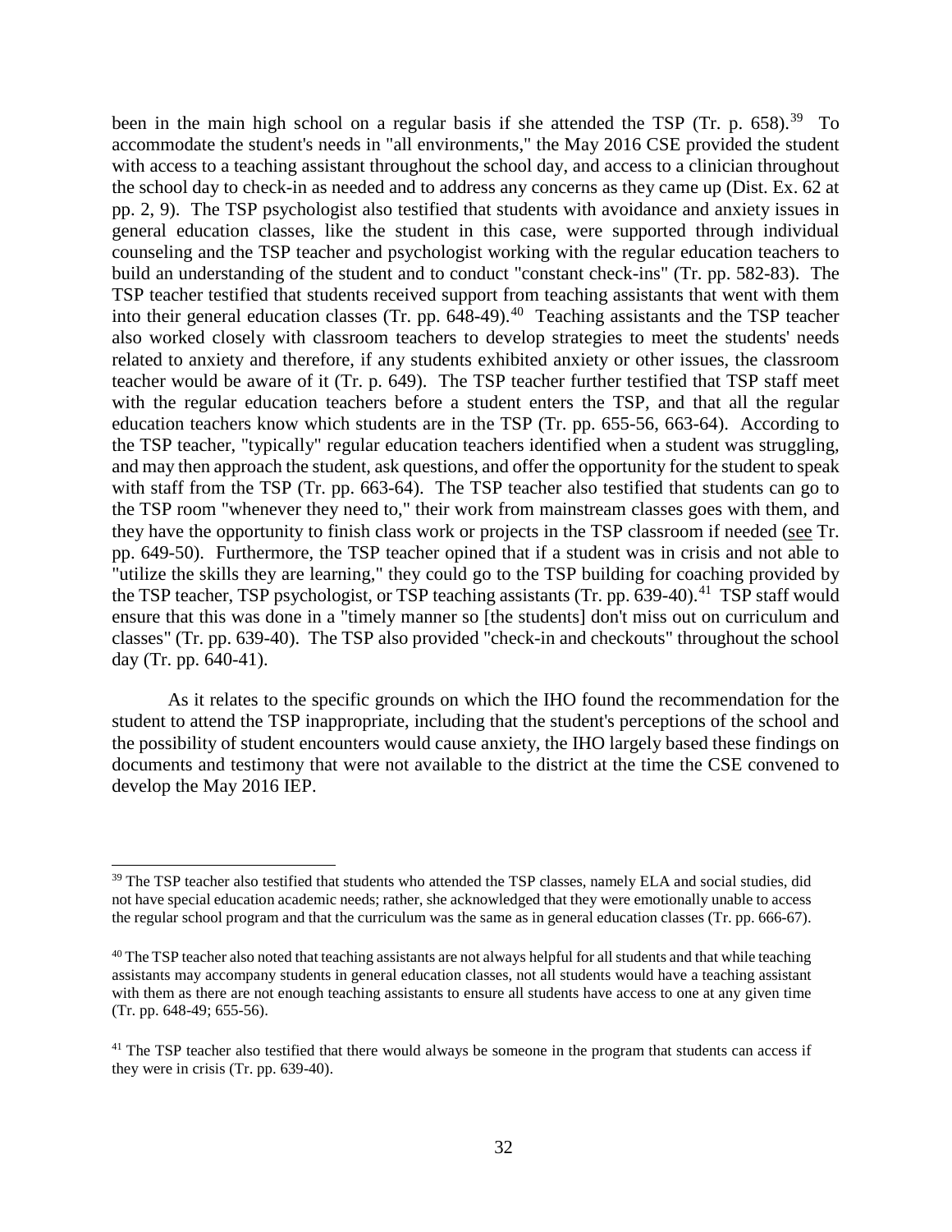been in the main high school on a regular basis if she attended the TSP (Tr. p. 658).[39] To accommodate the student's needs in "all environments," the May 2016 CSE provided the student with access to a teaching assistant throughout the school day, and access to a clinician throughout the school day to check-in as needed and to address any concerns as they came up (Dist. Ex. 62 at pp. 2, 9). The TSP psychologist also testified that students with avoidance and anxiety issues in general education classes, like the student in this case, were supported through individual counseling and the TSP teacher and psychologist working with the regular education teachers to build an understanding of the student and to conduct "constant check-ins" (Tr. pp. 582-83). The TSP teacher testified that students received support from teaching assistants that went with them into their general education classes (Tr. pp. 648-49).[40] Teaching assistants and the TSP teacher also worked closely with classroom teachers to develop strategies to meet the students' needs related to anxiety and therefore, if any students exhibited anxiety or other issues, the classroom teacher would be aware of it (Tr. p. 649). The TSP teacher further testified that TSP staff meet with the regular education teachers before a student enters the TSP, and that all the regular education teachers know which students are in the TSP (Tr. pp. 655-56, 663-64). According to the TSP teacher, "typically" regular education teachers identified when a student was struggling, and may then approach the student, ask questions, and offer the opportunity for the student to speak with staff from the TSP (Tr. pp. 663-64). The TSP teacher also testified that students can go to the TSP room "whenever they need to," their work from mainstream classes goes with them, and they have the opportunity to finish class work or projects in the TSP classroom if needed (see Tr. pp. 649-50). Furthermore, the TSP teacher opined that if a student was in crisis and not able to "utilize the skills they are learning," they could go to the TSP building for coaching provided by the TSP teacher, TSP psychologist, or TSP teaching assistants (Tr. pp. 639-40).[41] TSP staff would ensure that this was done in a "timely manner so [the students] don't miss out on curriculum and classes" (Tr. pp. 639-40). The TSP also provided "check-in and checkouts" throughout the school day (Tr. pp. 640-41).

As it relates to the specific grounds on which the IHO found the recommendation for the student to attend the TSP inappropriate, including that the student's perceptions of the school and the possibility of student encounters would cause anxiety, the IHO largely based these findings on documents and testimony that were not available to the district at the time the CSE convened to develop the May 2016 IEP.

---

[39] The TSP teacher also testified that students who attended the TSP classes, namely ELA and social studies, did not have special education academic needs; rather, she acknowledged that they were emotionally unable to access the regular school program and that the curriculum was the same as in general education classes (Tr. pp. 666-67).

[40] The TSP teacher also noted that teaching assistants are not always helpful for all students and that while teaching assistants may accompany students in general education classes, not all students would have a teaching assistant with them as there are not enough teaching assistants to ensure all students have access to one at any given time (Tr. pp. 648-49; 655-56).

[41] The TSP teacher also testified that there would always be someone in the program that students can access if they were in crisis (Tr. pp. 639-40).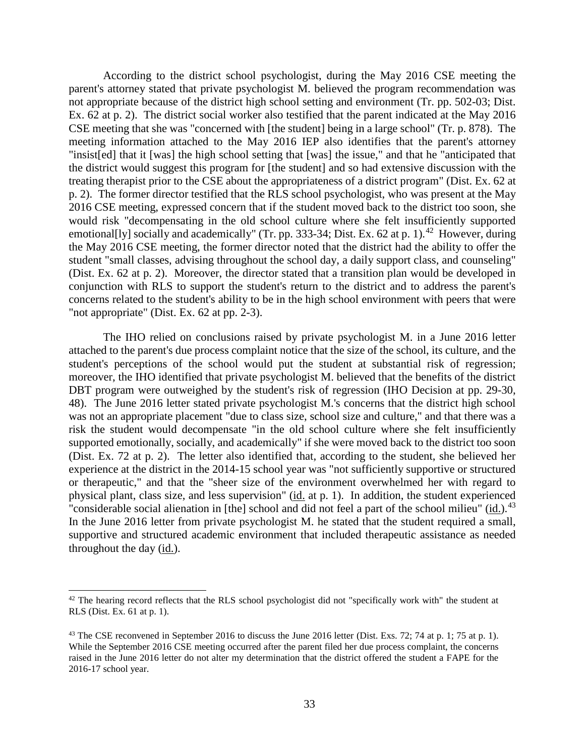According to the district school psychologist, during the May 2016 CSE meeting the parent's attorney stated that private psychologist M. believed the program recommendation was not appropriate because of the district high school setting and environment (Tr. pp. 502-03; Dist. Ex. 62 at p. 2). The district social worker also testified that the parent indicated at the May 2016 CSE meeting that she was "concerned with [the student] being in a large school" (Tr. p. 878). The meeting information attached to the May 2016 IEP also identifies that the parent's attorney "insist[ed] that it [was] the high school setting that [was] the issue," and that he "anticipated that the district would suggest this program for [the student] and so had extensive discussion with the treating therapist prior to the CSE about the appropriateness of a district program" (Dist. Ex. 62 at p. 2). The former director testified that the RLS school psychologist, who was present at the May 2016 CSE meeting, expressed concern that if the student moved back to the district too soon, she would risk "decompensating in the old school culture where she felt insufficiently supported emotional[ly] socially and academically" (Tr. pp. 333-34; Dist. Ex. 62 at p. 1).[42] However, during the May 2016 CSE meeting, the former director noted that the district had the ability to offer the student "small classes, advising throughout the school day, a daily support class, and counseling" (Dist. Ex. 62 at p. 2). Moreover, the director stated that a transition plan would be developed in conjunction with RLS to support the student's return to the district and to address the parent's concerns related to the student's ability to be in the high school environment with peers that were "not appropriate" (Dist. Ex. 62 at pp. 2-3).

The IHO relied on conclusions raised by private psychologist M. in a June 2016 letter attached to the parent's due process complaint notice that the size of the school, its culture, and the student's perceptions of the school would put the student at substantial risk of regression; moreover, the IHO identified that private psychologist M. believed that the benefits of the district DBT program were outweighed by the student's risk of regression (IHO Decision at pp. 29-30, 48). The June 2016 letter stated private psychologist M.'s concerns that the district high school was not an appropriate placement "due to class size, school size and culture," and that there was a risk the student would decompensate "in the old school culture where she felt insufficiently supported emotionally, socially, and academically" if she were moved back to the district too soon (Dist. Ex. 72 at p. 2). The letter also identified that, according to the student, she believed her experience at the district in the 2014-15 school year was "not sufficiently supportive or structured or therapeutic," and that the "sheer size of the environment overwhelmed her with regard to physical plant, class size, and less supervision" (id. at p. 1). In addition, the student experienced "considerable social alienation in [the] school and did not feel a part of the school milieu" (id.).[43] In the June 2016 letter from private psychologist M. he stated that the student required a small, supportive and structured academic environment that included therapeutic assistance as needed throughout the day (id.).

---

[42] The hearing record reflects that the RLS school psychologist did not "specifically work with" the student at RLS (Dist. Ex. 61 at p. 1).

[43] The CSE reconvened in September 2016 to discuss the June 2016 letter (Dist. Exs. 72; 74 at p. 1; 75 at p. 1). While the September 2016 CSE meeting occurred after the parent filed her due process complaint, the concerns raised in the June 2016 letter do not alter my determination that the district offered the student a FAPE for the 2016-17 school year.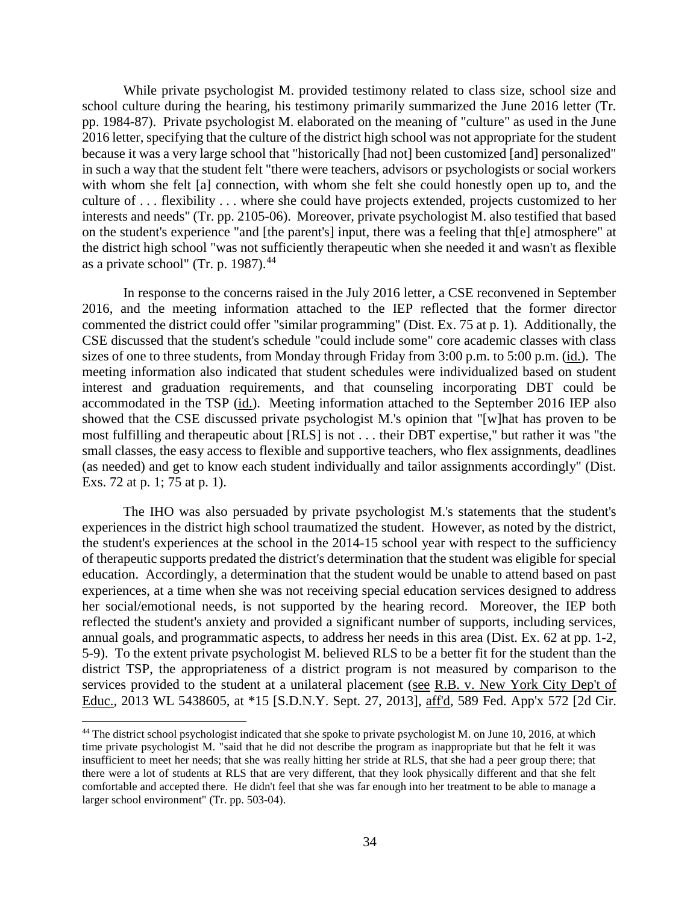While private psychologist M. provided testimony related to class size, school size and school culture during the hearing, his testimony primarily summarized the June 2016 letter (Tr. pp. 1984-87). Private psychologist M. elaborated on the meaning of "culture" as used in the June 2016 letter, specifying that the culture of the district high school was not appropriate for the student because it was a very large school that "historically [had not] been customized [and] personalized" in such a way that the student felt "there were teachers, advisors or psychologists or social workers with whom she felt [a] connection, with whom she felt she could honestly open up to, and the culture of . . . flexibility . . . where she could have projects extended, projects customized to her interests and needs" (Tr. pp. 2105-06). Moreover, private psychologist M. also testified that based on the student's experience "and [the parent's] input, there was a feeling that th[e] atmosphere" at the district high school "was not sufficiently therapeutic when she needed it and wasn't as flexible as a private school" (Tr. p. 1987).[44]

In response to the concerns raised in the July 2016 letter, a CSE reconvened in September 2016, and the meeting information attached to the IEP reflected that the former director commented the district could offer "similar programming" (Dist. Ex. 75 at p. 1). Additionally, the CSE discussed that the student's schedule "could include some" core academic classes with class sizes of one to three students, from Monday through Friday from 3:00 p.m. to 5:00 p.m. (id.). The meeting information also indicated that student schedules were individualized based on student interest and graduation requirements, and that counseling incorporating DBT could be accommodated in the TSP (id.). Meeting information attached to the September 2016 IEP also showed that the CSE discussed private psychologist M.'s opinion that "[w]hat has proven to be most fulfilling and therapeutic about [RLS] is not . . . their DBT expertise," but rather it was "the small classes, the easy access to flexible and supportive teachers, who flex assignments, deadlines (as needed) and get to know each student individually and tailor assignments accordingly" (Dist. Exs. 72 at p. 1; 75 at p. 1).

The IHO was also persuaded by private psychologist M.'s statements that the student's experiences in the district high school traumatized the student. However, as noted by the district, the student's experiences at the school in the 2014-15 school year with respect to the sufficiency of therapeutic supports predated the district's determination that the student was eligible for special education. Accordingly, a determination that the student would be unable to attend based on past experiences, at a time when she was not receiving special education services designed to address her social/emotional needs, is not supported by the hearing record. Moreover, the IEP both reflected the student's anxiety and provided a significant number of supports, including services, annual goals, and programmatic aspects, to address her needs in this area (Dist. Ex. 62 at pp. 1-2, 5-9). To the extent private psychologist M. believed RLS to be a better fit for the student than the district TSP, the appropriateness of a district program is not measured by comparison to the services provided to the student at a unilateral placement (see R.B. v. New York City Dep't of Educ., 2013 WL 5438605, at *15 [S.D.N.Y. Sept. 27, 2013], aff'd, 589 Fed. App'x 572 [2d Cir.

[44] The district school psychologist indicated that she spoke to private psychologist M. on June 10, 2016, at which time private psychologist M. "said that he did not describe the program as inappropriate but that he felt it was insufficient to meet her needs; that she was really hitting her stride at RLS, that she had a peer group there; that there were a lot of students at RLS that are very different, that they look physically different and that she felt comfortable and accepted there. He didn't feel that she was far enough into her treatment to be able to manage a larger school environment" (Tr. pp. 503-04).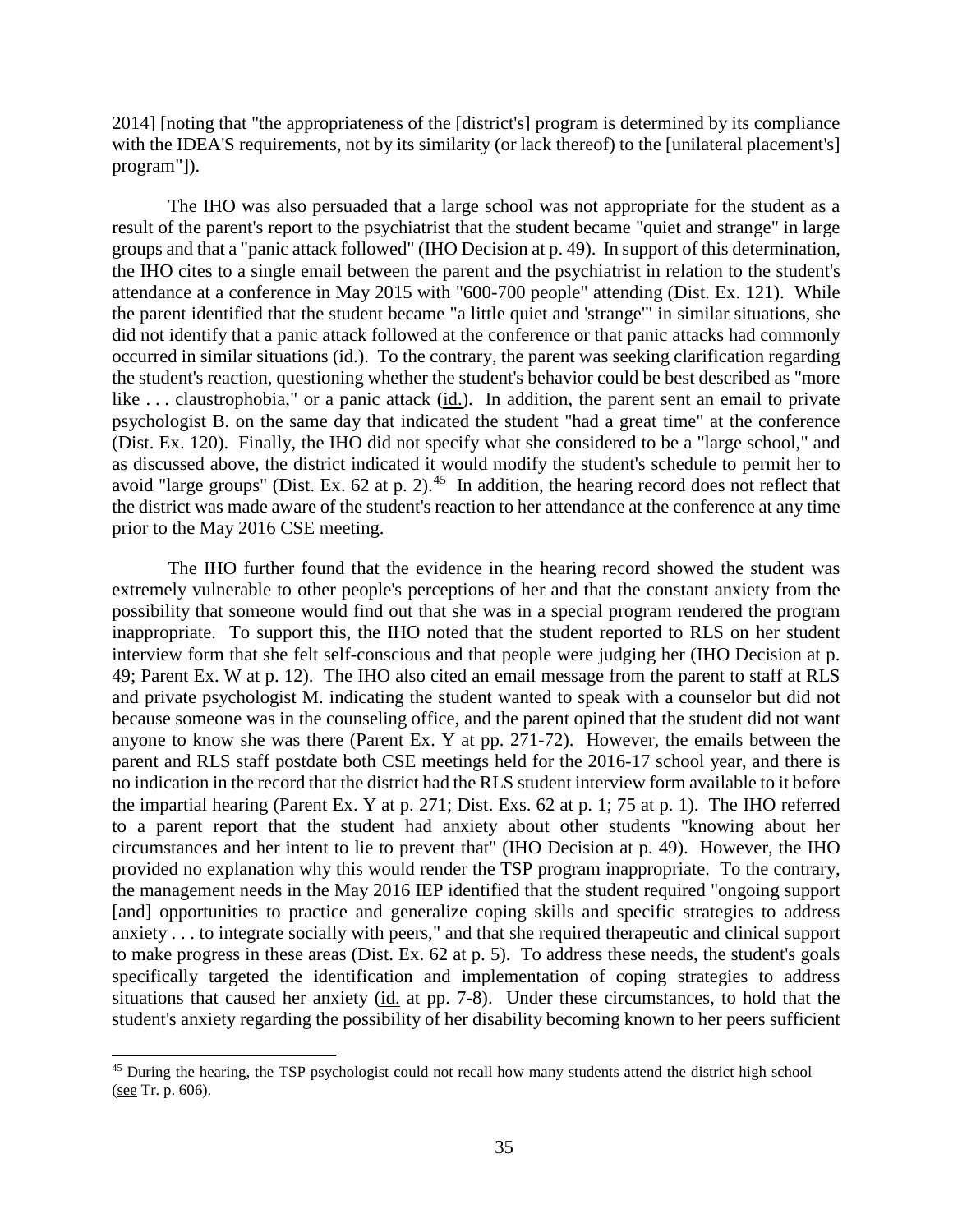2014] [noting that "the appropriateness of the [district's] program is determined by its compliance with the IDEA'S requirements, not by its similarity (or lack thereof) to the [unilateral placement's] program"]).

The IHO was also persuaded that a large school was not appropriate for the student as a result of the parent's report to the psychiatrist that the student became "quiet and strange" in large groups and that a "panic attack followed" (IHO Decision at p. 49). In support of this determination, the IHO cites to a single email between the parent and the psychiatrist in relation to the student's attendance at a conference in May 2015 with "600-700 people" attending (Dist. Ex. 121). While the parent identified that the student became "a little quiet and 'strange'" in similar situations, she did not identify that a panic attack followed at the conference or that panic attacks had commonly occurred in similar situations (id.). To the contrary, the parent was seeking clarification regarding the student's reaction, questioning whether the student's behavior could be best described as "more like . . . claustrophobia," or a panic attack (id.). In addition, the parent sent an email to private psychologist B. on the same day that indicated the student "had a great time" at the conference (Dist. Ex. 120). Finally, the IHO did not specify what she considered to be a "large school," and as discussed above, the district indicated it would modify the student's schedule to permit her to avoid "large groups" (Dist. Ex. 62 at p. 2).[45] In addition, the hearing record does not reflect that the district was made aware of the student's reaction to her attendance at the conference at any time prior to the May 2016 CSE meeting.

The IHO further found that the evidence in the hearing record showed the student was extremely vulnerable to other people's perceptions of her and that the constant anxiety from the possibility that someone would find out that she was in a special program rendered the program inappropriate. To support this, the IHO noted that the student reported to RLS on her student interview form that she felt self-conscious and that people were judging her (IHO Decision at p. 49; Parent Ex. W at p. 12). The IHO also cited an email message from the parent to staff at RLS and private psychologist M. indicating the student wanted to speak with a counselor but did not because someone was in the counseling office, and the parent opined that the student did not want anyone to know she was there (Parent Ex. Y at pp. 271-72). However, the emails between the parent and RLS staff postdate both CSE meetings held for the 2016-17 school year, and there is no indication in the record that the district had the RLS student interview form available to it before the impartial hearing (Parent Ex. Y at p. 271; Dist. Exs. 62 at p. 1; 75 at p. 1). The IHO referred to a parent report that the student had anxiety about other students "knowing about her circumstances and her intent to lie to prevent that" (IHO Decision at p. 49). However, the IHO provided no explanation why this would render the TSP program inappropriate. To the contrary, the management needs in the May 2016 IEP identified that the student required "ongoing support [and] opportunities to practice and generalize coping skills and specific strategies to address anxiety . . . to integrate socially with peers," and that she required therapeutic and clinical support to make progress in these areas (Dist. Ex. 62 at p. 5). To address these needs, the student's goals specifically targeted the identification and implementation of coping strategies to address situations that caused her anxiety (id. at pp. 7-8). Under these circumstances, to hold that the student's anxiety regarding the possibility of her disability becoming known to her peers sufficient

---

[45] During the hearing, the TSP psychologist could not recall how many students attend the district high school (see Tr. p. 606).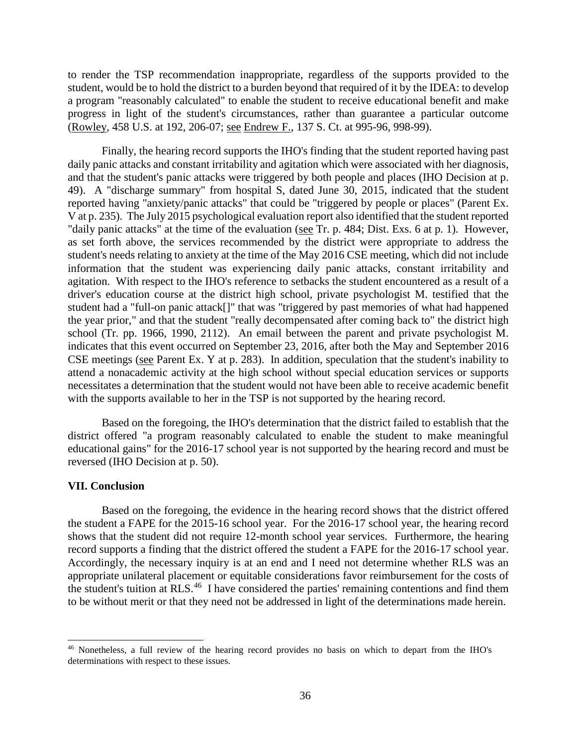to render the TSP recommendation inappropriate, regardless of the supports provided to the student, would be to hold the district to a burden beyond that required of it by the IDEA: to develop a program "reasonably calculated" to enable the student to receive educational benefit and make progress in light of the student's circumstances, rather than guarantee a particular outcome (Rowley, 458 U.S. at 192, 206-07; see Endrew F., 137 S. Ct. at 995-96, 998-99).

Finally, the hearing record supports the IHO's finding that the student reported having past daily panic attacks and constant irritability and agitation which were associated with her diagnosis, and that the student's panic attacks were triggered by both people and places (IHO Decision at p. 49). A "discharge summary" from hospital S, dated June 30, 2015, indicated that the student reported having "anxiety/panic attacks" that could be "triggered by people or places" (Parent Ex. V at p. 235). The July 2015 psychological evaluation report also identified that the student reported "daily panic attacks" at the time of the evaluation (see Tr. p. 484; Dist. Exs. 6 at p. 1). However, as set forth above, the services recommended by the district were appropriate to address the student's needs relating to anxiety at the time of the May 2016 CSE meeting, which did not include information that the student was experiencing daily panic attacks, constant irritability and agitation. With respect to the IHO's reference to setbacks the student encountered as a result of a driver's education course at the district high school, private psychologist M. testified that the student had a "full-on panic attack[]" that was "triggered by past memories of what had happened the year prior," and that the student "really decompensated after coming back to" the district high school (Tr. pp. 1966, 1990, 2112). An email between the parent and private psychologist M. indicates that this event occurred on September 23, 2016, after both the May and September 2016 CSE meetings (see Parent Ex. Y at p. 283). In addition, speculation that the student's inability to attend a nonacademic activity at the high school without special education services or supports necessitates a determination that the student would not have been able to receive academic benefit with the supports available to her in the TSP is not supported by the hearing record.

Based on the foregoing, the IHO's determination that the district failed to establish that the district offered "a program reasonably calculated to enable the student to make meaningful educational gains" for the 2016-17 school year is not supported by the hearing record and must be reversed (IHO Decision at p. 50).

**VII. Conclusion**

Based on the foregoing, the evidence in the hearing record shows that the district offered the student a FAPE for the 2015-16 school year. For the 2016-17 school year, the hearing record shows that the student did not require 12-month school year services. Furthermore, the hearing record supports a finding that the district offered the student a FAPE for the 2016-17 school year. Accordingly, the necessary inquiry is at an end and I need not determine whether RLS was an appropriate unilateral placement or equitable considerations favor reimbursement for the costs of the student's tuition at RLS.[46] I have considered the parties' remaining contentions and find them to be without merit or that they need not be addressed in light of the determinations made herein.

---

[46] Nonetheless, a full review of the hearing record provides no basis on which to depart from the IHO's determinations with respect to these issues.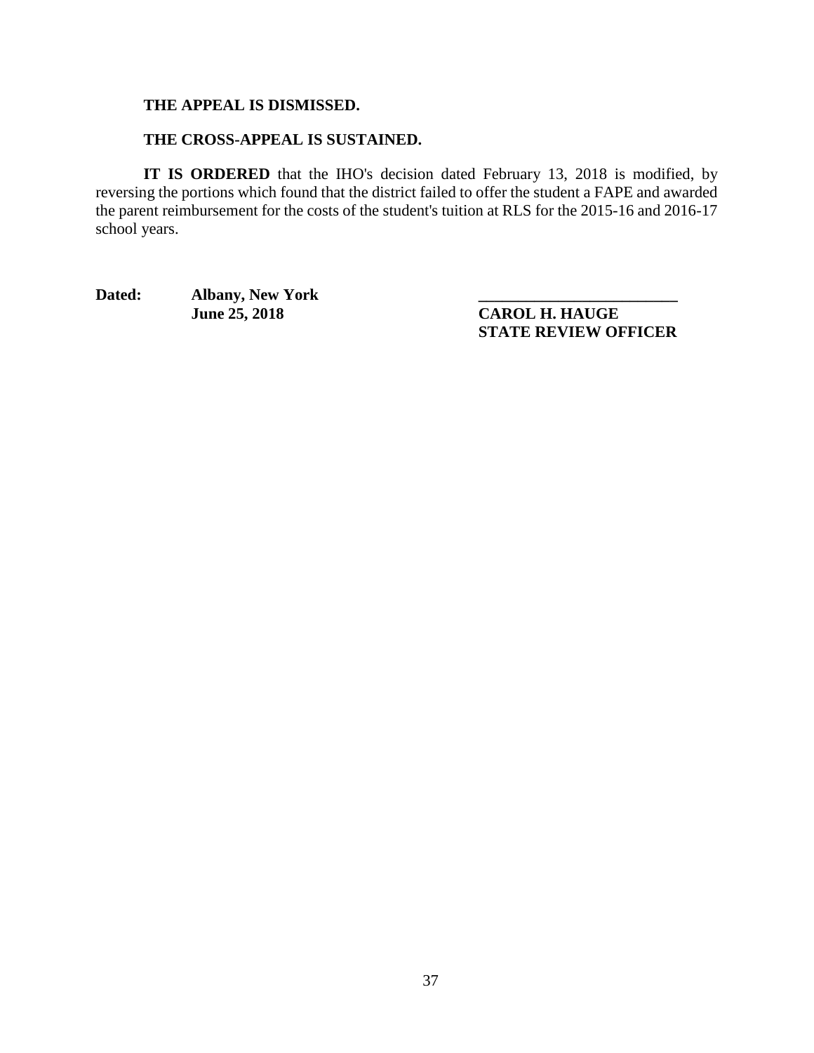**THE APPEAL IS DISMISSED.**

**THE CROSS-APPEAL IS SUSTAINED.**

**IT IS ORDERED** that the IHO's decision dated February 13, 2018 is modified, by reversing the portions which found that the district failed to offer the student a FAPE and awarded the parent reimbursement for the costs of the student's tuition at RLS for the 2015-16 and 2016-17 school years.

**Dated:** **Albany, New York**
**June 25, 2018**

\_\_\_\_\_\_\_\_\_\_\_\_\_\_\_\_\_\_\_\_\_\_\_\_\_\_

**CAROL H. HAUGE**
**STATE REVIEW OFFICER**